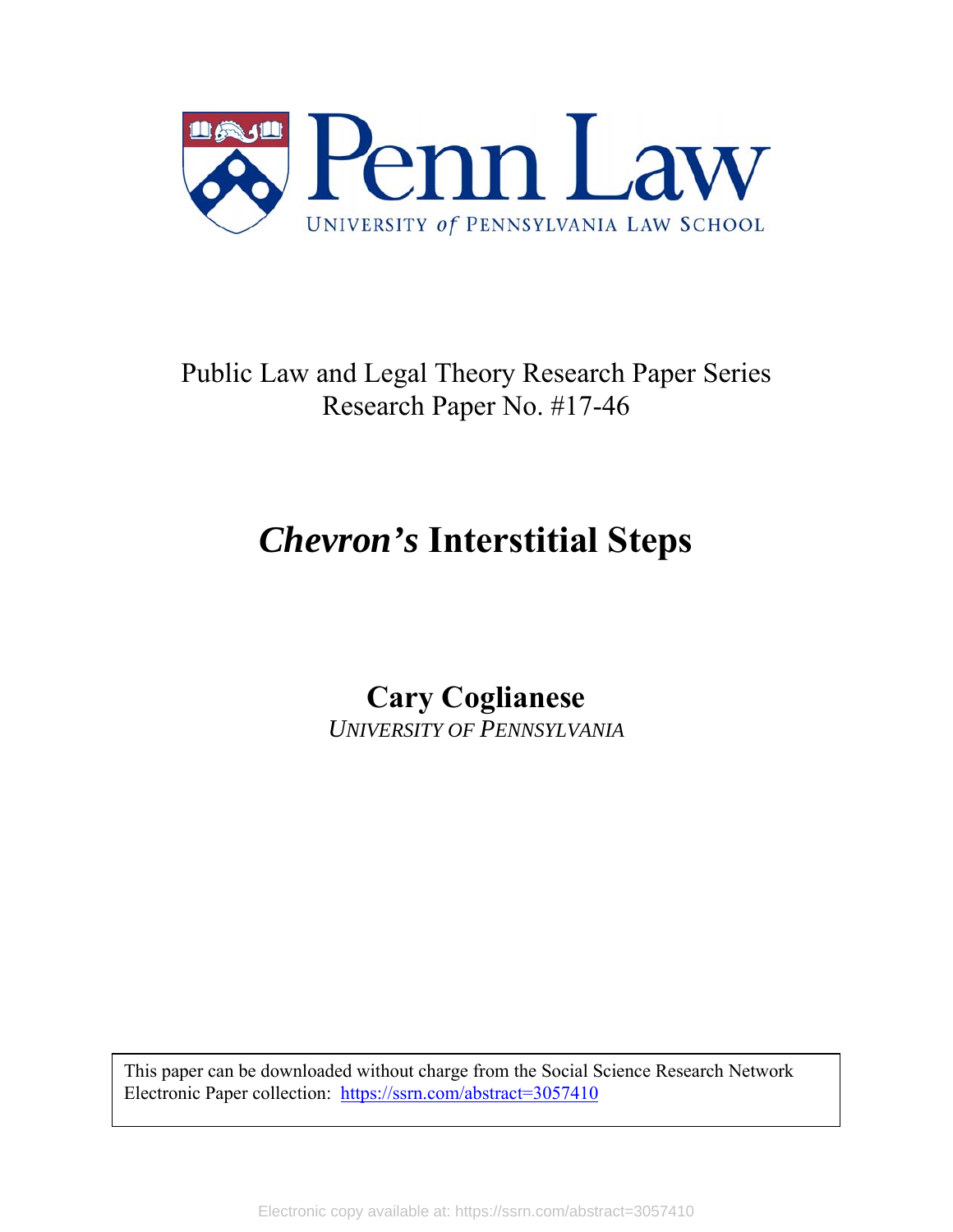Penn Law

UNIVERSITY *of* PENNSYLVANIA LAW SCHOOL

Public Law and Legal Theory Research Paper Series
Research Paper No. #17-46

# *Chevron's* Interstitial Steps

**Cary Coglianese**
*UNIVERSITY OF PENNSYLVANIA*

This paper can be downloaded without charge from the Social Science Research Network Electronic Paper collection: https://ssrn.com/abstract=3057410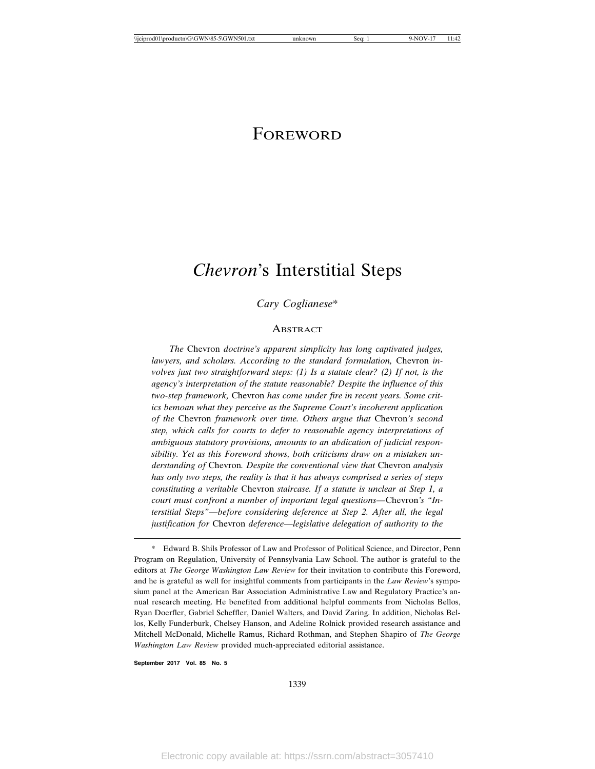# Foreword

# *Chevron*'s Interstitial Steps

*Cary Coglianese*\*

## Abstract

*The* Chevron *doctrine's apparent simplicity has long captivated judges, lawyers, and scholars. According to the standard formulation,* Chevron *involves just two straightforward steps: (1) Is a statute clear? (2) If not, is the agency's interpretation of the statute reasonable? Despite the influence of this two-step framework,* Chevron *has come under fire in recent years. Some critics bemoan what they perceive as the Supreme Court's incoherent application of the* Chevron *framework over time. Others argue that* Chevron*'s second step, which calls for courts to defer to reasonable agency interpretations of ambiguous statutory provisions, amounts to an abdication of judicial responsibility. Yet as this Foreword shows, both criticisms draw on a mistaken understanding of* Chevron*. Despite the conventional view that* Chevron *analysis has only two steps, the reality is that it has always comprised a series of steps constituting a veritable* Chevron *staircase. If a statute is unclear at Step 1, a court must confront a number of important legal questions—*Chevron*'s "Interstitial Steps"—before considering deference at Step 2. After all, the legal justification for* Chevron *deference—legislative delegation of authority to the*

\* Edward B. Shils Professor of Law and Professor of Political Science, and Director, Penn Program on Regulation, University of Pennsylvania Law School. The author is grateful to the editors at *The George Washington Law Review* for their invitation to contribute this Foreword, and he is grateful as well for insightful comments from participants in the *Law Review*'s symposium panel at the American Bar Association Administrative Law and Regulatory Practice's annual research meeting. He benefited from additional helpful comments from Nicholas Bellos, Ryan Doerfler, Gabriel Scheffler, Daniel Walters, and David Zaring. In addition, Nicholas Bellos, Kelly Funderburk, Chelsey Hanson, and Adeline Rolnick provided research assistance and Mitchell McDonald, Michelle Ramus, Richard Rothman, and Stephen Shapiro of *The George Washington Law Review* provided much-appreciated editorial assistance.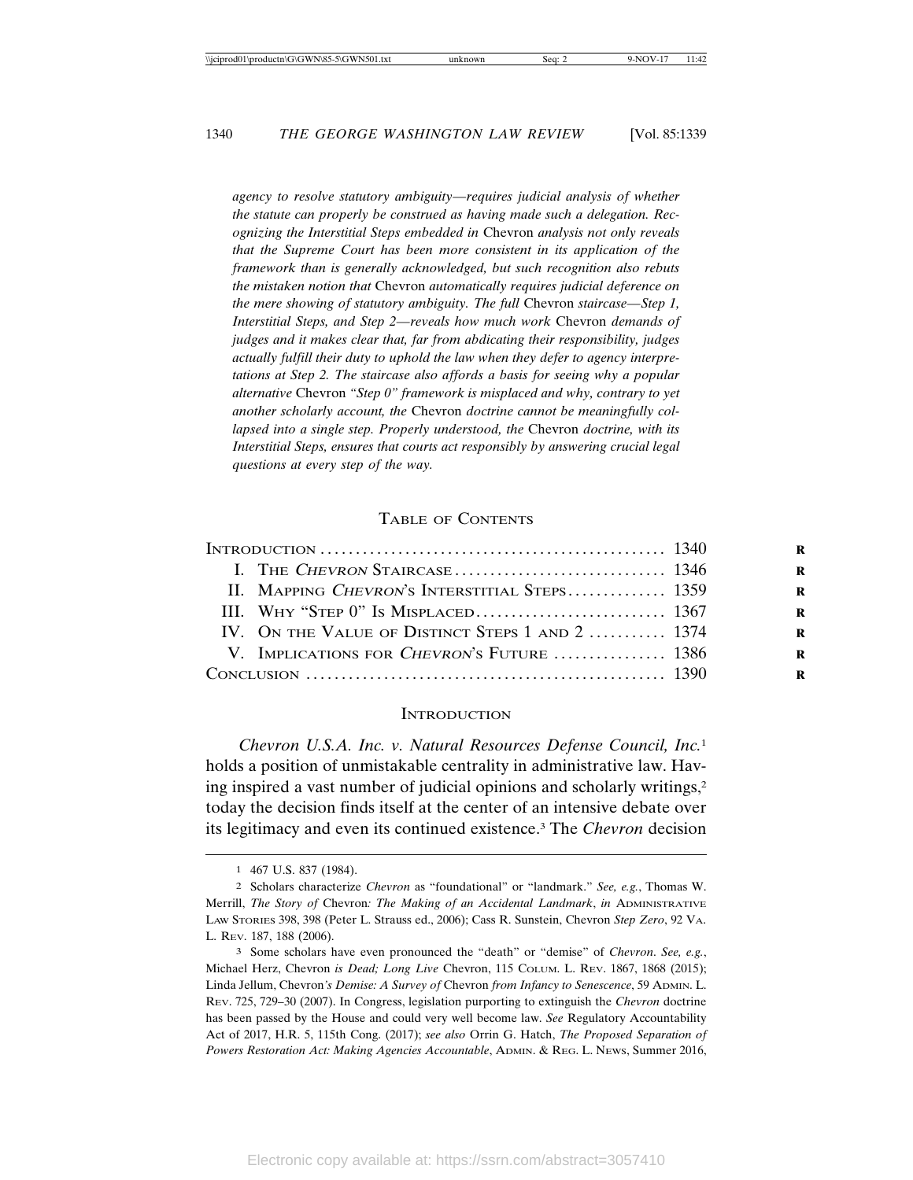*agency to resolve statutory ambiguity—requires judicial analysis of whether the statute can properly be construed as having made such a delegation. Recognizing the Interstitial Steps embedded in* Chevron *analysis not only reveals that the Supreme Court has been more consistent in its application of the framework than is generally acknowledged, but such recognition also rebuts the mistaken notion that* Chevron *automatically requires judicial deference on the mere showing of statutory ambiguity. The full* Chevron *staircase—Step 1, Interstitial Steps, and Step 2—reveals how much work* Chevron *demands of judges and it makes clear that, far from abdicating their responsibility, judges actually fulfill their duty to uphold the law when they defer to agency interpretations at Step 2. The staircase also affords a basis for seeing why a popular alternative* Chevron *"Step 0" framework is misplaced and why, contrary to yet another scholarly account, the* Chevron *doctrine cannot be meaningfully collapsed into a single step. Properly understood, the* Chevron *doctrine, with its Interstitial Steps, ensures that courts act responsibly by answering crucial legal questions at every step of the way.*

## Table of Contents

| | |
|---|---|
| Introduction | 1340 |
| I. The *Chevron* Staircase | 1346 |
| II. Mapping *Chevron*'s Interstitial Steps | 1359 |
| III. Why "Step 0" Is Misplaced | 1367 |
| IV. On the Value of Distinct Steps 1 and 2 | 1374 |
| V. Implications for *Chevron*'s Future | 1386 |
| Conclusion | 1390 |

## Introduction

*Chevron U.S.A. Inc. v. Natural Resources Defense Council, Inc.*[1] holds a position of unmistakable centrality in administrative law. Having inspired a vast number of judicial opinions and scholarly writings,[2] today the decision finds itself at the center of an intensive debate over its legitimacy and even its continued existence.[3] The *Chevron* decision

---

[1] 467 U.S. 837 (1984).

[2] Scholars characterize *Chevron* as "foundational" or "landmark." *See, e.g.*, Thomas W. Merrill, *The Story of* Chevron*: The Making of an Accidental Landmark*, *in* Administrative Law Stories 398, 398 (Peter L. Strauss ed., 2006); Cass R. Sunstein, Chevron *Step Zero*, 92 Va. L. Rev. 187, 188 (2006).

[3] Some scholars have even pronounced the "death" or "demise" of *Chevron*. *See, e.g.*, Michael Herz, Chevron *is Dead; Long Live* Chevron, 115 Colum. L. Rev. 1867, 1868 (2015); Linda Jellum, Chevron*'s Demise: A Survey of* Chevron *from Infancy to Senescence*, 59 Admin. L. Rev. 725, 729–30 (2007). In Congress, legislation purporting to extinguish the *Chevron* doctrine has been passed by the House and could very well become law. *See* Regulatory Accountability Act of 2017, H.R. 5, 115th Cong. (2017); *see also* Orrin G. Hatch, *The Proposed Separation of Powers Restoration Act: Making Agencies Accountable*, Admin. & Reg. L. News, Summer 2016,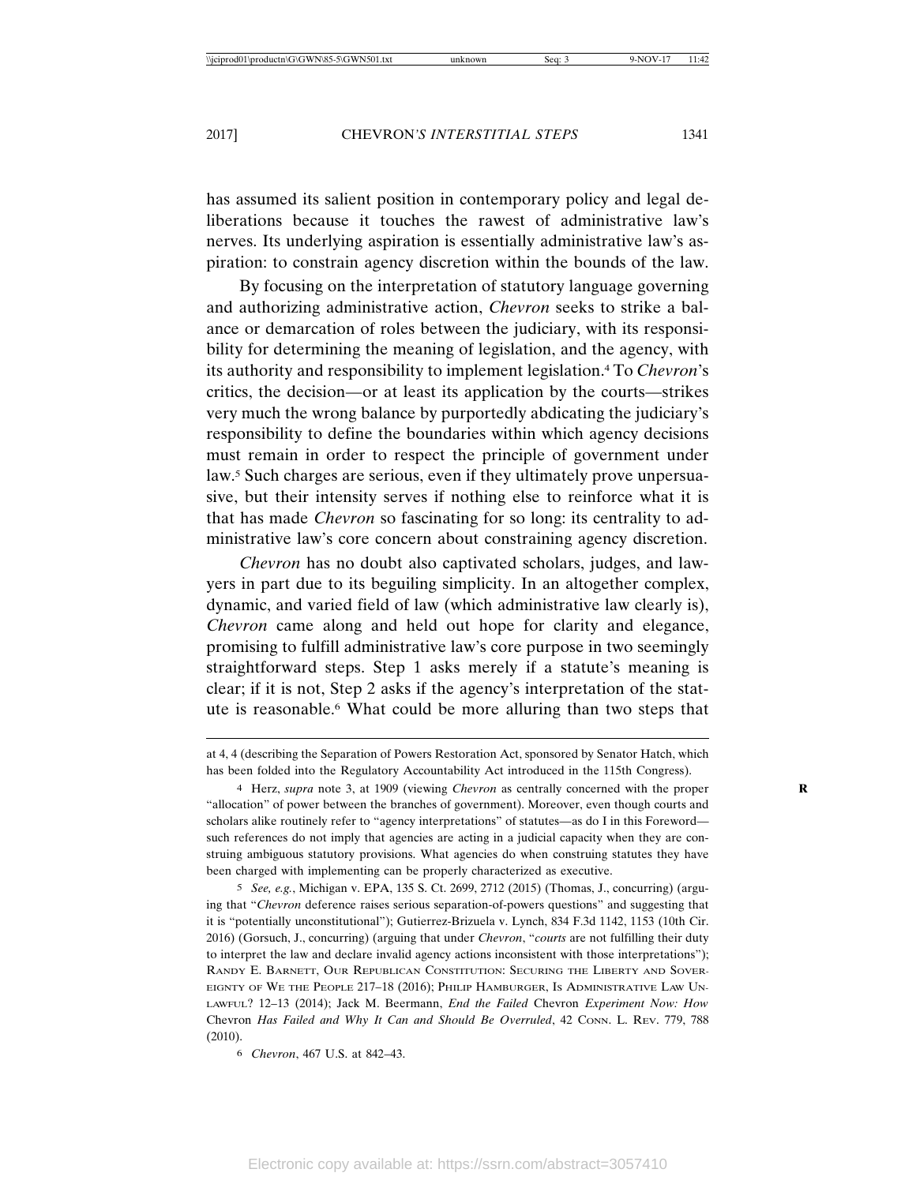has assumed its salient position in contemporary policy and legal deliberations because it touches the rawest of administrative law's nerves. Its underlying aspiration is essentially administrative law's aspiration: to constrain agency discretion within the bounds of the law.

By focusing on the interpretation of statutory language governing and authorizing administrative action, *Chevron* seeks to strike a balance or demarcation of roles between the judiciary, with its responsibility for determining the meaning of legislation, and the agency, with its authority and responsibility to implement legislation.[4] To *Chevron*'s critics, the decision—or at least its application by the courts—strikes very much the wrong balance by purportedly abdicating the judiciary's responsibility to define the boundaries within which agency decisions must remain in order to respect the principle of government under law.[5] Such charges are serious, even if they ultimately prove unpersuasive, but their intensity serves if nothing else to reinforce what it is that has made *Chevron* so fascinating for so long: its centrality to administrative law's core concern about constraining agency discretion.

*Chevron* has no doubt also captivated scholars, judges, and lawyers in part due to its beguiling simplicity. In an altogether complex, dynamic, and varied field of law (which administrative law clearly is), *Chevron* came along and held out hope for clarity and elegance, promising to fulfill administrative law's core purpose in two seemingly straightforward steps. Step 1 asks merely if a statute's meaning is clear; if it is not, Step 2 asks if the agency's interpretation of the statute is reasonable.[6] What could be more alluring than two steps that

---

at 4, 4 (describing the Separation of Powers Restoration Act, sponsored by Senator Hatch, which has been folded into the Regulatory Accountability Act introduced in the 115th Congress).

4 Herz, *supra* note 3, at 1909 (viewing *Chevron* as centrally concerned with the proper "allocation" of power between the branches of government). Moreover, even though courts and scholars alike routinely refer to "agency interpretations" of statutes—as do I in this Foreword—such references do not imply that agencies are acting in a judicial capacity when they are construing ambiguous statutory provisions. What agencies do when construing statutes they have been charged with implementing can be properly characterized as executive.

5 *See, e.g.*, Michigan v. EPA, 135 S. Ct. 2699, 2712 (2015) (Thomas, J., concurring) (arguing that "*Chevron* deference raises serious separation-of-powers questions" and suggesting that it is "potentially unconstitutional"); Gutierrez-Brizuela v. Lynch, 834 F.3d 1142, 1153 (10th Cir. 2016) (Gorsuch, J., concurring) (arguing that under *Chevron*, "*courts* are not fulfilling their duty to interpret the law and declare invalid agency actions inconsistent with those interpretations"); RANDY E. BARNETT, OUR REPUBLICAN CONSTITUTION: SECURING THE LIBERTY AND SOVEREIGNTY OF WE THE PEOPLE 217–18 (2016); PHILIP HAMBURGER, IS ADMINISTRATIVE LAW UNLAWFUL? 12–13 (2014); Jack M. Beermann, *End the Failed* Chevron *Experiment Now: How* Chevron *Has Failed and Why It Can and Should Be Overruled*, 42 CONN. L. REV. 779, 788 (2010).

6 *Chevron*, 467 U.S. at 842–43.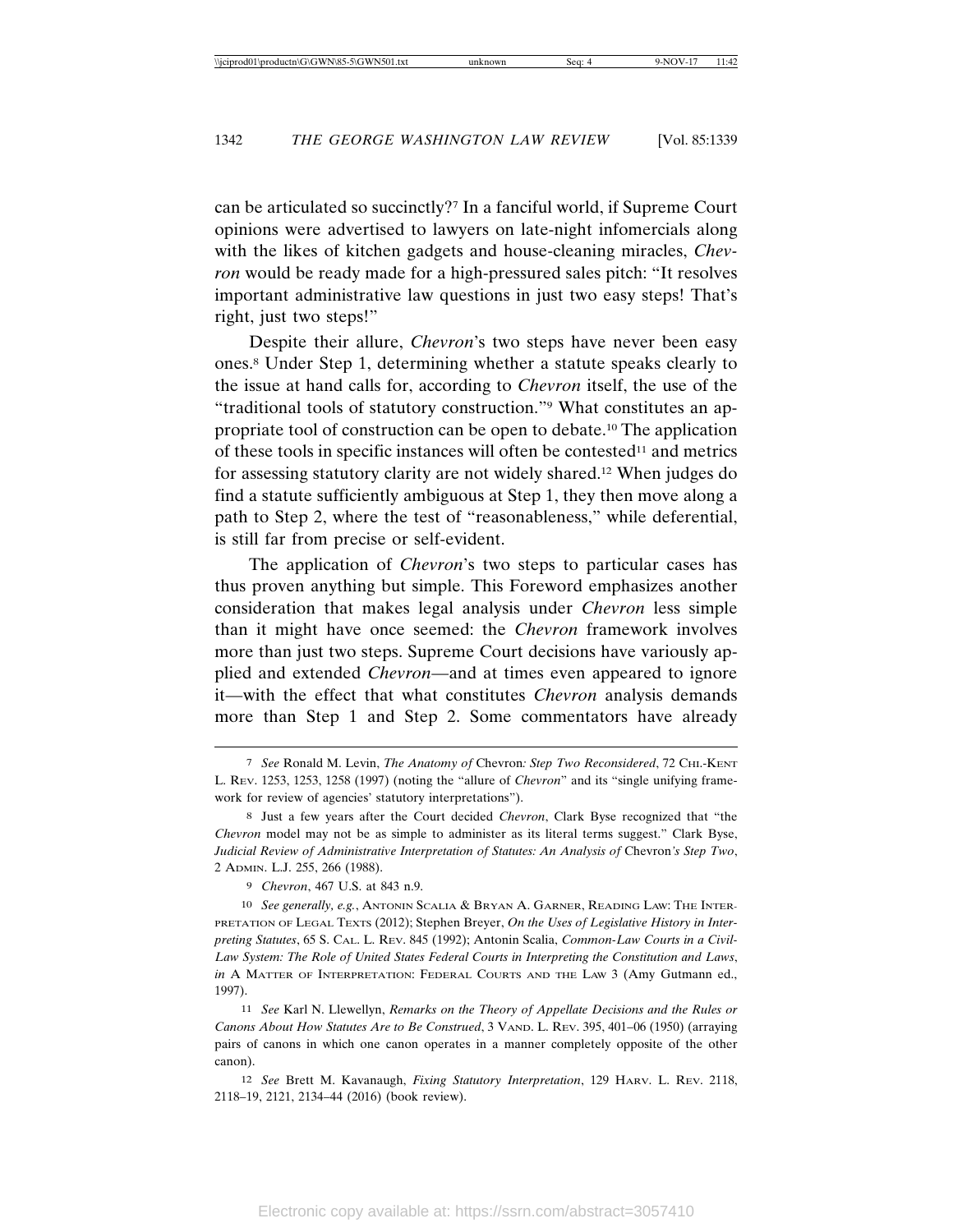can be articulated so succinctly?[7] In a fanciful world, if Supreme Court opinions were advertised to lawyers on late-night infomercials along with the likes of kitchen gadgets and house-cleaning miracles, *Chevron* would be ready made for a high-pressured sales pitch: "It resolves important administrative law questions in just two easy steps! That's right, just two steps!"

Despite their allure, *Chevron*'s two steps have never been easy ones.[8] Under Step 1, determining whether a statute speaks clearly to the issue at hand calls for, according to *Chevron* itself, the use of the "traditional tools of statutory construction."[9] What constitutes an appropriate tool of construction can be open to debate.[10] The application of these tools in specific instances will often be contested[11] and metrics for assessing statutory clarity are not widely shared.[12] When judges do find a statute sufficiently ambiguous at Step 1, they then move along a path to Step 2, where the test of "reasonableness," while deferential, is still far from precise or self-evident.

The application of *Chevron*'s two steps to particular cases has thus proven anything but simple. This Foreword emphasizes another consideration that makes legal analysis under *Chevron* less simple than it might have once seemed: the *Chevron* framework involves more than just two steps. Supreme Court decisions have variously applied and extended *Chevron*—and at times even appeared to ignore it—with the effect that what constitutes *Chevron* analysis demands more than Step 1 and Step 2. Some commentators have already

---

[7] *See* Ronald M. Levin, *The Anatomy of* Chevron*: Step Two Reconsidered*, 72 CHI.-KENT L. REV. 1253, 1253, 1258 (1997) (noting the "allure of *Chevron*" and its "single unifying framework for review of agencies' statutory interpretations").

[8] Just a few years after the Court decided *Chevron*, Clark Byse recognized that "the *Chevron* model may not be as simple to administer as its literal terms suggest." Clark Byse, *Judicial Review of Administrative Interpretation of Statutes: An Analysis of* Chevron*'s Step Two*, 2 ADMIN. L.J. 255, 266 (1988).

[9] *Chevron*, 467 U.S. at 843 n.9.

[10] *See generally, e.g.*, ANTONIN SCALIA & BRYAN A. GARNER, READING LAW: THE INTERPRETATION OF LEGAL TEXTS (2012); Stephen Breyer, *On the Uses of Legislative History in Interpreting Statutes*, 65 S. CAL. L. REV. 845 (1992); Antonin Scalia, *Common-Law Courts in a Civil-Law System: The Role of United States Federal Courts in Interpreting the Constitution and Laws*, *in* A MATTER OF INTERPRETATION: FEDERAL COURTS AND THE LAW 3 (Amy Gutmann ed., 1997).

[11] *See* Karl N. Llewellyn, *Remarks on the Theory of Appellate Decisions and the Rules or Canons About How Statutes Are to Be Construed*, 3 VAND. L. REV. 395, 401–06 (1950) (arraying pairs of canons in which one canon operates in a manner completely opposite of the other canon).

[12] *See* Brett M. Kavanaugh, *Fixing Statutory Interpretation*, 129 HARV. L. REV. 2118, 2118–19, 2121, 2134–44 (2016) (book review).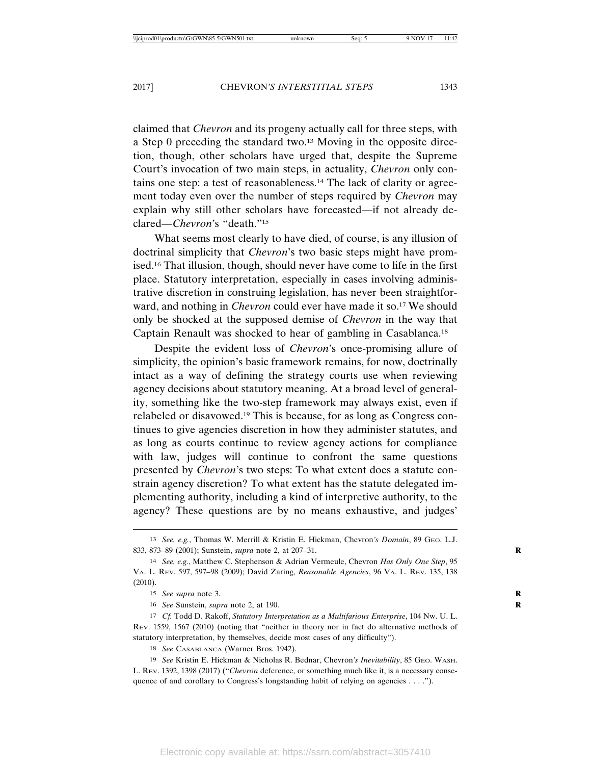claimed that *Chevron* and its progeny actually call for three steps, with a Step 0 preceding the standard two.[13] Moving in the opposite direction, though, other scholars have urged that, despite the Supreme Court's invocation of two main steps, in actuality, *Chevron* only contains one step: a test of reasonableness.[14] The lack of clarity or agreement today even over the number of steps required by *Chevron* may explain why still other scholars have forecasted—if not already declared—*Chevron*'s "death."[15]

What seems most clearly to have died, of course, is any illusion of doctrinal simplicity that *Chevron*'s two basic steps might have promised.[16] That illusion, though, should never have come to life in the first place. Statutory interpretation, especially in cases involving administrative discretion in construing legislation, has never been straightforward, and nothing in *Chevron* could ever have made it so.[17] We should only be shocked at the supposed demise of *Chevron* in the way that Captain Renault was shocked to hear of gambling in Casablanca.[18]

Despite the evident loss of *Chevron*'s once-promising allure of simplicity, the opinion's basic framework remains, for now, doctrinally intact as a way of defining the strategy courts use when reviewing agency decisions about statutory meaning. At a broad level of generality, something like the two-step framework may always exist, even if relabeled or disavowed.[19] This is because, for as long as Congress continues to give agencies discretion in how they administer statutes, and as long as courts continue to review agency actions for compliance with law, judges will continue to confront the same questions presented by *Chevron*'s two steps: To what extent does a statute constrain agency discretion? To what extent has the statute delegated implementing authority, including a kind of interpretive authority, to the agency? These questions are by no means exhaustive, and judges'

---

13 *See, e.g.*, Thomas W. Merrill & Kristin E. Hickman, Chevron*'s Domain*, 89 GEO. L.J. 833, 873–89 (2001); Sunstein, *supra* note 2, at 207–31.

14 *See, e.g.*, Matthew C. Stephenson & Adrian Vermeule, Chevron *Has Only One Step*, 95 VA. L. REV. 597, 597–98 (2009); David Zaring, *Reasonable Agencies*, 96 VA. L. REV. 135, 138 (2010).

15 *See supra* note 3.

16 *See* Sunstein, *supra* note 2, at 190.

17 *Cf.* Todd D. Rakoff, *Statutory Interpretation as a Multifarious Enterprise*, 104 NW. U. L. REV. 1559, 1567 (2010) (noting that "neither in theory nor in fact do alternative methods of statutory interpretation, by themselves, decide most cases of any difficulty").

18 *See* CASABLANCA (Warner Bros. 1942).

19 *See* Kristin E. Hickman & Nicholas R. Bednar, Chevron*'s Inevitability*, 85 GEO. WASH. L. REV. 1392, 1398 (2017) ("*Chevron* deference, or something much like it, is a necessary consequence of and corollary to Congress's longstanding habit of relying on agencies . . . .").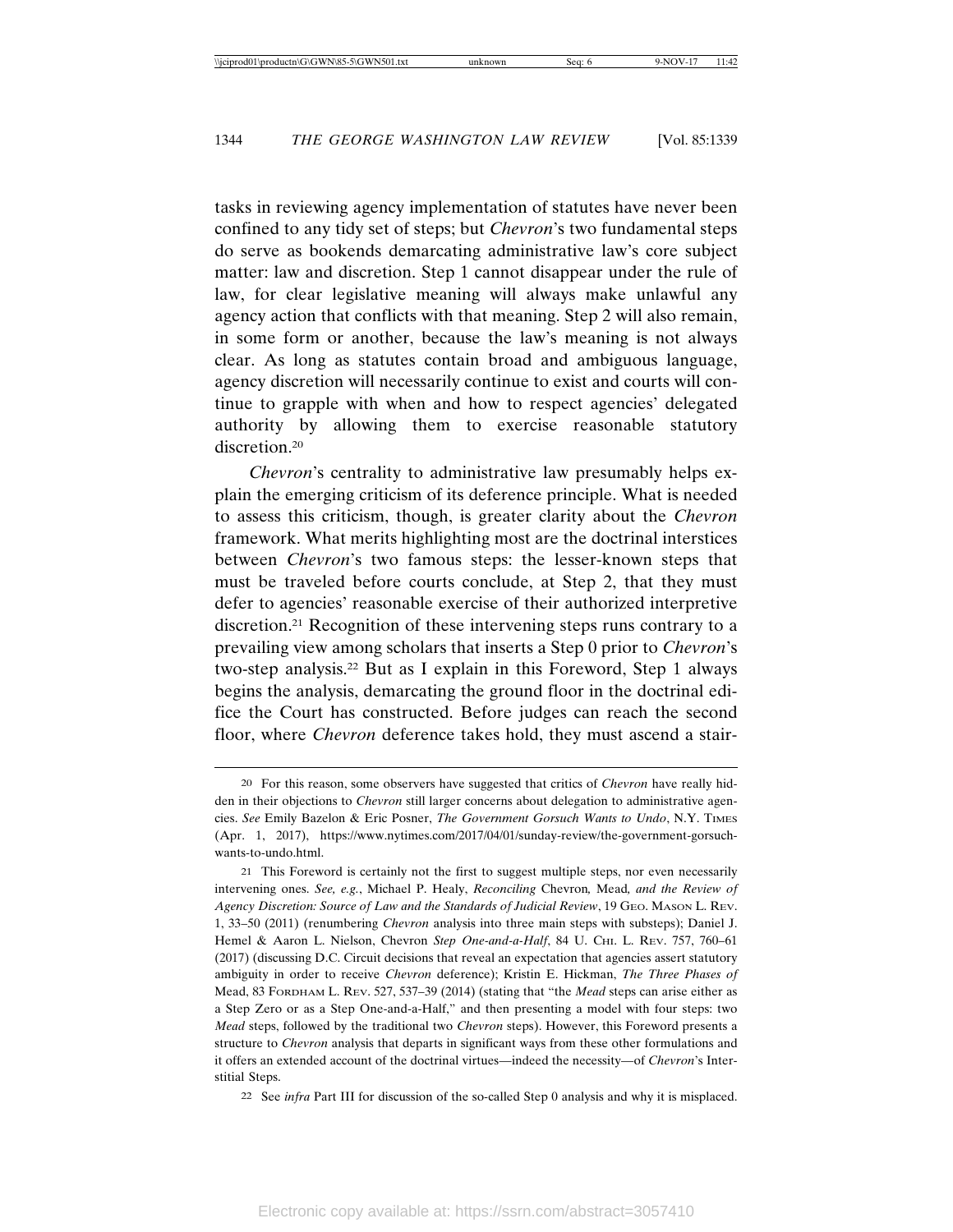tasks in reviewing agency implementation of statutes have never been confined to any tidy set of steps; but *Chevron*'s two fundamental steps do serve as bookends demarcating administrative law's core subject matter: law and discretion. Step 1 cannot disappear under the rule of law, for clear legislative meaning will always make unlawful any agency action that conflicts with that meaning. Step 2 will also remain, in some form or another, because the law's meaning is not always clear. As long as statutes contain broad and ambiguous language, agency discretion will necessarily continue to exist and courts will continue to grapple with when and how to respect agencies' delegated authority by allowing them to exercise reasonable statutory discretion.[20]

*Chevron*'s centrality to administrative law presumably helps explain the emerging criticism of its deference principle. What is needed to assess this criticism, though, is greater clarity about the *Chevron* framework. What merits highlighting most are the doctrinal interstices between *Chevron*'s two famous steps: the lesser-known steps that must be traveled before courts conclude, at Step 2, that they must defer to agencies' reasonable exercise of their authorized interpretive discretion.[21] Recognition of these intervening steps runs contrary to a prevailing view among scholars that inserts a Step 0 prior to *Chevron*'s two-step analysis.[22] But as I explain in this Foreword, Step 1 always begins the analysis, demarcating the ground floor in the doctrinal edifice the Court has constructed. Before judges can reach the second floor, where *Chevron* deference takes hold, they must ascend a stair-

---

[20] For this reason, some observers have suggested that critics of *Chevron* have really hidden in their objections to *Chevron* still larger concerns about delegation to administrative agencies. *See* Emily Bazelon & Eric Posner, *The Government Gorsuch Wants to Undo*, N.Y. TIMES (Apr. 1, 2017), https://www.nytimes.com/2017/04/01/sunday-review/the-government-gorsuch-wants-to-undo.html.

[21] This Foreword is certainly not the first to suggest multiple steps, nor even necessarily intervening ones. *See, e.g.*, Michael P. Healy, *Reconciling* Chevron*, Mead, and the Review of Agency Discretion: Source of Law and the Standards of Judicial Review*, 19 GEO. MASON L. REV. 1, 33–50 (2011) (renumbering *Chevron* analysis into three main steps with substeps); Daniel J. Hemel & Aaron L. Nielson, Chevron *Step One-and-a-Half*, 84 U. CHI. L. REV. 757, 760–61 (2017) (discussing D.C. Circuit decisions that reveal an expectation that agencies assert statutory ambiguity in order to receive *Chevron* deference); Kristin E. Hickman, *The Three Phases of* Mead, 83 FORDHAM L. REV. 527, 537–39 (2014) (stating that "the *Mead* steps can arise either as a Step Zero or as a Step One-and-a-Half," and then presenting a model with four steps: two *Mead* steps, followed by the traditional two *Chevron* steps). However, this Foreword presents a structure to *Chevron* analysis that departs in significant ways from these other formulations and it offers an extended account of the doctrinal virtues—indeed the necessity—of *Chevron*'s Interstitial Steps.

[22] See *infra* Part III for discussion of the so-called Step 0 analysis and why it is misplaced.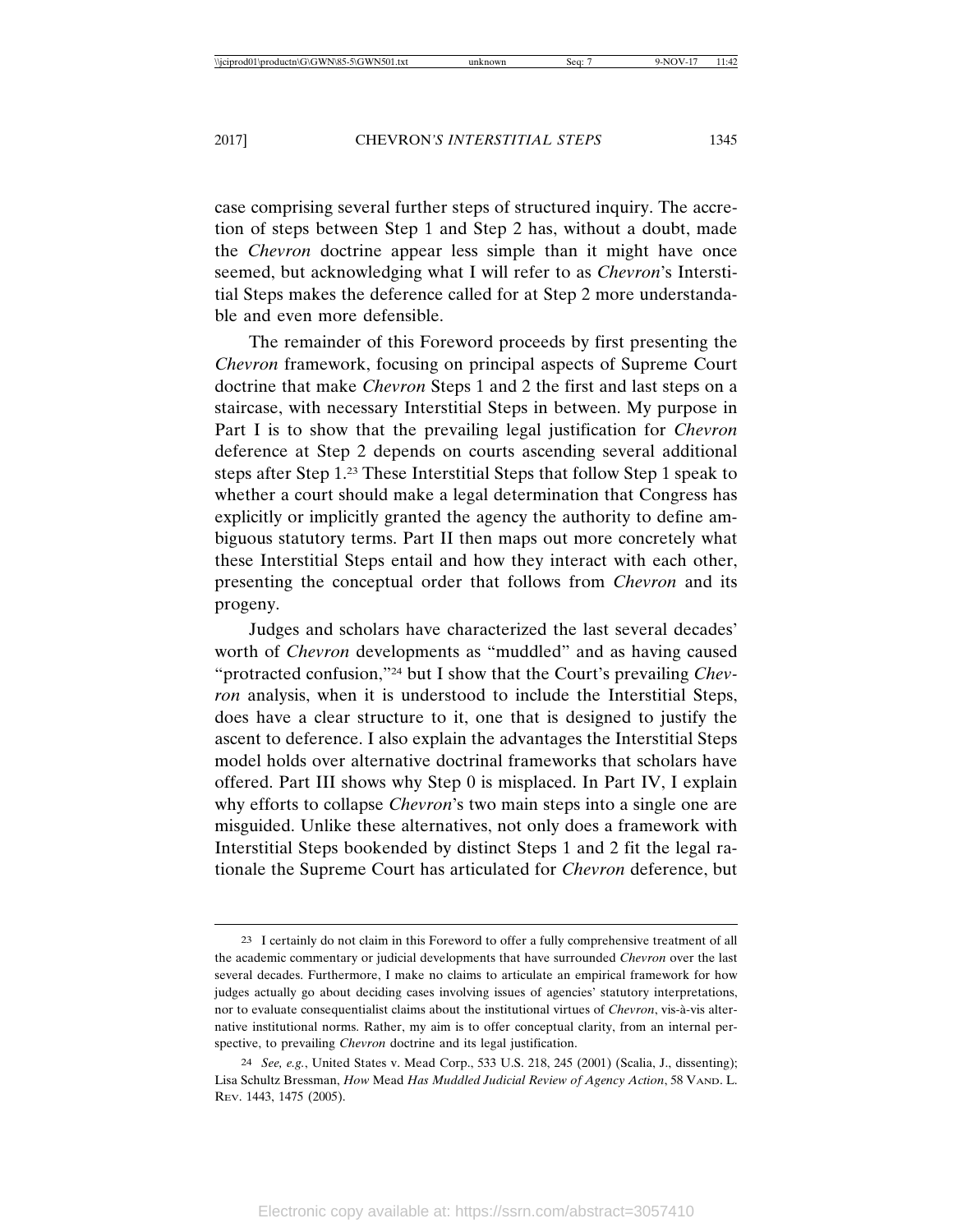case comprising several further steps of structured inquiry. The accretion of steps between Step 1 and Step 2 has, without a doubt, made the *Chevron* doctrine appear less simple than it might have once seemed, but acknowledging what I will refer to as *Chevron*'s Interstitial Steps makes the deference called for at Step 2 more understandable and even more defensible.

The remainder of this Foreword proceeds by first presenting the *Chevron* framework, focusing on principal aspects of Supreme Court doctrine that make *Chevron* Steps 1 and 2 the first and last steps on a staircase, with necessary Interstitial Steps in between. My purpose in Part I is to show that the prevailing legal justification for *Chevron* deference at Step 2 depends on courts ascending several additional steps after Step 1.[23] These Interstitial Steps that follow Step 1 speak to whether a court should make a legal determination that Congress has explicitly or implicitly granted the agency the authority to define ambiguous statutory terms. Part II then maps out more concretely what these Interstitial Steps entail and how they interact with each other, presenting the conceptual order that follows from *Chevron* and its progeny.

Judges and scholars have characterized the last several decades' worth of *Chevron* developments as "muddled" and as having caused "protracted confusion,"[24] but I show that the Court's prevailing *Chevron* analysis, when it is understood to include the Interstitial Steps, does have a clear structure to it, one that is designed to justify the ascent to deference. I also explain the advantages the Interstitial Steps model holds over alternative doctrinal frameworks that scholars have offered. Part III shows why Step 0 is misplaced. In Part IV, I explain why efforts to collapse *Chevron*'s two main steps into a single one are misguided. Unlike these alternatives, not only does a framework with Interstitial Steps bookended by distinct Steps 1 and 2 fit the legal rationale the Supreme Court has articulated for *Chevron* deference, but

---

23 I certainly do not claim in this Foreword to offer a fully comprehensive treatment of all the academic commentary or judicial developments that have surrounded *Chevron* over the last several decades. Furthermore, I make no claims to articulate an empirical framework for how judges actually go about deciding cases involving issues of agencies' statutory interpretations, nor to evaluate consequentialist claims about the institutional virtues of *Chevron*, vis-à-vis alternative institutional norms. Rather, my aim is to offer conceptual clarity, from an internal perspective, to prevailing *Chevron* doctrine and its legal justification.

24 *See, e.g.*, United States v. Mead Corp., 533 U.S. 218, 245 (2001) (Scalia, J., dissenting); Lisa Schultz Bressman, *How* Mead *Has Muddled Judicial Review of Agency Action*, 58 VAND. L. REV. 1443, 1475 (2005).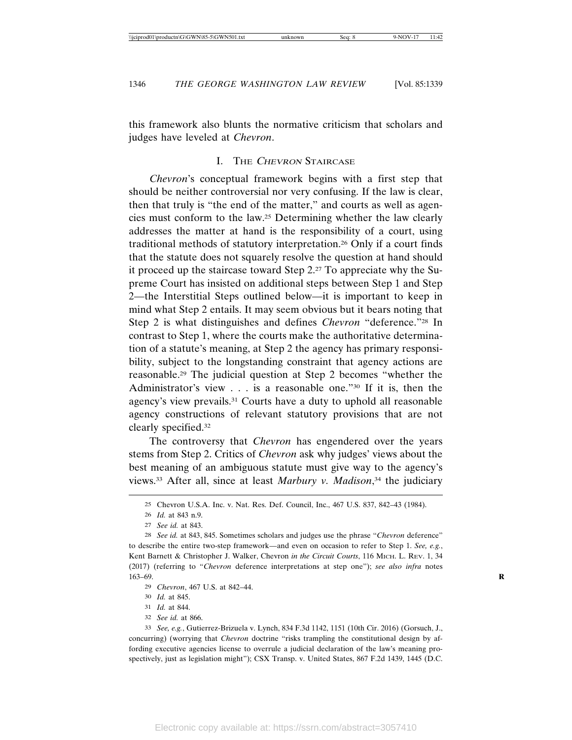this framework also blunts the normative criticism that scholars and judges have leveled at *Chevron*.

## I. The *Chevron* Staircase

*Chevron*'s conceptual framework begins with a first step that should be neither controversial nor very confusing. If the law is clear, then that truly is "the end of the matter," and courts as well as agencies must conform to the law.[25] Determining whether the law clearly addresses the matter at hand is the responsibility of a court, using traditional methods of statutory interpretation.[26] Only if a court finds that the statute does not squarely resolve the question at hand should it proceed up the staircase toward Step 2.[27] To appreciate why the Supreme Court has insisted on additional steps between Step 1 and Step 2—the Interstitial Steps outlined below—it is important to keep in mind what Step 2 entails. It may seem obvious but it bears noting that Step 2 is what distinguishes and defines *Chevron* "deference."[28] In contrast to Step 1, where the courts make the authoritative determination of a statute's meaning, at Step 2 the agency has primary responsibility, subject to the longstanding constraint that agency actions are reasonable.[29] The judicial question at Step 2 becomes "whether the Administrator's view . . . is a reasonable one."[30] If it is, then the agency's view prevails.[31] Courts have a duty to uphold all reasonable agency constructions of relevant statutory provisions that are not clearly specified.[32]

The controversy that *Chevron* has engendered over the years stems from Step 2. Critics of *Chevron* ask why judges' views about the best meaning of an ambiguous statute must give way to the agency's views.[33] After all, since at least *Marbury v. Madison*,[34] the judiciary

---

25 Chevron U.S.A. Inc. v. Nat. Res. Def. Council, Inc., 467 U.S. 837, 842–43 (1984).

26 *Id.* at 843 n.9.

27 *See id.* at 843.

28 *See id.* at 843, 845. Sometimes scholars and judges use the phrase "*Chevron* deference" to describe the entire two-step framework—and even on occasion to refer to Step 1. *See, e.g.*, Kent Barnett & Christopher J. Walker, Chevron *in the Circuit Courts*, 116 Mich. L. Rev. 1, 34 (2017) (referring to "*Chevron* deference interpretations at step one"); *see also infra* notes 163–69.

29 *Chevron*, 467 U.S. at 842–44.

30 *Id.* at 845.

31 *Id.* at 844.

32 *See id.* at 866.

33 *See, e.g.*, Gutierrez-Brizuela v. Lynch, 834 F.3d 1142, 1151 (10th Cir. 2016) (Gorsuch, J., concurring) (worrying that *Chevron* doctrine "risks trampling the constitutional design by affording executive agencies license to overrule a judicial declaration of the law's meaning prospectively, just as legislation might"); CSX Transp. v. United States, 867 F.2d 1439, 1445 (D.C.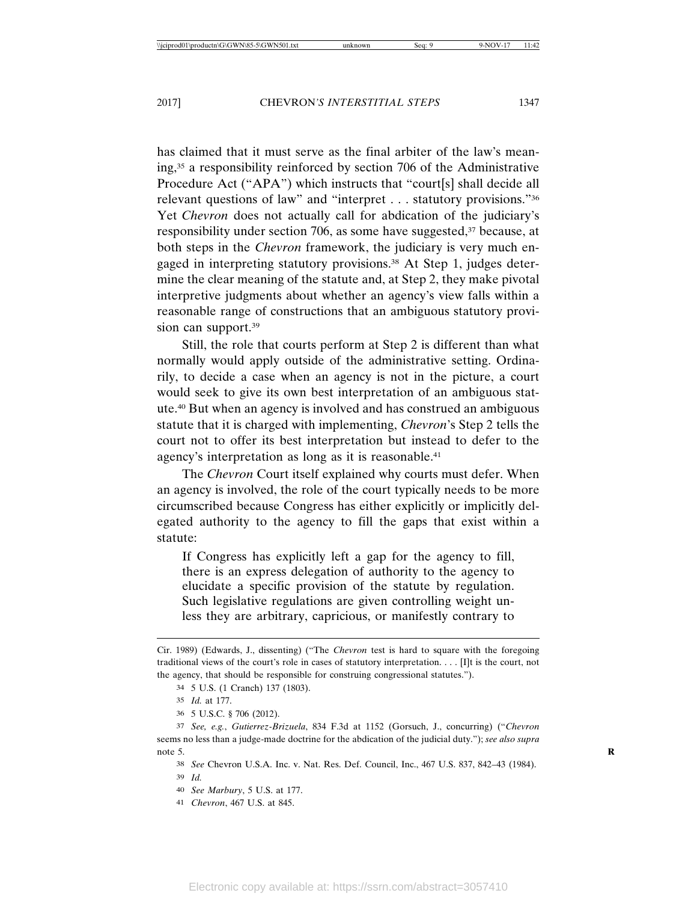has claimed that it must serve as the final arbiter of the law's meaning,[35] a responsibility reinforced by section 706 of the Administrative Procedure Act ("APA") which instructs that "court[s] shall decide all relevant questions of law" and "interpret . . . statutory provisions."[36] Yet *Chevron* does not actually call for abdication of the judiciary's responsibility under section 706, as some have suggested,[37] because, at both steps in the *Chevron* framework, the judiciary is very much engaged in interpreting statutory provisions.[38] At Step 1, judges determine the clear meaning of the statute and, at Step 2, they make pivotal interpretive judgments about whether an agency's view falls within a reasonable range of constructions that an ambiguous statutory provision can support.[39]

Still, the role that courts perform at Step 2 is different than what normally would apply outside of the administrative setting. Ordinarily, to decide a case when an agency is not in the picture, a court would seek to give its own best interpretation of an ambiguous statute.[40] But when an agency is involved and has construed an ambiguous statute that it is charged with implementing, *Chevron*'s Step 2 tells the court not to offer its best interpretation but instead to defer to the agency's interpretation as long as it is reasonable.[41]

The *Chevron* Court itself explained why courts must defer. When an agency is involved, the role of the court typically needs to be more circumscribed because Congress has either explicitly or implicitly delegated authority to the agency to fill the gaps that exist within a statute:

> If Congress has explicitly left a gap for the agency to fill, there is an express delegation of authority to the agency to elucidate a specific provision of the statute by regulation. Such legislative regulations are given controlling weight unless they are arbitrary, capricious, or manifestly contrary to

---

Cir. 1989) (Edwards, J., dissenting) ("The *Chevron* test is hard to square with the foregoing traditional views of the court's role in cases of statutory interpretation. . . . [I]t is the court, not the agency, that should be responsible for construing congressional statutes.").

[34] 5 U.S. (1 Cranch) 137 (1803).

[35] *Id.* at 177.

[36] 5 U.S.C. § 706 (2012).

[37] *See, e.g.*, *Gutierrez-Brizuela*, 834 F.3d at 1152 (Gorsuch, J., concurring) ("*Chevron* seems no less than a judge-made doctrine for the abdication of the judicial duty."); *see also supra* note 5.

[38] *See* Chevron U.S.A. Inc. v. Nat. Res. Def. Council, Inc., 467 U.S. 837, 842–43 (1984).

[39] *Id.*

[40] *See Marbury*, 5 U.S. at 177.

[41] *Chevron*, 467 U.S. at 845.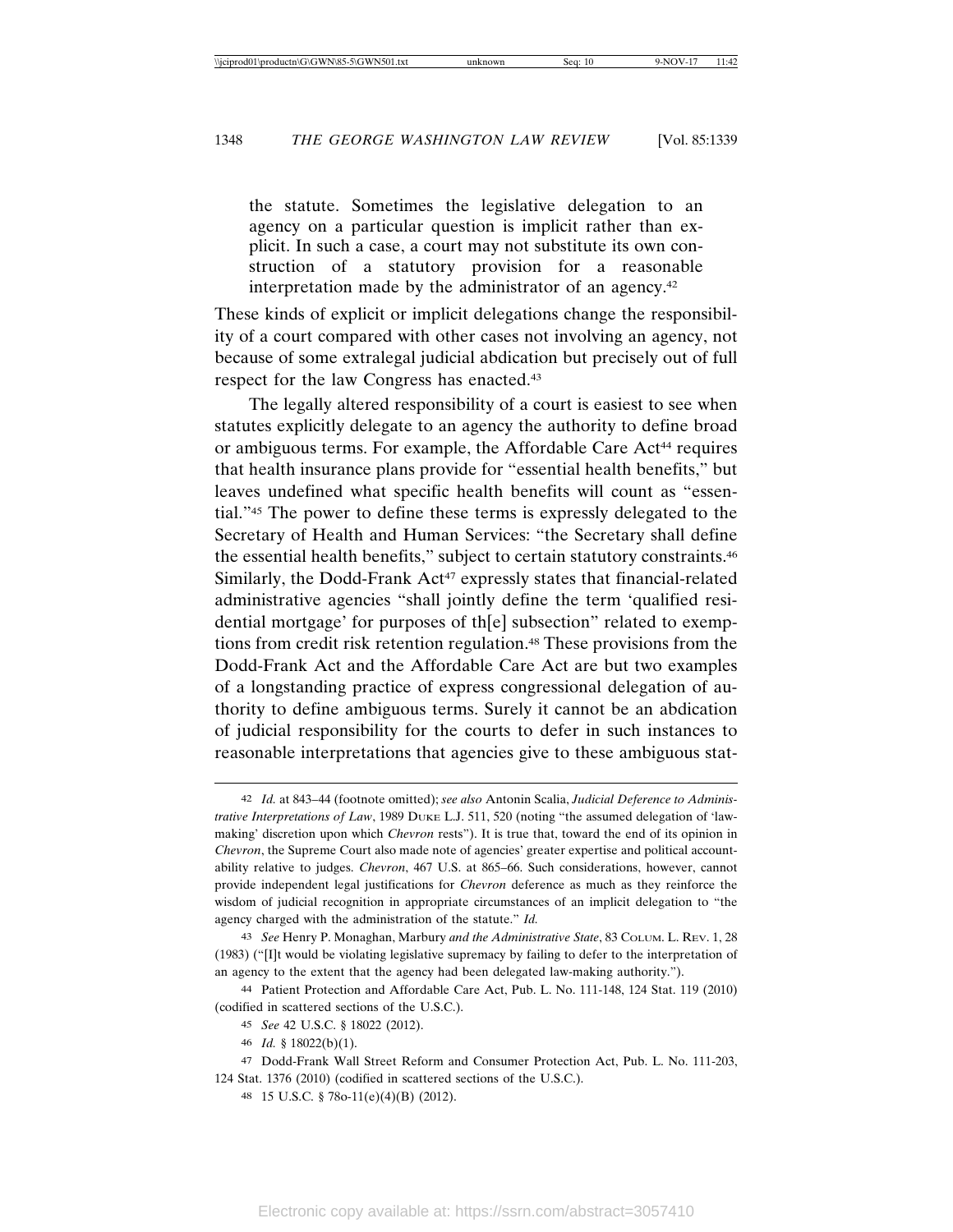> the statute. Sometimes the legislative delegation to an agency on a particular question is implicit rather than explicit. In such a case, a court may not substitute its own construction of a statutory provision for a reasonable interpretation made by the administrator of an agency.[42]

These kinds of explicit or implicit delegations change the responsibility of a court compared with other cases not involving an agency, not because of some extralegal judicial abdication but precisely out of full respect for the law Congress has enacted.[43]

The legally altered responsibility of a court is easiest to see when statutes explicitly delegate to an agency the authority to define broad or ambiguous terms. For example, the Affordable Care Act[44] requires that health insurance plans provide for "essential health benefits," but leaves undefined what specific health benefits will count as "essential."[45] The power to define these terms is expressly delegated to the Secretary of Health and Human Services: "the Secretary shall define the essential health benefits," subject to certain statutory constraints.[46] Similarly, the Dodd-Frank Act[47] expressly states that financial-related administrative agencies "shall jointly define the term 'qualified residential mortgage' for purposes of th[e] subsection" related to exemptions from credit risk retention regulation.[48] These provisions from the Dodd-Frank Act and the Affordable Care Act are but two examples of a longstanding practice of express congressional delegation of authority to define ambiguous terms. Surely it cannot be an abdication of judicial responsibility for the courts to defer in such instances to reasonable interpretations that agencies give to these ambiguous stat-

---

[42] *Id.* at 843–44 (footnote omitted); *see also* Antonin Scalia, *Judicial Deference to Administrative Interpretations of Law*, 1989 DUKE L.J. 511, 520 (noting "the assumed delegation of 'lawmaking' discretion upon which *Chevron* rests"). It is true that, toward the end of its opinion in *Chevron*, the Supreme Court also made note of agencies' greater expertise and political accountability relative to judges. *Chevron*, 467 U.S. at 865–66. Such considerations, however, cannot provide independent legal justifications for *Chevron* deference as much as they reinforce the wisdom of judicial recognition in appropriate circumstances of an implicit delegation to "the agency charged with the administration of the statute." *Id.*

[43] *See* Henry P. Monaghan, Marbury *and the Administrative State*, 83 COLUM. L. REV. 1, 28 (1983) ("[I]t would be violating legislative supremacy by failing to defer to the interpretation of an agency to the extent that the agency had been delegated law-making authority.").

[44] Patient Protection and Affordable Care Act, Pub. L. No. 111-148, 124 Stat. 119 (2010) (codified in scattered sections of the U.S.C.).

[45] *See* 42 U.S.C. § 18022 (2012).

[46] *Id.* § 18022(b)(1).

[47] Dodd-Frank Wall Street Reform and Consumer Protection Act, Pub. L. No. 111-203, 124 Stat. 1376 (2010) (codified in scattered sections of the U.S.C.).

[48] 15 U.S.C. § 78o-11(e)(4)(B) (2012).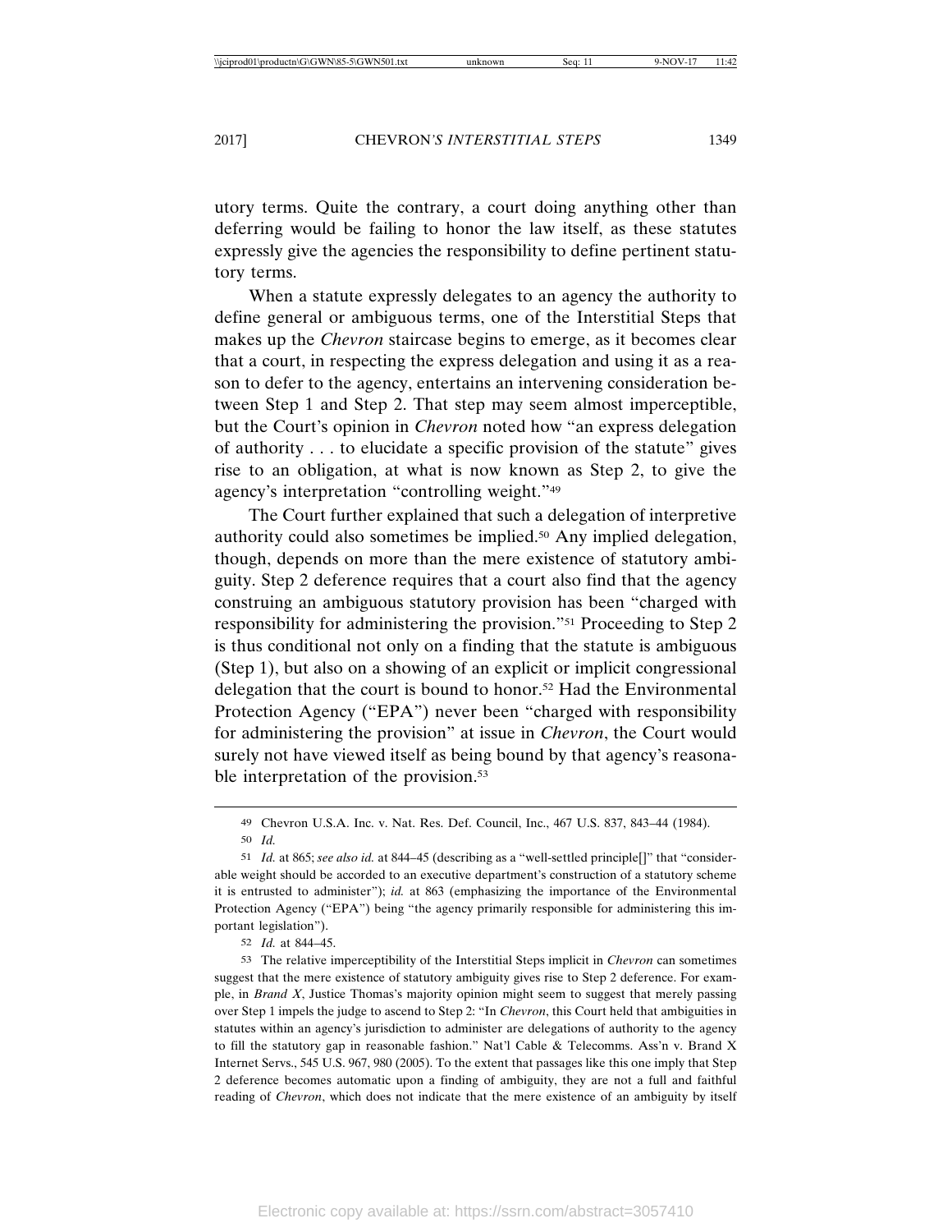utory terms. Quite the contrary, a court doing anything other than deferring would be failing to honor the law itself, as these statutes expressly give the agencies the responsibility to define pertinent statutory terms.

When a statute expressly delegates to an agency the authority to define general or ambiguous terms, one of the Interstitial Steps that makes up the *Chevron* staircase begins to emerge, as it becomes clear that a court, in respecting the express delegation and using it as a reason to defer to the agency, entertains an intervening consideration between Step 1 and Step 2. That step may seem almost imperceptible, but the Court's opinion in *Chevron* noted how "an express delegation of authority . . . to elucidate a specific provision of the statute" gives rise to an obligation, at what is now known as Step 2, to give the agency's interpretation "controlling weight."[49]

The Court further explained that such a delegation of interpretive authority could also sometimes be implied.[50] Any implied delegation, though, depends on more than the mere existence of statutory ambiguity. Step 2 deference requires that a court also find that the agency construing an ambiguous statutory provision has been "charged with responsibility for administering the provision."[51] Proceeding to Step 2 is thus conditional not only on a finding that the statute is ambiguous (Step 1), but also on a showing of an explicit or implicit congressional delegation that the court is bound to honor.[52] Had the Environmental Protection Agency ("EPA") never been "charged with responsibility for administering the provision" at issue in *Chevron*, the Court would surely not have viewed itself as being bound by that agency's reasonable interpretation of the provision.[53]

---

49 Chevron U.S.A. Inc. v. Nat. Res. Def. Council, Inc., 467 U.S. 837, 843–44 (1984).

50 *Id.*

51 *Id.* at 865; *see also id.* at 844–45 (describing as a "well-settled principle[]" that "considerable weight should be accorded to an executive department's construction of a statutory scheme it is entrusted to administer"); *id.* at 863 (emphasizing the importance of the Environmental Protection Agency ("EPA") being "the agency primarily responsible for administering this important legislation").

52 *Id.* at 844–45.

53 The relative imperceptibility of the Interstitial Steps implicit in *Chevron* can sometimes suggest that the mere existence of statutory ambiguity gives rise to Step 2 deference. For example, in *Brand X*, Justice Thomas's majority opinion might seem to suggest that merely passing over Step 1 impels the judge to ascend to Step 2: "In *Chevron*, this Court held that ambiguities in statutes within an agency's jurisdiction to administer are delegations of authority to the agency to fill the statutory gap in reasonable fashion." Nat'l Cable & Telecomms. Ass'n v. Brand X Internet Servs., 545 U.S. 967, 980 (2005). To the extent that passages like this one imply that Step 2 deference becomes automatic upon a finding of ambiguity, they are not a full and faithful reading of *Chevron*, which does not indicate that the mere existence of an ambiguity by itself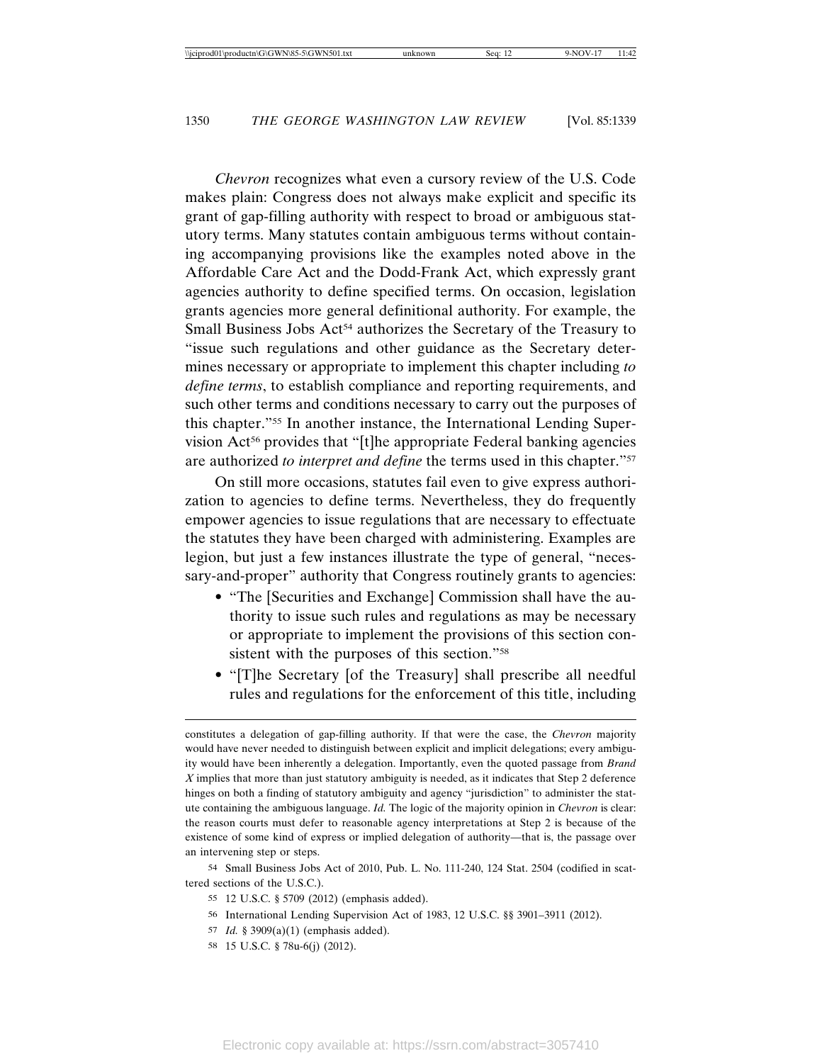*Chevron* recognizes what even a cursory review of the U.S. Code makes plain: Congress does not always make explicit and specific its grant of gap-filling authority with respect to broad or ambiguous statutory terms. Many statutes contain ambiguous terms without containing accompanying provisions like the examples noted above in the Affordable Care Act and the Dodd-Frank Act, which expressly grant agencies authority to define specified terms. On occasion, legislation grants agencies more general definitional authority. For example, the Small Business Jobs Act[54] authorizes the Secretary of the Treasury to "issue such regulations and other guidance as the Secretary determines necessary or appropriate to implement this chapter including *to define terms*, to establish compliance and reporting requirements, and such other terms and conditions necessary to carry out the purposes of this chapter."[55] In another instance, the International Lending Supervision Act[56] provides that "[t]he appropriate Federal banking agencies are authorized *to interpret and define* the terms used in this chapter."[57]

On still more occasions, statutes fail even to give express authorization to agencies to define terms. Nevertheless, they do frequently empower agencies to issue regulations that are necessary to effectuate the statutes they have been charged with administering. Examples are legion, but just a few instances illustrate the type of general, "necessary-and-proper" authority that Congress routinely grants to agencies:

- "The [Securities and Exchange] Commission shall have the authority to issue such rules and regulations as may be necessary or appropriate to implement the provisions of this section consistent with the purposes of this section."[58]
- "[T]he Secretary [of the Treasury] shall prescribe all needful rules and regulations for the enforcement of this title, including

---

constitutes a delegation of gap-filling authority. If that were the case, the *Chevron* majority would have never needed to distinguish between explicit and implicit delegations; every ambiguity would have been inherently a delegation. Importantly, even the quoted passage from *Brand X* implies that more than just statutory ambiguity is needed, as it indicates that Step 2 deference hinges on both a finding of statutory ambiguity and agency "jurisdiction" to administer the statute containing the ambiguous language. *Id.* The logic of the majority opinion in *Chevron* is clear: the reason courts must defer to reasonable agency interpretations at Step 2 is because of the existence of some kind of express or implied delegation of authority—that is, the passage over an intervening step or steps.

54 Small Business Jobs Act of 2010, Pub. L. No. 111-240, 124 Stat. 2504 (codified in scattered sections of the U.S.C.).

55 12 U.S.C. § 5709 (2012) (emphasis added).

56 International Lending Supervision Act of 1983, 12 U.S.C. §§ 3901–3911 (2012).

57 *Id.* § 3909(a)(1) (emphasis added).

58 15 U.S.C. § 78u-6(j) (2012).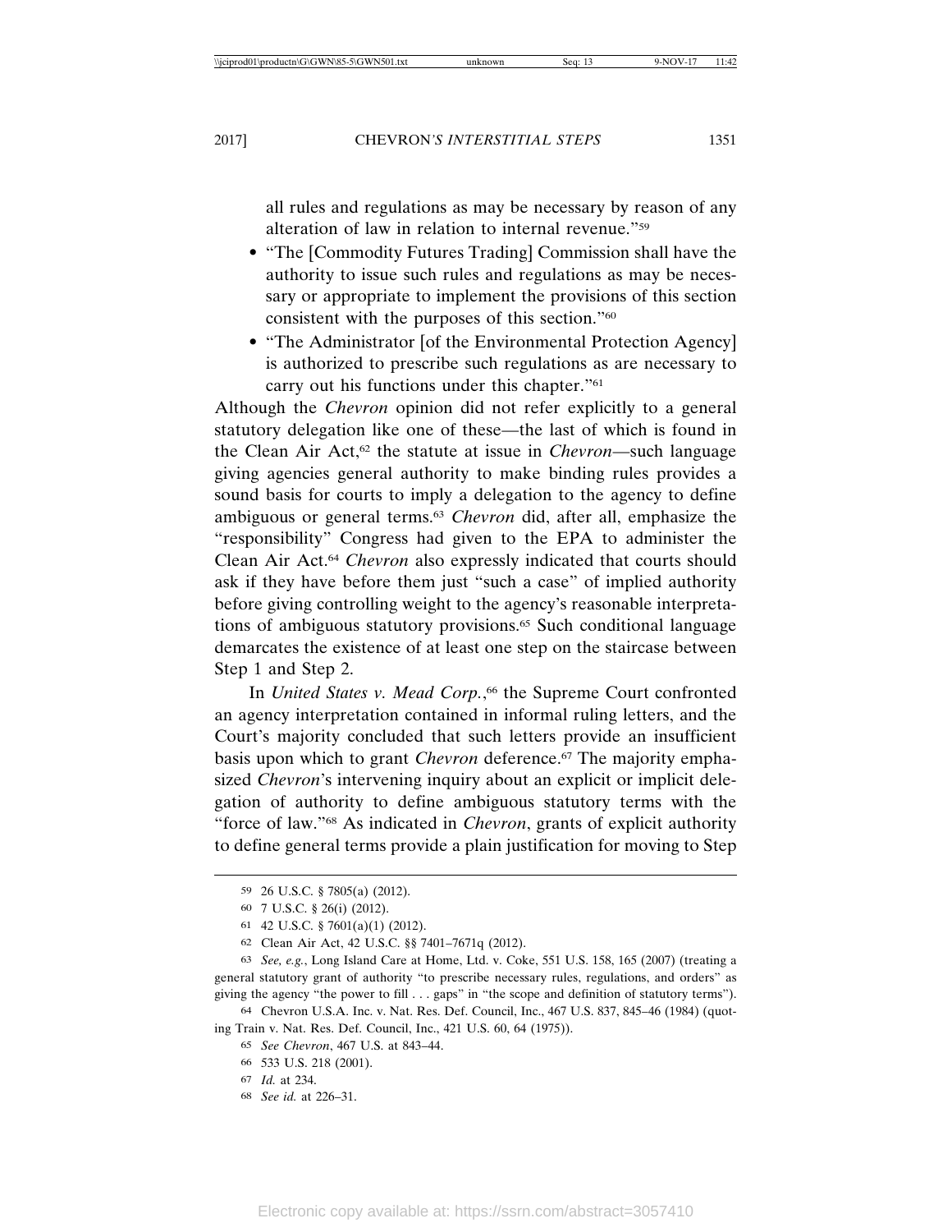all rules and regulations as may be necessary by reason of any alteration of law in relation to internal revenue."[59]

- "The [Commodity Futures Trading] Commission shall have the authority to issue such rules and regulations as may be necessary or appropriate to implement the provisions of this section consistent with the purposes of this section."[60]
- "The Administrator [of the Environmental Protection Agency] is authorized to prescribe such regulations as are necessary to carry out his functions under this chapter."[61]

Although the *Chevron* opinion did not refer explicitly to a general statutory delegation like one of these—the last of which is found in the Clean Air Act,[62] the statute at issue in *Chevron*—such language giving agencies general authority to make binding rules provides a sound basis for courts to imply a delegation to the agency to define ambiguous or general terms.[63] *Chevron* did, after all, emphasize the "responsibility" Congress had given to the EPA to administer the Clean Air Act.[64] *Chevron* also expressly indicated that courts should ask if they have before them just "such a case" of implied authority before giving controlling weight to the agency's reasonable interpretations of ambiguous statutory provisions.[65] Such conditional language demarcates the existence of at least one step on the staircase between Step 1 and Step 2.

In *United States v. Mead Corp.*,[66] the Supreme Court confronted an agency interpretation contained in informal ruling letters, and the Court's majority concluded that such letters provide an insufficient basis upon which to grant *Chevron* deference.[67] The majority emphasized *Chevron*'s intervening inquiry about an explicit or implicit delegation of authority to define ambiguous statutory terms with the "force of law."[68] As indicated in *Chevron*, grants of explicit authority to define general terms provide a plain justification for moving to Step

---

59 26 U.S.C. § 7805(a) (2012).

60 7 U.S.C. § 26(i) (2012).

61 42 U.S.C. § 7601(a)(1) (2012).

62 Clean Air Act, 42 U.S.C. §§ 7401–7671q (2012).

63 *See, e.g.*, Long Island Care at Home, Ltd. v. Coke, 551 U.S. 158, 165 (2007) (treating a general statutory grant of authority "to prescribe necessary rules, regulations, and orders" as giving the agency "the power to fill . . . gaps" in "the scope and definition of statutory terms").

64 Chevron U.S.A. Inc. v. Nat. Res. Def. Council, Inc., 467 U.S. 837, 845–46 (1984) (quoting Train v. Nat. Res. Def. Council, Inc., 421 U.S. 60, 64 (1975)).

65 *See Chevron*, 467 U.S. at 843–44.

66 533 U.S. 218 (2001).

67 *Id.* at 234.

68 *See id.* at 226–31.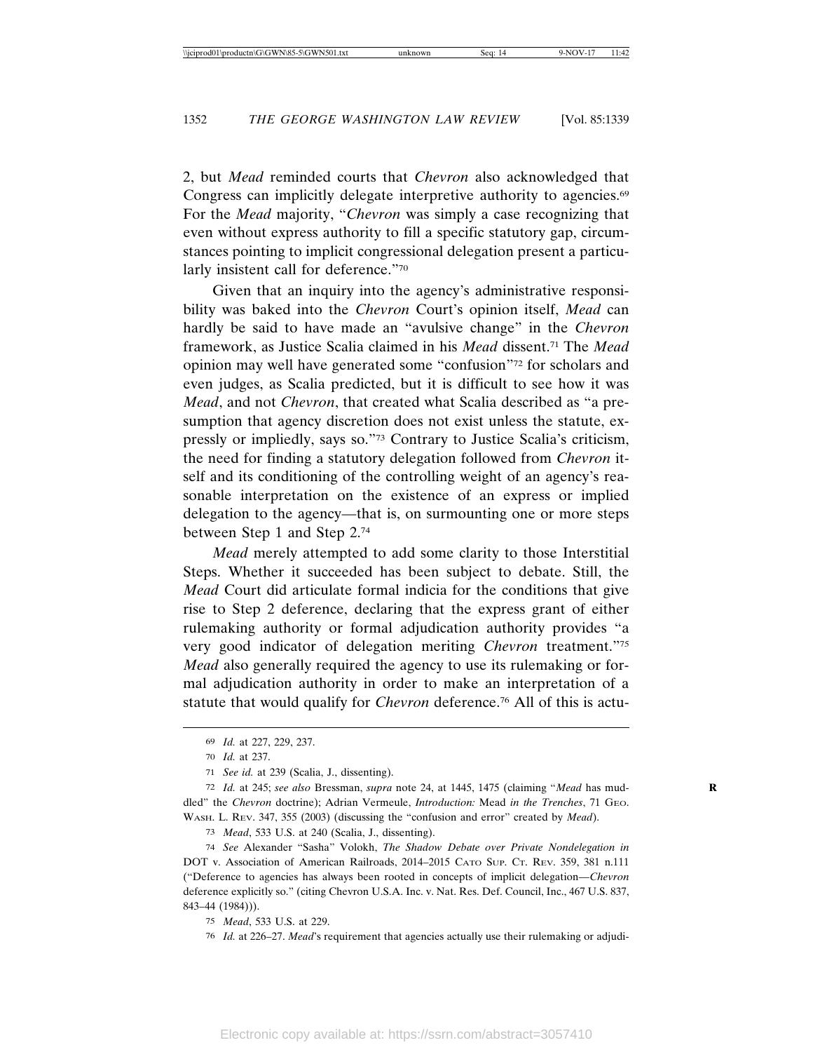2, but *Mead* reminded courts that *Chevron* also acknowledged that Congress can implicitly delegate interpretive authority to agencies.[69] For the *Mead* majority, "*Chevron* was simply a case recognizing that even without express authority to fill a specific statutory gap, circumstances pointing to implicit congressional delegation present a particularly insistent call for deference."[70]

Given that an inquiry into the agency's administrative responsibility was baked into the *Chevron* Court's opinion itself, *Mead* can hardly be said to have made an "avulsive change" in the *Chevron* framework, as Justice Scalia claimed in his *Mead* dissent.[71] The *Mead* opinion may well have generated some "confusion"[72] for scholars and even judges, as Scalia predicted, but it is difficult to see how it was *Mead*, and not *Chevron*, that created what Scalia described as "a presumption that agency discretion does not exist unless the statute, expressly or impliedly, says so."[73] Contrary to Justice Scalia's criticism, the need for finding a statutory delegation followed from *Chevron* itself and its conditioning of the controlling weight of an agency's reasonable interpretation on the existence of an express or implied delegation to the agency—that is, on surmounting one or more steps between Step 1 and Step 2.[74]

*Mead* merely attempted to add some clarity to those Interstitial Steps. Whether it succeeded has been subject to debate. Still, the *Mead* Court did articulate formal indicia for the conditions that give rise to Step 2 deference, declaring that the express grant of either rulemaking authority or formal adjudication authority provides "a very good indicator of delegation meriting *Chevron* treatment."[75] *Mead* also generally required the agency to use its rulemaking or formal adjudication authority in order to make an interpretation of a statute that would qualify for *Chevron* deference.[76] All of this is actu-

---

69 *Id.* at 227, 229, 237.

70 *Id.* at 237.

71 *See id.* at 239 (Scalia, J., dissenting).

72 *Id.* at 245; *see also* Bressman, *supra* note 24, at 1445, 1475 (claiming "*Mead* has muddled" the *Chevron* doctrine); Adrian Vermeule, *Introduction:* Mead *in the Trenches*, 71 GEO. WASH. L. REV. 347, 355 (2003) (discussing the "confusion and error" created by *Mead*).

73 *Mead*, 533 U.S. at 240 (Scalia, J., dissenting).

74 *See* Alexander "Sasha" Volokh, *The Shadow Debate over Private Nondelegation in* DOT v. Association of American Railroads, 2014–2015 CATO SUP. CT. REV. 359, 381 n.111 ("Deference to agencies has always been rooted in concepts of implicit delegation—*Chevron* deference explicitly so." (citing Chevron U.S.A. Inc. v. Nat. Res. Def. Council, Inc., 467 U.S. 837, 843–44 (1984))).

75 *Mead*, 533 U.S. at 229.

76 *Id.* at 226–27. *Mead*'s requirement that agencies actually use their rulemaking or adjudi-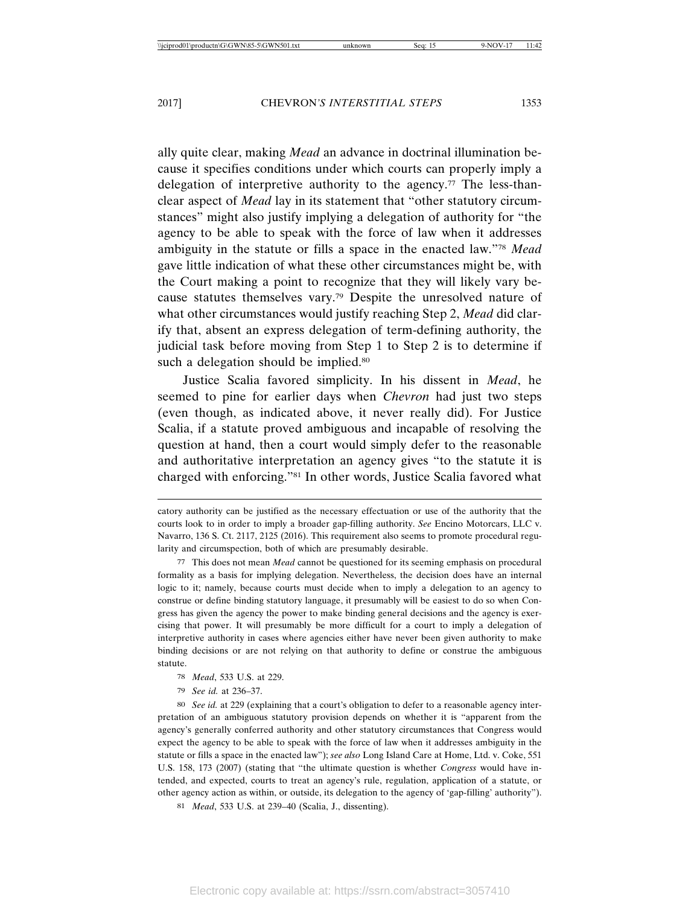ally quite clear, making *Mead* an advance in doctrinal illumination because it specifies conditions under which courts can properly imply a delegation of interpretive authority to the agency.[77] The less-than-clear aspect of *Mead* lay in its statement that "other statutory circumstances" might also justify implying a delegation of authority for "the agency to be able to speak with the force of law when it addresses ambiguity in the statute or fills a space in the enacted law."[78] *Mead* gave little indication of what these other circumstances might be, with the Court making a point to recognize that they will likely vary because statutes themselves vary.[79] Despite the unresolved nature of what other circumstances would justify reaching Step 2, *Mead* did clarify that, absent an express delegation of term-defining authority, the judicial task before moving from Step 1 to Step 2 is to determine if such a delegation should be implied.[80]

Justice Scalia favored simplicity. In his dissent in *Mead*, he seemed to pine for earlier days when *Chevron* had just two steps (even though, as indicated above, it never really did). For Justice Scalia, if a statute proved ambiguous and incapable of resolving the question at hand, then a court would simply defer to the reasonable and authoritative interpretation an agency gives "to the statute it is charged with enforcing."[81] In other words, Justice Scalia favored what

---

catory authority can be justified as the necessary effectuation or use of the authority that the courts look to in order to imply a broader gap-filling authority. *See* Encino Motorcars, LLC v. Navarro, 136 S. Ct. 2117, 2125 (2016). This requirement also seems to promote procedural regularity and circumspection, both of which are presumably desirable.

[77] This does not mean *Mead* cannot be questioned for its seeming emphasis on procedural formality as a basis for implying delegation. Nevertheless, the decision does have an internal logic to it; namely, because courts must decide when to imply a delegation to an agency to construe or define binding statutory language, it presumably will be easiest to do so when Congress has given the agency the power to make binding general decisions and the agency is exercising that power. It will presumably be more difficult for a court to imply a delegation of interpretive authority in cases where agencies either have never been given authority to make binding decisions or are not relying on that authority to define or construe the ambiguous statute.

[78] *Mead*, 533 U.S. at 229.

[79] *See id.* at 236–37.

[80] *See id.* at 229 (explaining that a court's obligation to defer to a reasonable agency interpretation of an ambiguous statutory provision depends on whether it is "apparent from the agency's generally conferred authority and other statutory circumstances that Congress would expect the agency to be able to speak with the force of law when it addresses ambiguity in the statute or fills a space in the enacted law"); *see also* Long Island Care at Home, Ltd. v. Coke, 551 U.S. 158, 173 (2007) (stating that "the ultimate question is whether *Congress* would have intended, and expected, courts to treat an agency's rule, regulation, application of a statute, or other agency action as within, or outside, its delegation to the agency of 'gap-filling' authority").

[81] *Mead*, 533 U.S. at 239–40 (Scalia, J., dissenting).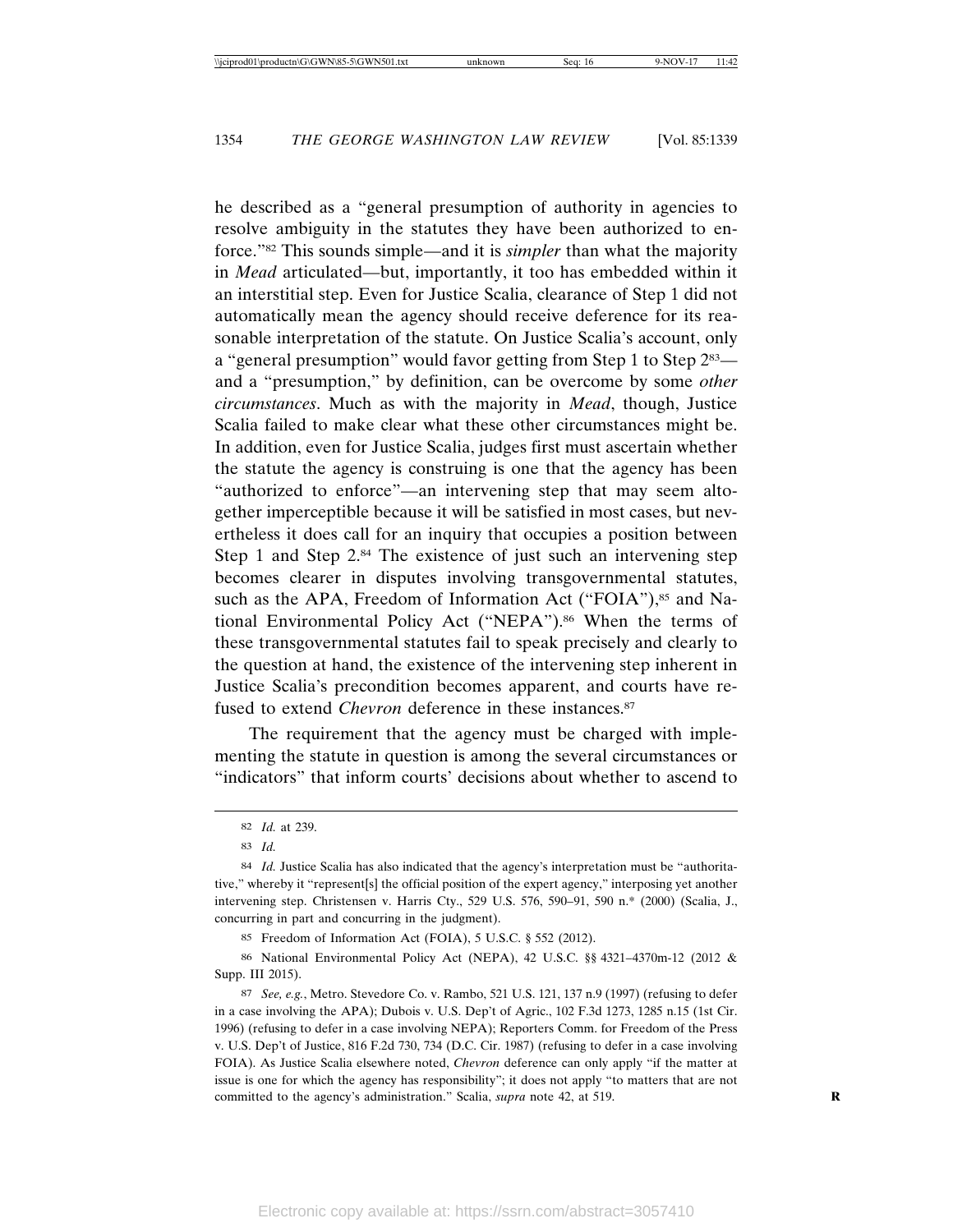he described as a "general presumption of authority in agencies to resolve ambiguity in the statutes they have been authorized to enforce."[82] This sounds simple—and it is *simpler* than what the majority in *Mead* articulated—but, importantly, it too has embedded within it an interstitial step. Even for Justice Scalia, clearance of Step 1 did not automatically mean the agency should receive deference for its reasonable interpretation of the statute. On Justice Scalia's account, only a "general presumption" would favor getting from Step 1 to Step 2[83]—and a "presumption," by definition, can be overcome by some *other circumstances*. Much as with the majority in *Mead*, though, Justice Scalia failed to make clear what these other circumstances might be. In addition, even for Justice Scalia, judges first must ascertain whether the statute the agency is construing is one that the agency has been "authorized to enforce"—an intervening step that may seem altogether imperceptible because it will be satisfied in most cases, but nevertheless it does call for an inquiry that occupies a position between Step 1 and Step 2.[84] The existence of just such an intervening step becomes clearer in disputes involving transgovernmental statutes, such as the APA, Freedom of Information Act ("FOIA"),[85] and National Environmental Policy Act ("NEPA").[86] When the terms of these transgovernmental statutes fail to speak precisely and clearly to the question at hand, the existence of the intervening step inherent in Justice Scalia's precondition becomes apparent, and courts have refused to extend *Chevron* deference in these instances.[87]

The requirement that the agency must be charged with implementing the statute in question is among the several circumstances or "indicators" that inform courts' decisions about whether to ascend to

---

[82] *Id.* at 239.

[83] *Id.*

[84] *Id.* Justice Scalia has also indicated that the agency's interpretation must be "authoritative," whereby it "represent[s] the official position of the expert agency," interposing yet another intervening step. Christensen v. Harris Cty., 529 U.S. 576, 590–91, 590 n.* (2000) (Scalia, J., concurring in part and concurring in the judgment).

[85] Freedom of Information Act (FOIA), 5 U.S.C. § 552 (2012).

[86] National Environmental Policy Act (NEPA), 42 U.S.C. §§ 4321–4370m-12 (2012 & Supp. III 2015).

[87] *See, e.g.*, Metro. Stevedore Co. v. Rambo, 521 U.S. 121, 137 n.9 (1997) (refusing to defer in a case involving the APA); Dubois v. U.S. Dep't of Agric., 102 F.3d 1273, 1285 n.15 (1st Cir. 1996) (refusing to defer in a case involving NEPA); Reporters Comm. for Freedom of the Press v. U.S. Dep't of Justice, 816 F.2d 730, 734 (D.C. Cir. 1987) (refusing to defer in a case involving FOIA). As Justice Scalia elsewhere noted, *Chevron* deference can only apply "if the matter at issue is one for which the agency has responsibility"; it does not apply "to matters that are not committed to the agency's administration." Scalia, *supra* note 42, at 519.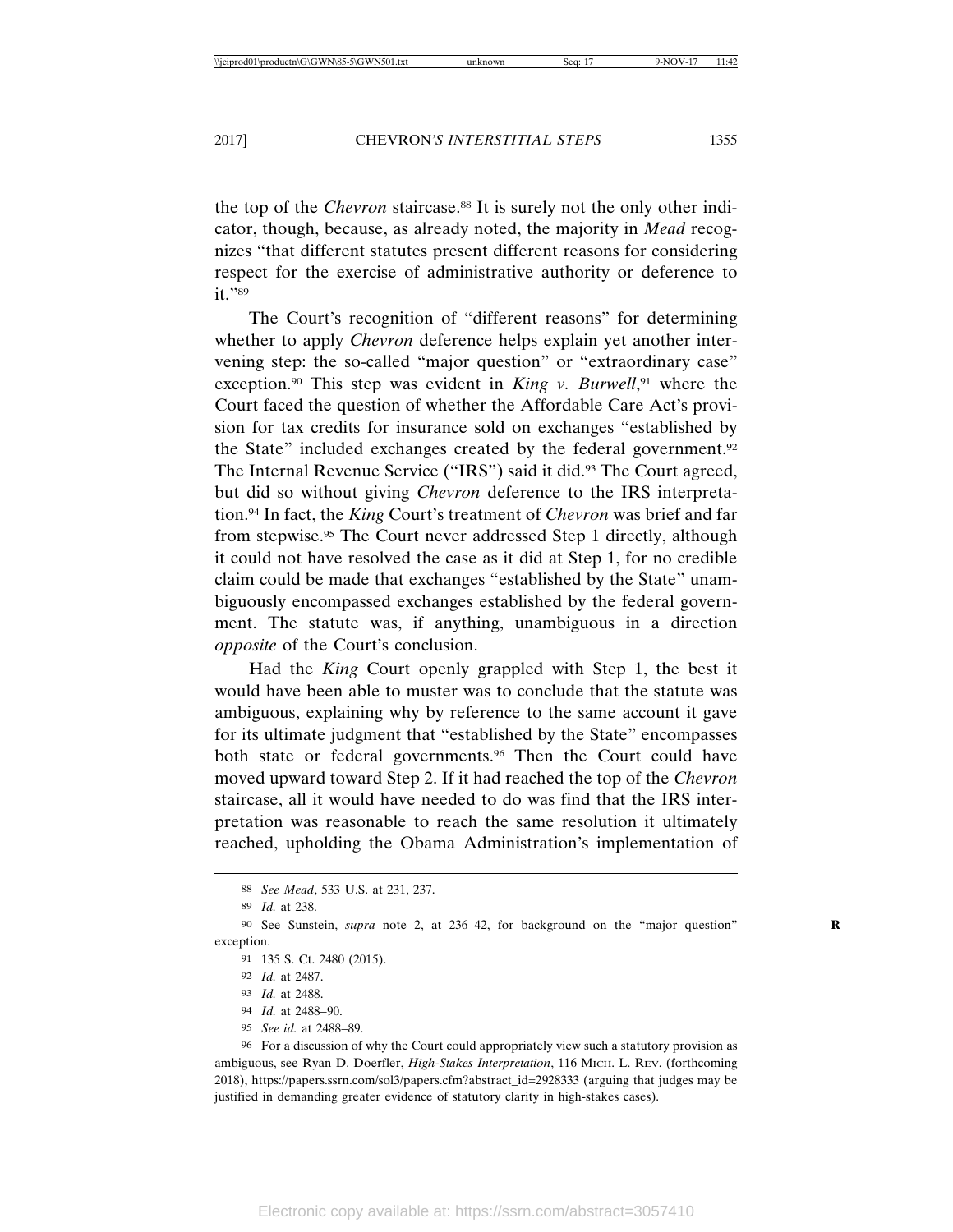the top of the *Chevron* staircase.[88] It is surely not the only other indicator, though, because, as already noted, the majority in *Mead* recognizes "that different statutes present different reasons for considering respect for the exercise of administrative authority or deference to it."[89]

The Court's recognition of "different reasons" for determining whether to apply *Chevron* deference helps explain yet another intervening step: the so-called "major question" or "extraordinary case" exception.[90] This step was evident in *King v. Burwell*,[91] where the Court faced the question of whether the Affordable Care Act's provision for tax credits for insurance sold on exchanges "established by the State" included exchanges created by the federal government.[92] The Internal Revenue Service ("IRS") said it did.[93] The Court agreed, but did so without giving *Chevron* deference to the IRS interpretation.[94] In fact, the *King* Court's treatment of *Chevron* was brief and far from stepwise.[95] The Court never addressed Step 1 directly, although it could not have resolved the case as it did at Step 1, for no credible claim could be made that exchanges "established by the State" unambiguously encompassed exchanges established by the federal government. The statute was, if anything, unambiguous in a direction *opposite* of the Court's conclusion.

Had the *King* Court openly grappled with Step 1, the best it would have been able to muster was to conclude that the statute was ambiguous, explaining why by reference to the same account it gave for its ultimate judgment that "established by the State" encompasses both state or federal governments.[96] Then the Court could have moved upward toward Step 2. If it had reached the top of the *Chevron* staircase, all it would have needed to do was find that the IRS interpretation was reasonable to reach the same resolution it ultimately reached, upholding the Obama Administration's implementation of

---

88 *See Mead*, 533 U.S. at 231, 237.

89 *Id.* at 238.

90 See Sunstein, *supra* note 2, at 236–42, for background on the "major question" exception.

91 135 S. Ct. 2480 (2015).

92 *Id.* at 2487.

93 *Id.* at 2488.

94 *Id.* at 2488–90.

95 *See id.* at 2488–89.

96 For a discussion of why the Court could appropriately view such a statutory provision as ambiguous, see Ryan D. Doerfler, *High-Stakes Interpretation*, 116 MICH. L. REV. (forthcoming 2018), https://papers.ssrn.com/sol3/papers.cfm?abstract_id=2928333 (arguing that judges may be justified in demanding greater evidence of statutory clarity in high-stakes cases).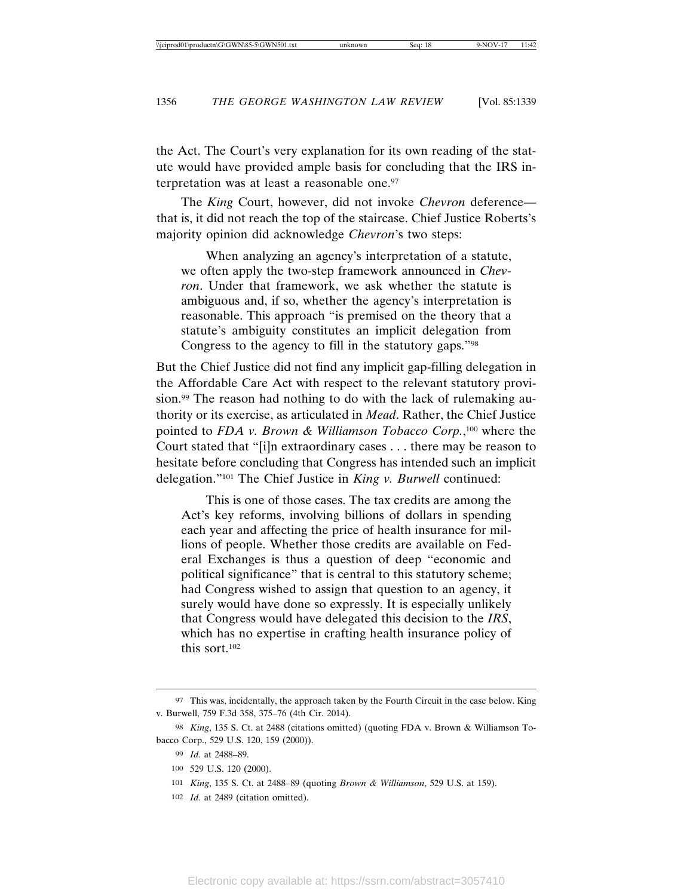the Act. The Court's very explanation for its own reading of the statute would have provided ample basis for concluding that the IRS interpretation was at least a reasonable one.[97]

The *King* Court, however, did not invoke *Chevron* deference—that is, it did not reach the top of the staircase. Chief Justice Roberts's majority opinion did acknowledge *Chevron*'s two steps:

> When analyzing an agency's interpretation of a statute, we often apply the two-step framework announced in *Chevron*. Under that framework, we ask whether the statute is ambiguous and, if so, whether the agency's interpretation is reasonable. This approach "is premised on the theory that a statute's ambiguity constitutes an implicit delegation from Congress to the agency to fill in the statutory gaps."[98]

But the Chief Justice did not find any implicit gap-filling delegation in the Affordable Care Act with respect to the relevant statutory provision.[99] The reason had nothing to do with the lack of rulemaking authority or its exercise, as articulated in *Mead*. Rather, the Chief Justice pointed to *FDA v. Brown & Williamson Tobacco Corp.*,[100] where the Court stated that "[i]n extraordinary cases . . . there may be reason to hesitate before concluding that Congress has intended such an implicit delegation."[101] The Chief Justice in *King v. Burwell* continued:

> This is one of those cases. The tax credits are among the Act's key reforms, involving billions of dollars in spending each year and affecting the price of health insurance for millions of people. Whether those credits are available on Federal Exchanges is thus a question of deep "economic and political significance" that is central to this statutory scheme; had Congress wished to assign that question to an agency, it surely would have done so expressly. It is especially unlikely that Congress would have delegated this decision to the *IRS*, which has no expertise in crafting health insurance policy of this sort.[102]

---

[97] This was, incidentally, the approach taken by the Fourth Circuit in the case below. King v. Burwell, 759 F.3d 358, 375–76 (4th Cir. 2014).

[98] *King*, 135 S. Ct. at 2488 (citations omitted) (quoting FDA v. Brown & Williamson Tobacco Corp., 529 U.S. 120, 159 (2000)).

[99] *Id.* at 2488–89.

[100] 529 U.S. 120 (2000).

[101] *King*, 135 S. Ct. at 2488–89 (quoting *Brown & Williamson*, 529 U.S. at 159).

[102] *Id.* at 2489 (citation omitted).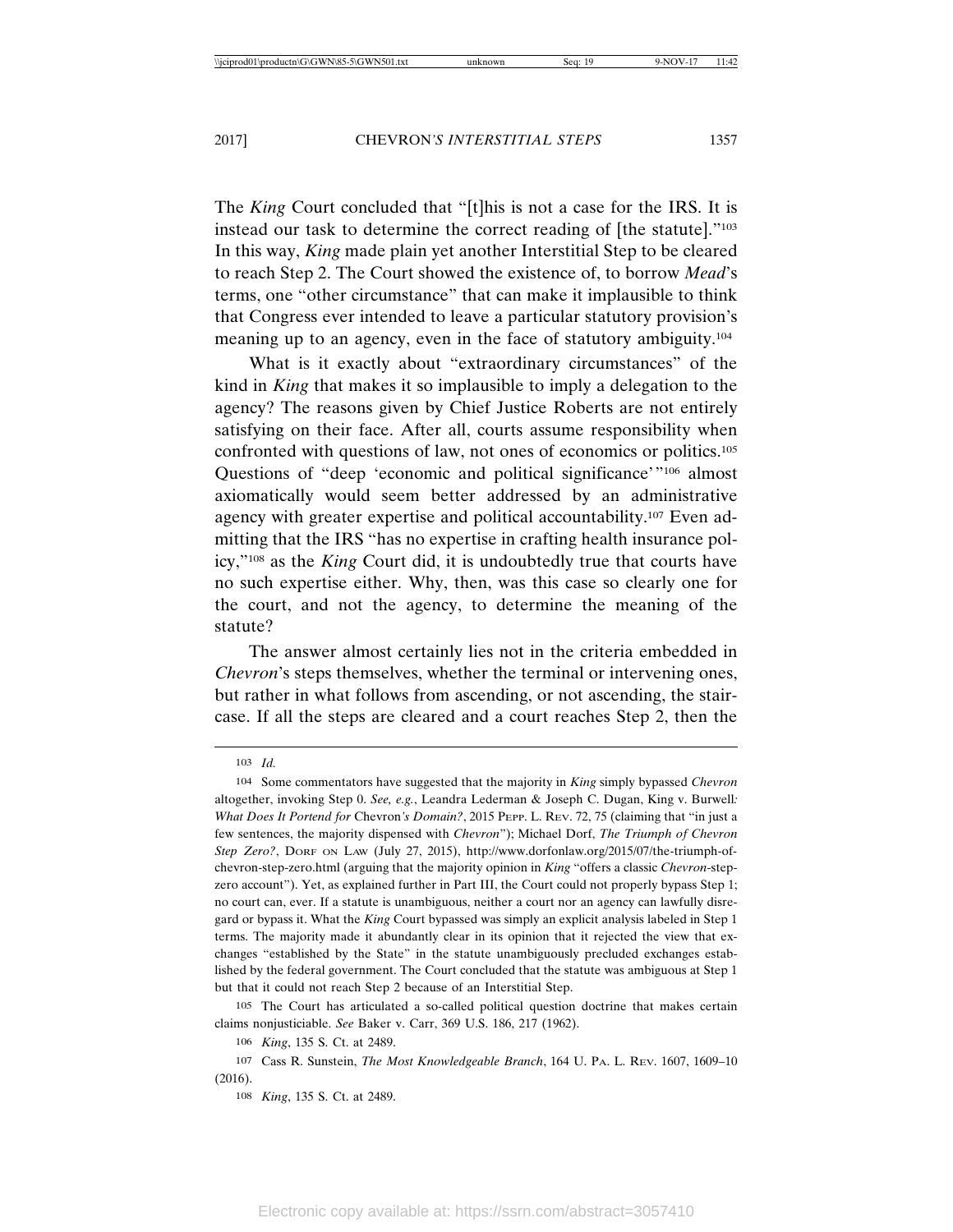The *King* Court concluded that "[t]his is not a case for the IRS. It is instead our task to determine the correct reading of [the statute]."[103] In this way, *King* made plain yet another Interstitial Step to be cleared to reach Step 2. The Court showed the existence of, to borrow *Mead*'s terms, one "other circumstance" that can make it implausible to think that Congress ever intended to leave a particular statutory provision's meaning up to an agency, even in the face of statutory ambiguity.[104]

What is it exactly about "extraordinary circumstances" of the kind in *King* that makes it so implausible to imply a delegation to the agency? The reasons given by Chief Justice Roberts are not entirely satisfying on their face. After all, courts assume responsibility when confronted with questions of law, not ones of economics or politics.[105] Questions of "deep 'economic and political significance'"[106] almost axiomatically would seem better addressed by an administrative agency with greater expertise and political accountability.[107] Even admitting that the IRS "has no expertise in crafting health insurance policy,"[108] as the *King* Court did, it is undoubtedly true that courts have no such expertise either. Why, then, was this case so clearly one for the court, and not the agency, to determine the meaning of the statute?

The answer almost certainly lies not in the criteria embedded in *Chevron*'s steps themselves, whether the terminal or intervening ones, but rather in what follows from ascending, or not ascending, the staircase. If all the steps are cleared and a court reaches Step 2, then the

---

103 *Id.*

104 Some commentators have suggested that the majority in *King* simply bypassed *Chevron* altogether, invoking Step 0. *See, e.g.*, Leandra Lederman & Joseph C. Dugan, King v. Burwell*: What Does It Portend for* Chevron*'s Domain?*, 2015 PEPP. L. REV. 72, 75 (claiming that "in just a few sentences, the majority dispensed with *Chevron*"); Michael Dorf, *The Triumph of Chevron Step Zero?*, DORF ON LAW (July 27, 2015), http://www.dorfonlaw.org/2015/07/the-triumph-of-chevron-step-zero.html (arguing that the majority opinion in *King* "offers a classic *Chevron*-step-zero account"). Yet, as explained further in Part III, the Court could not properly bypass Step 1; no court can, ever. If a statute is unambiguous, neither a court nor an agency can lawfully disregard or bypass it. What the *King* Court bypassed was simply an explicit analysis labeled in Step 1 terms. The majority made it abundantly clear in its opinion that it rejected the view that exchanges "established by the State" in the statute unambiguously precluded exchanges established by the federal government. The Court concluded that the statute was ambiguous at Step 1 but that it could not reach Step 2 because of an Interstitial Step.

105 The Court has articulated a so-called political question doctrine that makes certain claims nonjusticiable. *See* Baker v. Carr, 369 U.S. 186, 217 (1962).

106 *King*, 135 S. Ct. at 2489.

107 Cass R. Sunstein, *The Most Knowledgeable Branch*, 164 U. PA. L. REV. 1607, 1609–10 (2016).

108 *King*, 135 S. Ct. at 2489.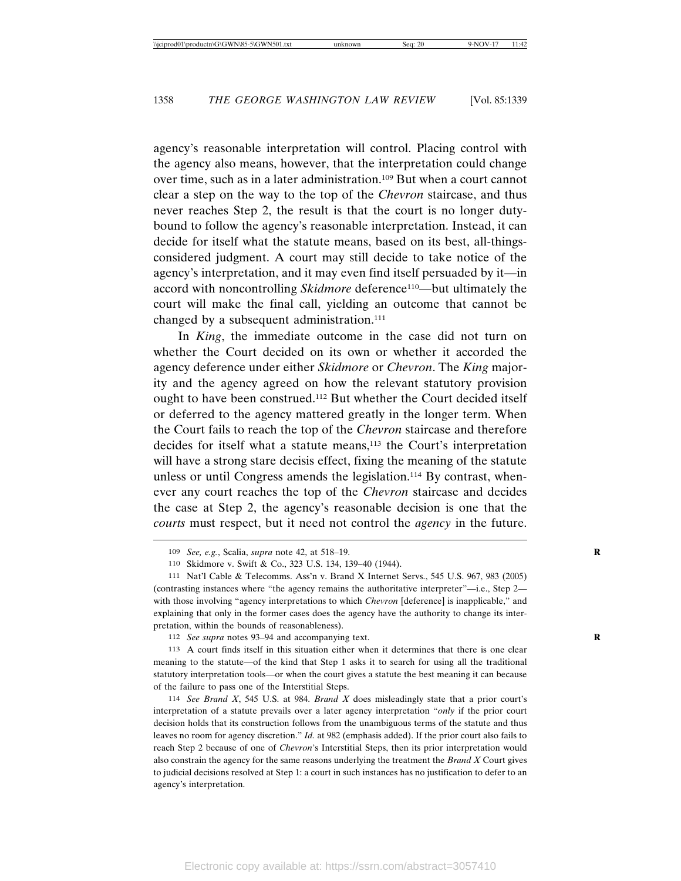agency's reasonable interpretation will control. Placing control with the agency also means, however, that the interpretation could change over time, such as in a later administration.[109] But when a court cannot clear a step on the way to the top of the *Chevron* staircase, and thus never reaches Step 2, the result is that the court is no longer duty-bound to follow the agency's reasonable interpretation. Instead, it can decide for itself what the statute means, based on its best, all-things-considered judgment. A court may still decide to take notice of the agency's interpretation, and it may even find itself persuaded by it—in accord with noncontrolling *Skidmore* deference[110]—but ultimately the court will make the final call, yielding an outcome that cannot be changed by a subsequent administration.[111]

In *King*, the immediate outcome in the case did not turn on whether the Court decided on its own or whether it accorded the agency deference under either *Skidmore* or *Chevron*. The *King* majority and the agency agreed on how the relevant statutory provision ought to have been construed.[112] But whether the Court decided itself or deferred to the agency mattered greatly in the longer term. When the Court fails to reach the top of the *Chevron* staircase and therefore decides for itself what a statute means,[113] the Court's interpretation will have a strong stare decisis effect, fixing the meaning of the statute unless or until Congress amends the legislation.[114] By contrast, whenever any court reaches the top of the *Chevron* staircase and decides the case at Step 2, the agency's reasonable decision is one that the *courts* must respect, but it need not control the *agency* in the future.

---

109 *See, e.g.*, Scalia, *supra* note 42, at 518–19.

110 Skidmore v. Swift & Co., 323 U.S. 134, 139–40 (1944).

111 Nat'l Cable & Telecomms. Ass'n v. Brand X Internet Servs., 545 U.S. 967, 983 (2005) (contrasting instances where "the agency remains the authoritative interpreter"—i.e., Step 2—with those involving "agency interpretations to which *Chevron* [deference] is inapplicable," and explaining that only in the former cases does the agency have the authority to change its interpretation, within the bounds of reasonableness).

112 *See supra* notes 93–94 and accompanying text.

113 A court finds itself in this situation either when it determines that there is one clear meaning to the statute—of the kind that Step 1 asks it to search for using all the traditional statutory interpretation tools—or when the court gives a statute the best meaning it can because of the failure to pass one of the Interstitial Steps.

114 *See Brand X*, 545 U.S. at 984. *Brand X* does misleadingly state that a prior court's interpretation of a statute prevails over a later agency interpretation "*only* if the prior court decision holds that its construction follows from the unambiguous terms of the statute and thus leaves no room for agency discretion." *Id.* at 982 (emphasis added). If the prior court also fails to reach Step 2 because of one of *Chevron*'s Interstitial Steps, then its prior interpretation would also constrain the agency for the same reasons underlying the treatment the *Brand X* Court gives to judicial decisions resolved at Step 1: a court in such instances has no justification to defer to an agency's interpretation.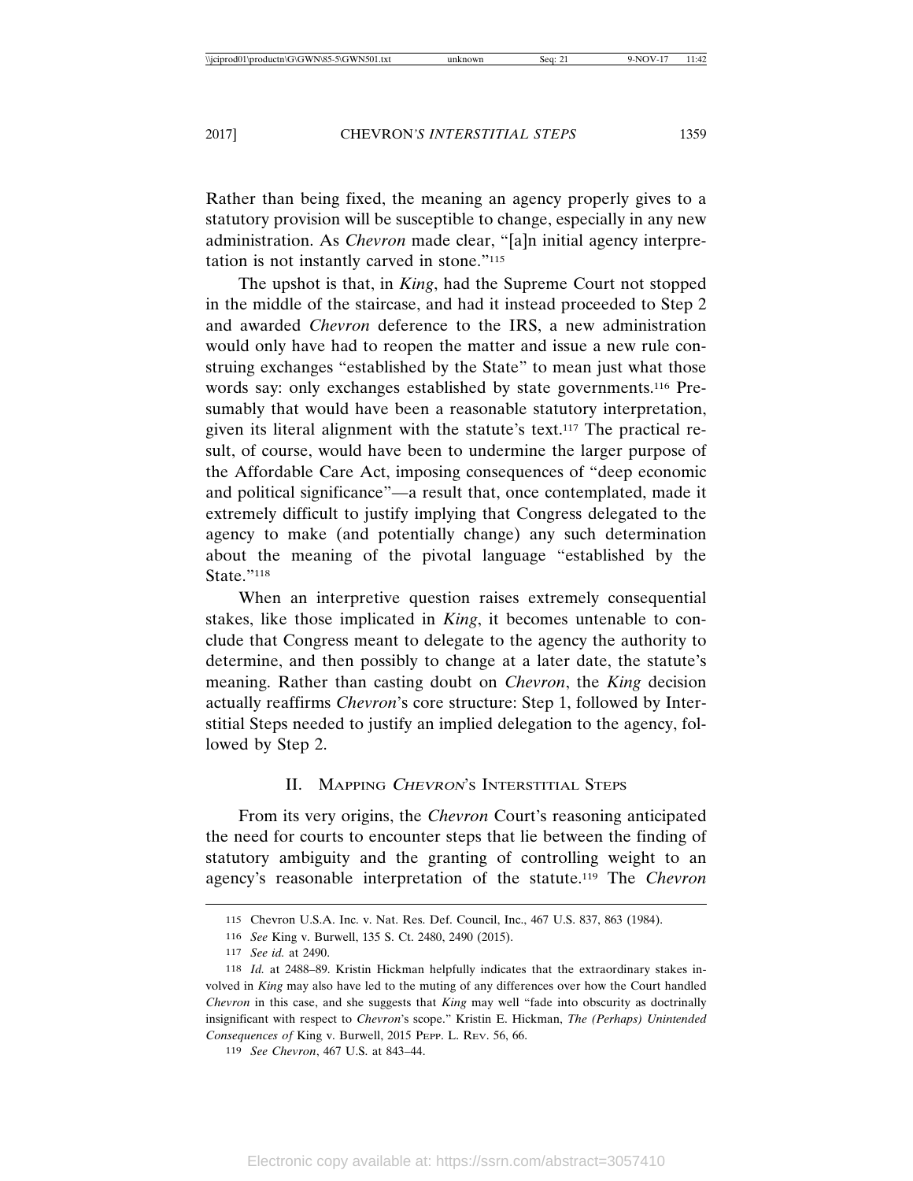Rather than being fixed, the meaning an agency properly gives to a statutory provision will be susceptible to change, especially in any new administration. As *Chevron* made clear, "[a]n initial agency interpretation is not instantly carved in stone."[115]

The upshot is that, in *King*, had the Supreme Court not stopped in the middle of the staircase, and had it instead proceeded to Step 2 and awarded *Chevron* deference to the IRS, a new administration would only have had to reopen the matter and issue a new rule construing exchanges "established by the State" to mean just what those words say: only exchanges established by state governments.[116] Presumably that would have been a reasonable statutory interpretation, given its literal alignment with the statute's text.[117] The practical result, of course, would have been to undermine the larger purpose of the Affordable Care Act, imposing consequences of "deep economic and political significance"—a result that, once contemplated, made it extremely difficult to justify implying that Congress delegated to the agency to make (and potentially change) any such determination about the meaning of the pivotal language "established by the State."[118]

When an interpretive question raises extremely consequential stakes, like those implicated in *King*, it becomes untenable to conclude that Congress meant to delegate to the agency the authority to determine, and then possibly to change at a later date, the statute's meaning. Rather than casting doubt on *Chevron*, the *King* decision actually reaffirms *Chevron*'s core structure: Step 1, followed by Interstitial Steps needed to justify an implied delegation to the agency, followed by Step 2.

## II. Mapping *Chevron*'s Interstitial Steps

From its very origins, the *Chevron* Court's reasoning anticipated the need for courts to encounter steps that lie between the finding of statutory ambiguity and the granting of controlling weight to an agency's reasonable interpretation of the statute.[119] The *Chevron*

---

115 Chevron U.S.A. Inc. v. Nat. Res. Def. Council, Inc., 467 U.S. 837, 863 (1984).

116 *See* King v. Burwell, 135 S. Ct. 2480, 2490 (2015).

117 *See id.* at 2490.

118 *Id.* at 2488–89. Kristin Hickman helpfully indicates that the extraordinary stakes involved in *King* may also have led to the muting of any differences over how the Court handled *Chevron* in this case, and she suggests that *King* may well "fade into obscurity as doctrinally insignificant with respect to *Chevron*'s scope." Kristin E. Hickman, *The (Perhaps) Unintended Consequences of* King v. Burwell, 2015 Pepp. L. Rev. 56, 66.

119 *See Chevron*, 467 U.S. at 843–44.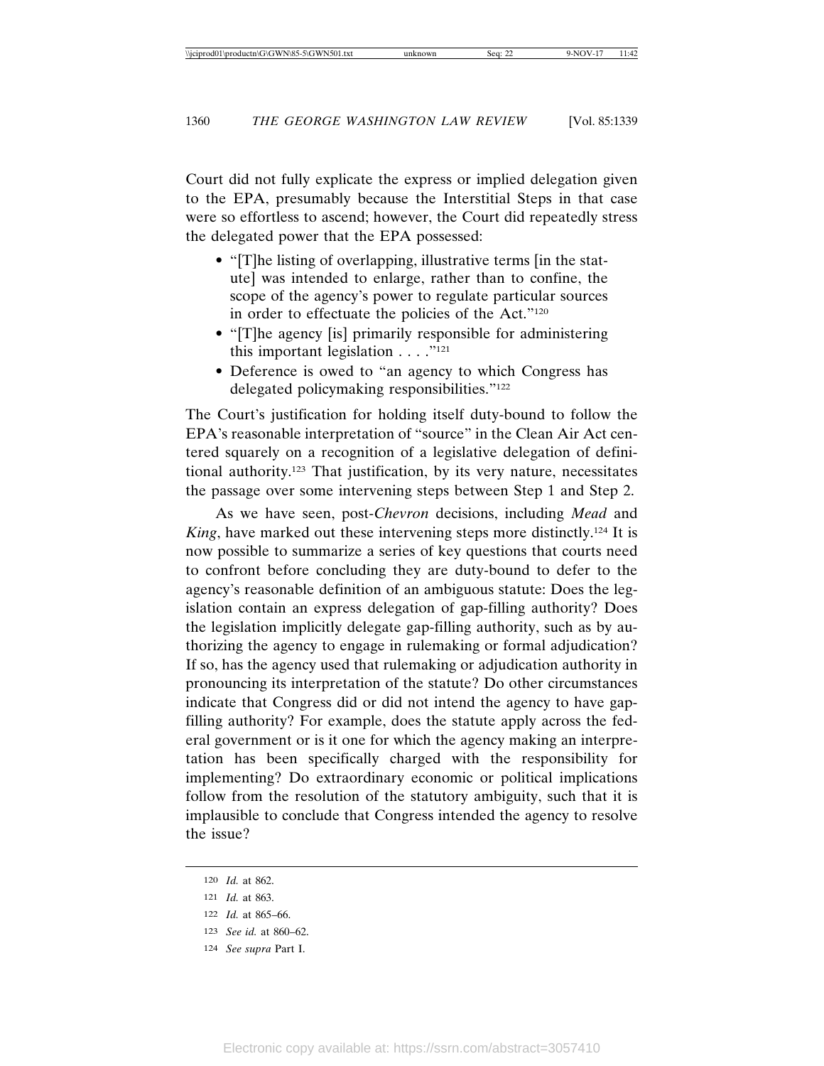Court did not fully explicate the express or implied delegation given to the EPA, presumably because the Interstitial Steps in that case were so effortless to ascend; however, the Court did repeatedly stress the delegated power that the EPA possessed:

- "[T]he listing of overlapping, illustrative terms [in the statute] was intended to enlarge, rather than to confine, the scope of the agency's power to regulate particular sources in order to effectuate the policies of the Act."[120]
- "[T]he agency [is] primarily responsible for administering this important legislation . . . ."[121]
- Deference is owed to "an agency to which Congress has delegated policymaking responsibilities."[122]

The Court's justification for holding itself duty-bound to follow the EPA's reasonable interpretation of "source" in the Clean Air Act centered squarely on a recognition of a legislative delegation of definitional authority.[123] That justification, by its very nature, necessitates the passage over some intervening steps between Step 1 and Step 2.

As we have seen, post-*Chevron* decisions, including *Mead* and *King*, have marked out these intervening steps more distinctly.[124] It is now possible to summarize a series of key questions that courts need to confront before concluding they are duty-bound to defer to the agency's reasonable definition of an ambiguous statute: Does the legislation contain an express delegation of gap-filling authority? Does the legislation implicitly delegate gap-filling authority, such as by authorizing the agency to engage in rulemaking or formal adjudication? If so, has the agency used that rulemaking or adjudication authority in pronouncing its interpretation of the statute? Do other circumstances indicate that Congress did or did not intend the agency to have gap-filling authority? For example, does the statute apply across the federal government or is it one for which the agency making an interpretation has been specifically charged with the responsibility for implementing? Do extraordinary economic or political implications follow from the resolution of the statutory ambiguity, such that it is implausible to conclude that Congress intended the agency to resolve the issue?

---

120 *Id.* at 862.

121 *Id.* at 863.

122 *Id.* at 865–66.

123 *See id.* at 860–62.

124 *See supra* Part I.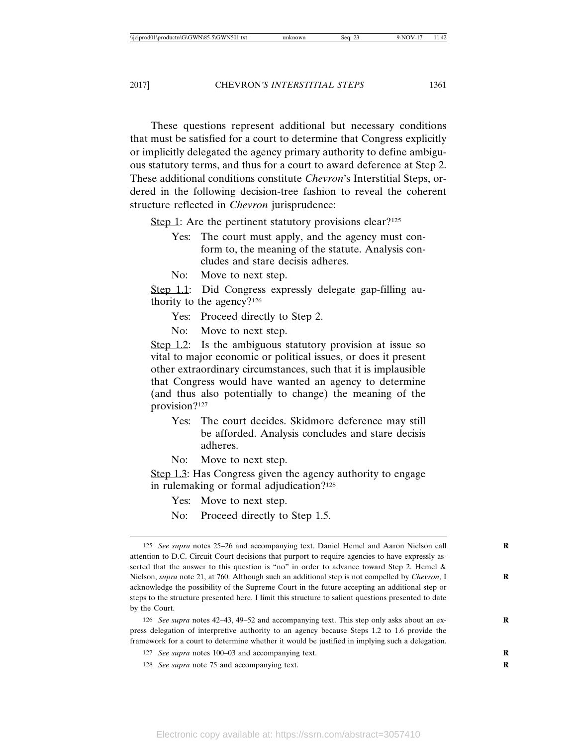These questions represent additional but necessary conditions that must be satisfied for a court to determine that Congress explicitly or implicitly delegated the agency primary authority to define ambiguous statutory terms, and thus for a court to award deference at Step 2. These additional conditions constitute *Chevron*'s Interstitial Steps, ordered in the following decision-tree fashion to reveal the coherent structure reflected in *Chevron* jurisprudence:

<u>Step 1</u>: Are the pertinent statutory provisions clear?[125]

> Yes: The court must apply, and the agency must conform to, the meaning of the statute. Analysis concludes and stare decisis adheres.
>
> No: Move to next step.

<u>Step 1.1</u>: Did Congress expressly delegate gap-filling authority to the agency?[126]

> Yes: Proceed directly to Step 2.
>
> No: Move to next step.

<u>Step 1.2</u>: Is the ambiguous statutory provision at issue so vital to major economic or political issues, or does it present other extraordinary circumstances, such that it is implausible that Congress would have wanted an agency to determine (and thus also potentially to change) the meaning of the provision?[127]

> Yes: The court decides. Skidmore deference may still be afforded. Analysis concludes and stare decisis adheres.
>
> No: Move to next step.

<u>Step 1.3</u>: Has Congress given the agency authority to engage in rulemaking or formal adjudication?[128]

> Yes: Move to next step.
>
> No: Proceed directly to Step 1.5.

---

[125] *See supra* notes 25–26 and accompanying text. Daniel Hemel and Aaron Nielson call attention to D.C. Circuit Court decisions that purport to require agencies to have expressly asserted that the answer to this question is "no" in order to advance toward Step 2. Hemel & Nielson, *supra* note 21, at 760. Although such an additional step is not compelled by *Chevron*, I acknowledge the possibility of the Supreme Court in the future accepting an additional step or steps to the structure presented here. I limit this structure to salient questions presented to date by the Court.

[126] *See supra* notes 42–43, 49–52 and accompanying text. This step only asks about an express delegation of interpretive authority to an agency because Steps 1.2 to 1.6 provide the framework for a court to determine whether it would be justified in implying such a delegation.

[127] *See supra* notes 100–03 and accompanying text.

[128] *See supra* note 75 and accompanying text.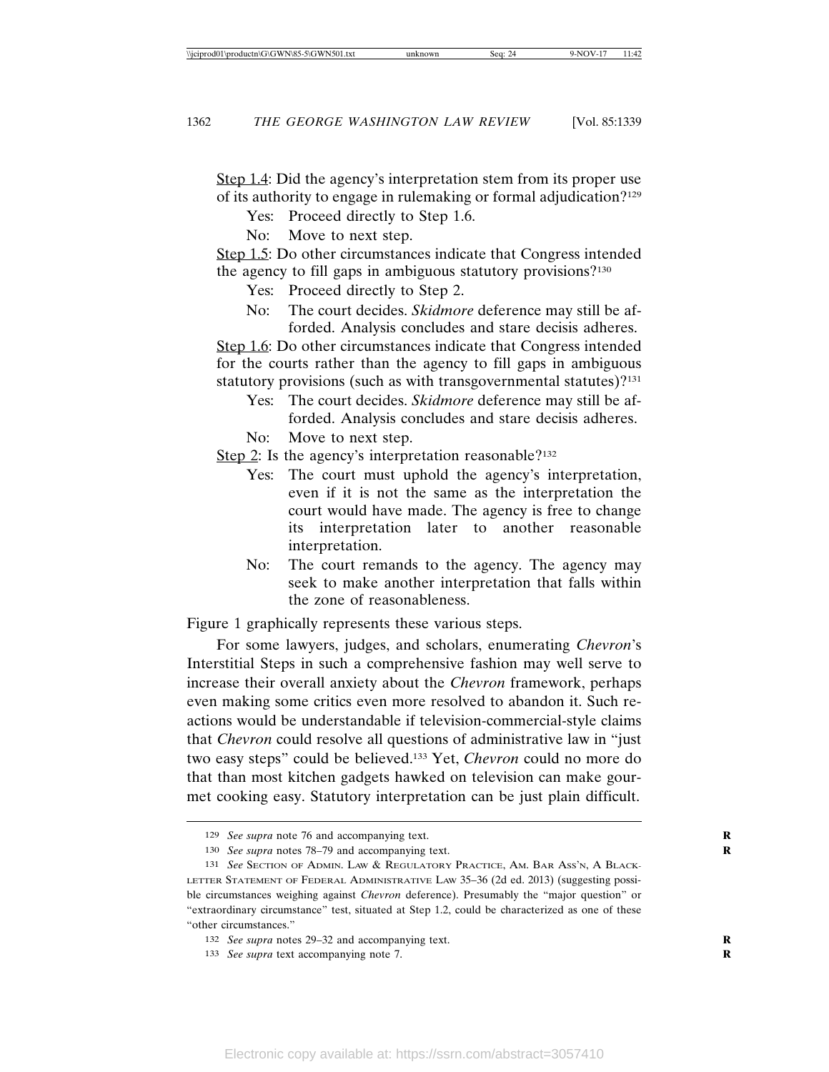Step 1.4: Did the agency's interpretation stem from its proper use of its authority to engage in rulemaking or formal adjudication?[129]

Yes: Proceed directly to Step 1.6.

No: Move to next step.

Step 1.5: Do other circumstances indicate that Congress intended the agency to fill gaps in ambiguous statutory provisions?[130]

Yes: Proceed directly to Step 2.

No: The court decides. *Skidmore* deference may still be afforded. Analysis concludes and stare decisis adheres.

Step 1.6: Do other circumstances indicate that Congress intended for the courts rather than the agency to fill gaps in ambiguous statutory provisions (such as with transgovernmental statutes)?[131]

Yes: The court decides. *Skidmore* deference may still be afforded. Analysis concludes and stare decisis adheres.

No: Move to next step.

Step 2: Is the agency's interpretation reasonable?[132]

Yes: The court must uphold the agency's interpretation, even if it is not the same as the interpretation the court would have made. The agency is free to change its interpretation later to another reasonable interpretation.

No: The court remands to the agency. The agency may seek to make another interpretation that falls within the zone of reasonableness.

Figure 1 graphically represents these various steps.

For some lawyers, judges, and scholars, enumerating *Chevron*'s Interstitial Steps in such a comprehensive fashion may well serve to increase their overall anxiety about the *Chevron* framework, perhaps even making some critics even more resolved to abandon it. Such reactions would be understandable if television-commercial-style claims that *Chevron* could resolve all questions of administrative law in "just two easy steps" could be believed.[133] Yet, *Chevron* could no more do that than most kitchen gadgets hawked on television can make gourmet cooking easy. Statutory interpretation can be just plain difficult.

---

[129] *See supra* note 76 and accompanying text.

[130] *See supra* notes 78–79 and accompanying text.

[131] *See* SECTION OF ADMIN. LAW & REGULATORY PRACTICE, AM. BAR ASS'N, A BLACK-LETTER STATEMENT OF FEDERAL ADMINISTRATIVE LAW 35–36 (2d ed. 2013) (suggesting possible circumstances weighing against *Chevron* deference). Presumably the "major question" or "extraordinary circumstance" test, situated at Step 1.2, could be characterized as one of these "other circumstances."

[132] *See supra* notes 29–32 and accompanying text.

[133] *See supra* text accompanying note 7.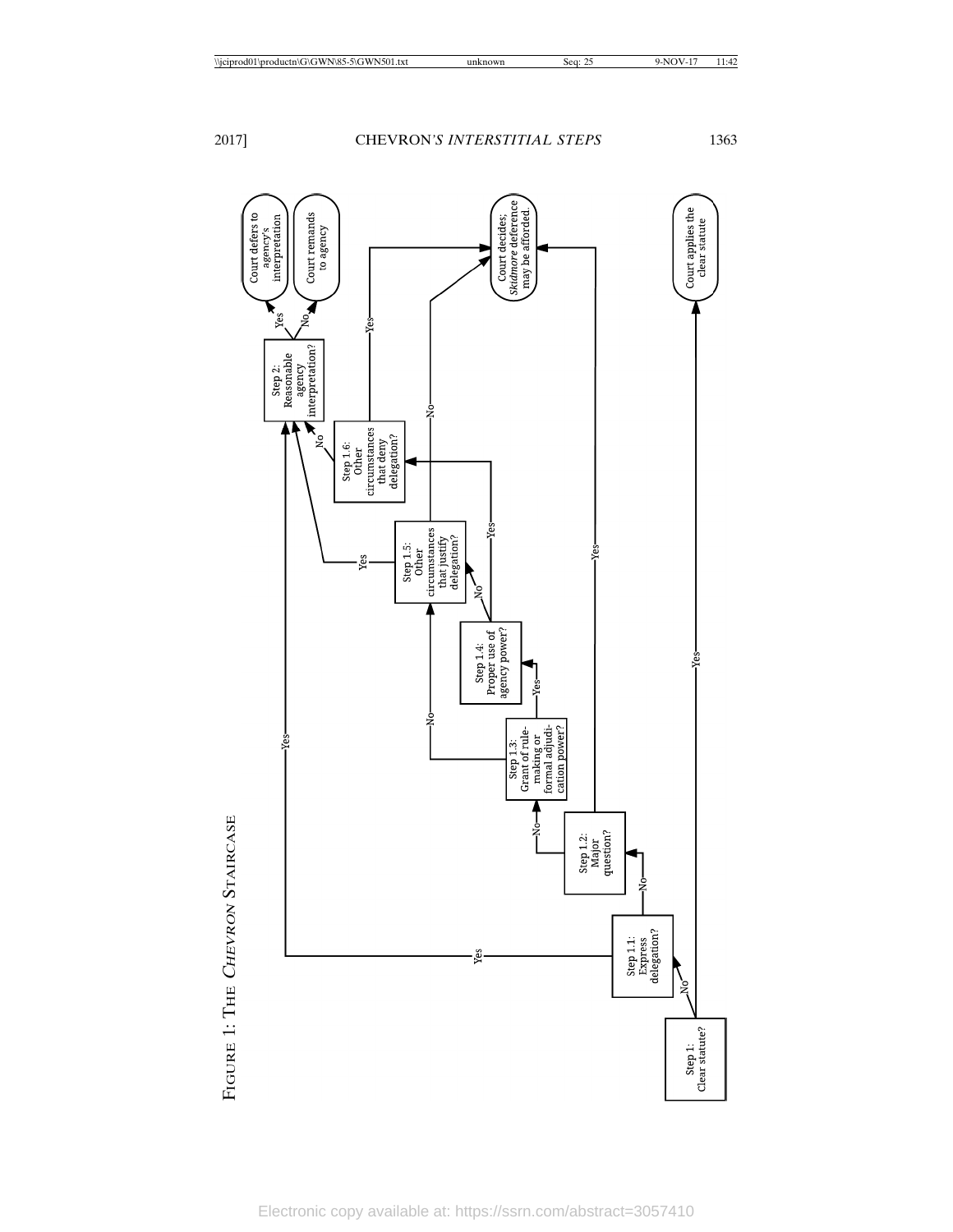FIGURE 1: THE *CHEVRON* STAIRCASE

Step 1: Clear statute?
- Yes → Court applies the clear statute
- No → Step 1.1: Express delegation?
  - Yes → Step 2
  - No → Step 1.2: Major question?
    - Yes → Court decides; *Skidmore* deference may be afforded.
    - No → Step 1.3: Grant of rule-making or formal adjudication power?
      - No → Step 1.5
      - Yes → Step 1.4: Proper use of agency power?
        - Yes → Step 1.6
        - No → Step 1.5: Other circumstances that justify delegation?
          - Yes → Step 2
          - No → Court decides; *Skidmore* deference may be afforded.

Step 1.6: Other circumstances that deny delegation?
- Yes → Court decides; *Skidmore* deference may be afforded.
- No → Step 2

Step 2: Reasonable agency interpretation?
- Yes → Court defers to agency's interpretation
- No → Court remands to agency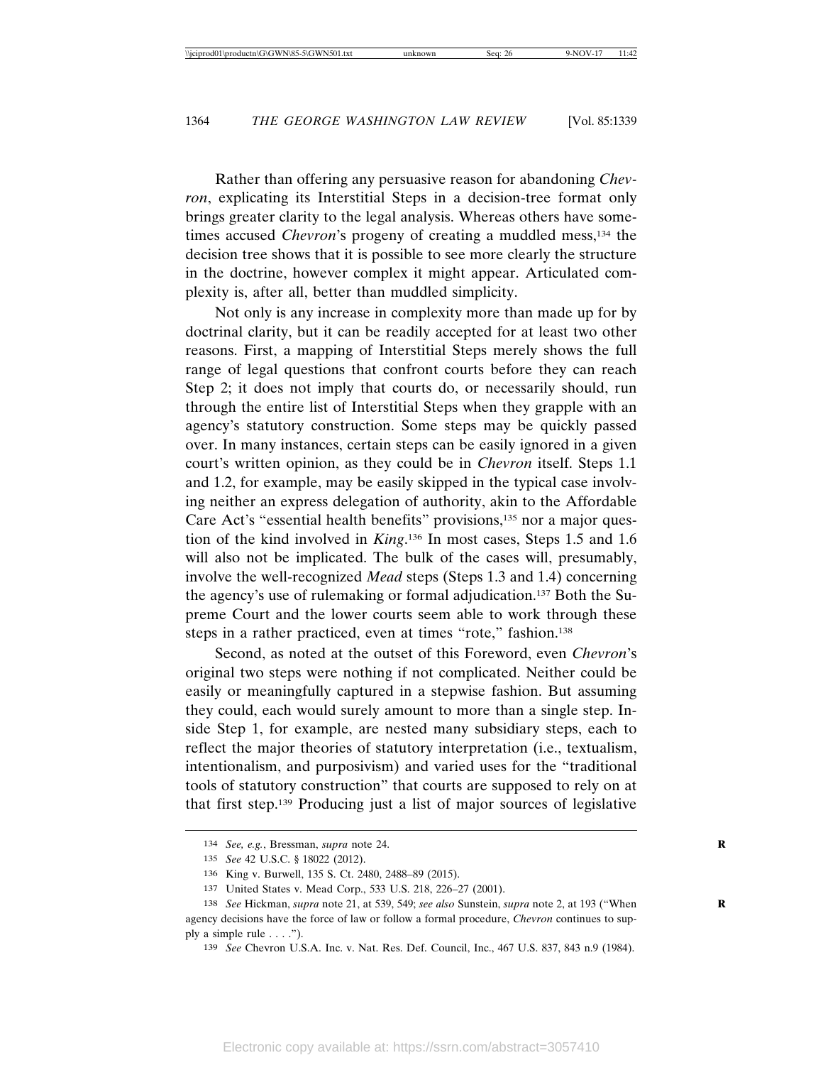Rather than offering any persuasive reason for abandoning *Chevron*, explicating its Interstitial Steps in a decision-tree format only brings greater clarity to the legal analysis. Whereas others have sometimes accused *Chevron*'s progeny of creating a muddled mess,[134] the decision tree shows that it is possible to see more clearly the structure in the doctrine, however complex it might appear. Articulated complexity is, after all, better than muddled simplicity.

Not only is any increase in complexity more than made up for by doctrinal clarity, but it can be readily accepted for at least two other reasons. First, a mapping of Interstitial Steps merely shows the full range of legal questions that confront courts before they can reach Step 2; it does not imply that courts do, or necessarily should, run through the entire list of Interstitial Steps when they grapple with an agency's statutory construction. Some steps may be quickly passed over. In many instances, certain steps can be easily ignored in a given court's written opinion, as they could be in *Chevron* itself. Steps 1.1 and 1.2, for example, may be easily skipped in the typical case involving neither an express delegation of authority, akin to the Affordable Care Act's "essential health benefits" provisions,[135] nor a major question of the kind involved in *King*.[136] In most cases, Steps 1.5 and 1.6 will also not be implicated. The bulk of the cases will, presumably, involve the well-recognized *Mead* steps (Steps 1.3 and 1.4) concerning the agency's use of rulemaking or formal adjudication.[137] Both the Supreme Court and the lower courts seem able to work through these steps in a rather practiced, even at times "rote," fashion.[138]

Second, as noted at the outset of this Foreword, even *Chevron*'s original two steps were nothing if not complicated. Neither could be easily or meaningfully captured in a stepwise fashion. But assuming they could, each would surely amount to more than a single step. Inside Step 1, for example, are nested many subsidiary steps, each to reflect the major theories of statutory interpretation (i.e., textualism, intentionalism, and purposivism) and varied uses for the "traditional tools of statutory construction" that courts are supposed to rely on at that first step.[139] Producing just a list of major sources of legislative

---

[134] *See, e.g.*, Bressman, *supra* note 24.

[135] *See* 42 U.S.C. § 18022 (2012).

[136] King v. Burwell, 135 S. Ct. 2480, 2488–89 (2015).

[137] United States v. Mead Corp., 533 U.S. 218, 226–27 (2001).

[138] *See* Hickman, *supra* note 21, at 539, 549; *see also* Sunstein, *supra* note 2, at 193 ("When agency decisions have the force of law or follow a formal procedure, *Chevron* continues to supply a simple rule . . . .").

[139] *See* Chevron U.S.A. Inc. v. Nat. Res. Def. Council, Inc., 467 U.S. 837, 843 n.9 (1984).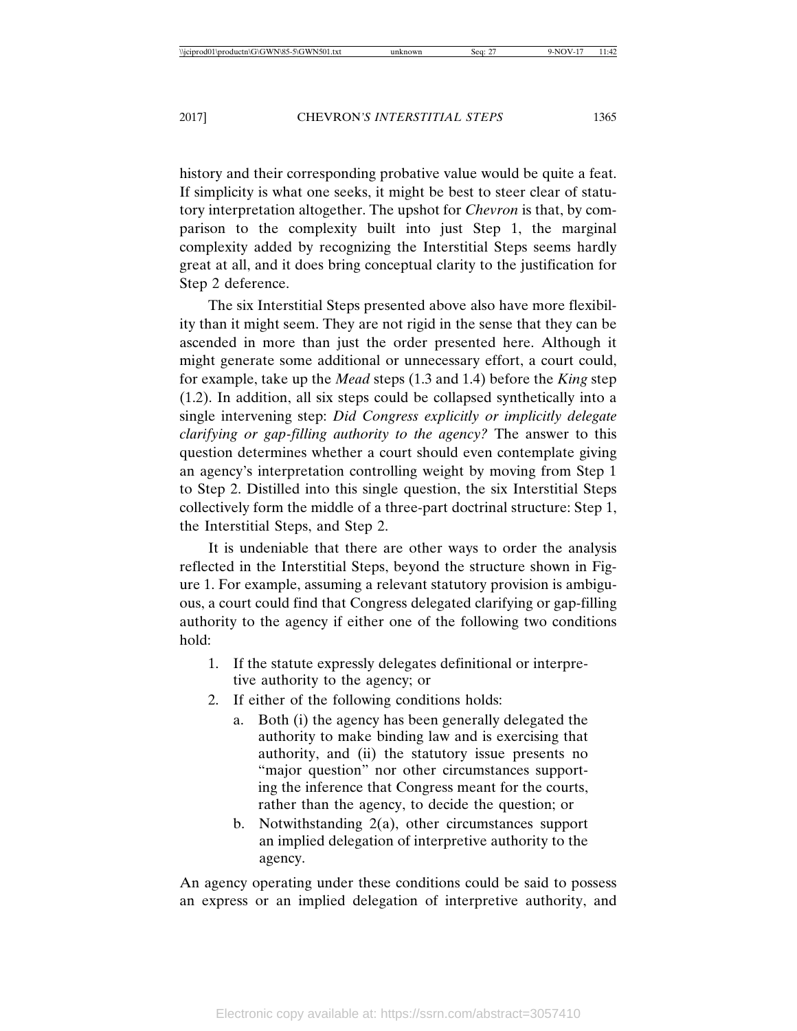history and their corresponding probative value would be quite a feat. If simplicity is what one seeks, it might be best to steer clear of statutory interpretation altogether. The upshot for *Chevron* is that, by comparison to the complexity built into just Step 1, the marginal complexity added by recognizing the Interstitial Steps seems hardly great at all, and it does bring conceptual clarity to the justification for Step 2 deference.

The six Interstitial Steps presented above also have more flexibility than it might seem. They are not rigid in the sense that they can be ascended in more than just the order presented here. Although it might generate some additional or unnecessary effort, a court could, for example, take up the *Mead* steps (1.3 and 1.4) before the *King* step (1.2). In addition, all six steps could be collapsed synthetically into a single intervening step: *Did Congress explicitly or implicitly delegate clarifying or gap-filling authority to the agency?* The answer to this question determines whether a court should even contemplate giving an agency's interpretation controlling weight by moving from Step 1 to Step 2. Distilled into this single question, the six Interstitial Steps collectively form the middle of a three-part doctrinal structure: Step 1, the Interstitial Steps, and Step 2.

It is undeniable that there are other ways to order the analysis reflected in the Interstitial Steps, beyond the structure shown in Figure 1. For example, assuming a relevant statutory provision is ambiguous, a court could find that Congress delegated clarifying or gap-filling authority to the agency if either one of the following two conditions hold:

1. If the statute expressly delegates definitional or interpretive authority to the agency; or
2. If either of the following conditions holds:
   a. Both (i) the agency has been generally delegated the authority to make binding law and is exercising that authority, and (ii) the statutory issue presents no "major question" nor other circumstances supporting the inference that Congress meant for the courts, rather than the agency, to decide the question; or
   b. Notwithstanding 2(a), other circumstances support an implied delegation of interpretive authority to the agency.

An agency operating under these conditions could be said to possess an express or an implied delegation of interpretive authority, and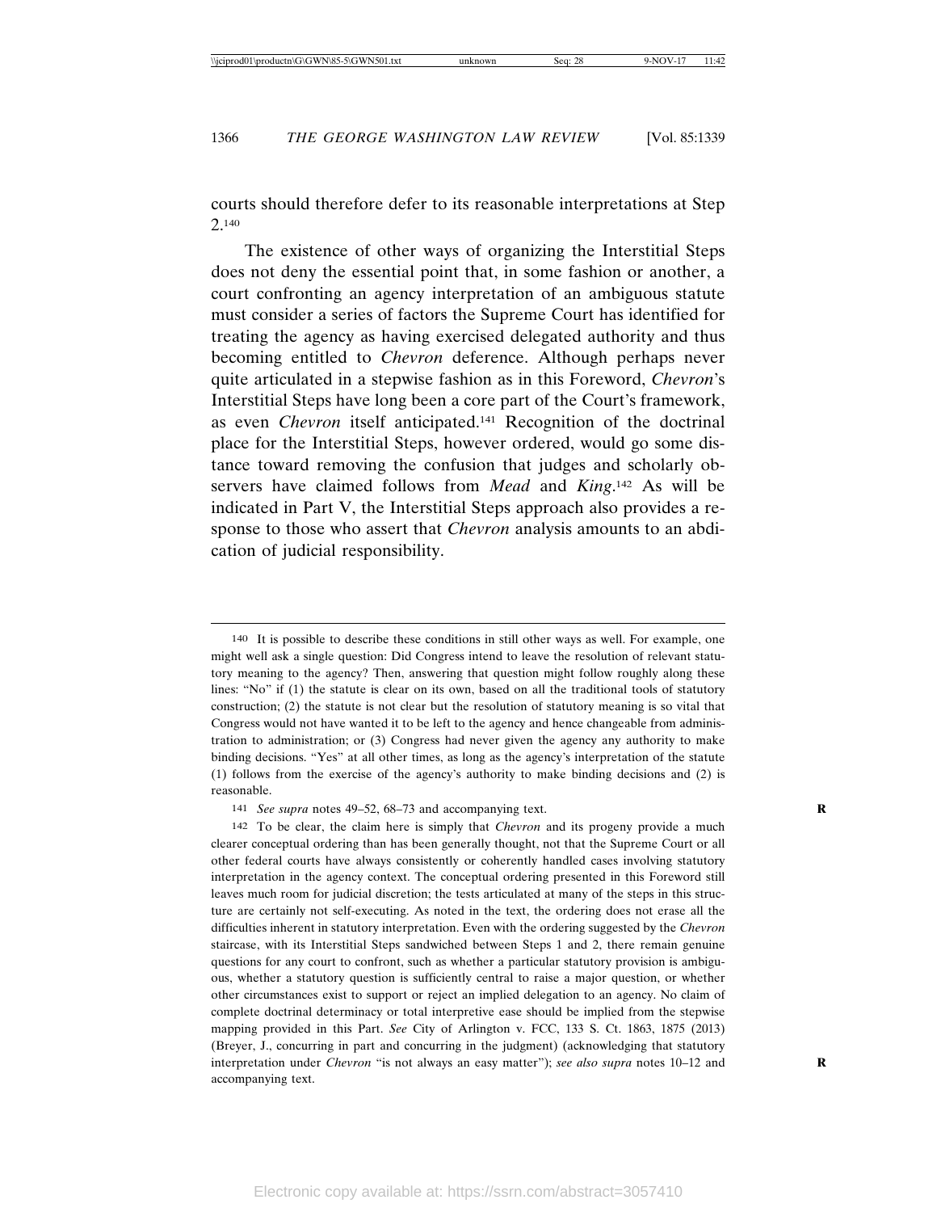courts should therefore defer to its reasonable interpretations at Step 2.[140]

The existence of other ways of organizing the Interstitial Steps does not deny the essential point that, in some fashion or another, a court confronting an agency interpretation of an ambiguous statute must consider a series of factors the Supreme Court has identified for treating the agency as having exercised delegated authority and thus becoming entitled to *Chevron* deference. Although perhaps never quite articulated in a stepwise fashion as in this Foreword, *Chevron*'s Interstitial Steps have long been a core part of the Court's framework, as even *Chevron* itself anticipated.[141] Recognition of the doctrinal place for the Interstitial Steps, however ordered, would go some distance toward removing the confusion that judges and scholarly observers have claimed follows from *Mead* and *King*.[142] As will be indicated in Part V, the Interstitial Steps approach also provides a response to those who assert that *Chevron* analysis amounts to an abdication of judicial responsibility.

---

140 It is possible to describe these conditions in still other ways as well. For example, one might well ask a single question: Did Congress intend to leave the resolution of relevant statutory meaning to the agency? Then, answering that question might follow roughly along these lines: "No" if (1) the statute is clear on its own, based on all the traditional tools of statutory construction; (2) the statute is not clear but the resolution of statutory meaning is so vital that Congress would not have wanted it to be left to the agency and hence changeable from administration to administration; or (3) Congress had never given the agency any authority to make binding decisions. "Yes" at all other times, as long as the agency's interpretation of the statute (1) follows from the exercise of the agency's authority to make binding decisions and (2) is reasonable.

141 *See supra* notes 49–52, 68–73 and accompanying text.

142 To be clear, the claim here is simply that *Chevron* and its progeny provide a much clearer conceptual ordering than has been generally thought, not that the Supreme Court or all other federal courts have always consistently or coherently handled cases involving statutory interpretation in the agency context. The conceptual ordering presented in this Foreword still leaves much room for judicial discretion; the tests articulated at many of the steps in this structure are certainly not self-executing. As noted in the text, the ordering does not erase all the difficulties inherent in statutory interpretation. Even with the ordering suggested by the *Chevron* staircase, with its Interstitial Steps sandwiched between Steps 1 and 2, there remain genuine questions for any court to confront, such as whether a particular statutory provision is ambiguous, whether a statutory question is sufficiently central to raise a major question, or whether other circumstances exist to support or reject an implied delegation to an agency. No claim of complete doctrinal determinacy or total interpretive ease should be implied from the stepwise mapping provided in this Part. *See* City of Arlington v. FCC, 133 S. Ct. 1863, 1875 (2013) (Breyer, J., concurring in part and concurring in the judgment) (acknowledging that statutory interpretation under *Chevron* "is not always an easy matter"); *see also supra* notes 10–12 and accompanying text.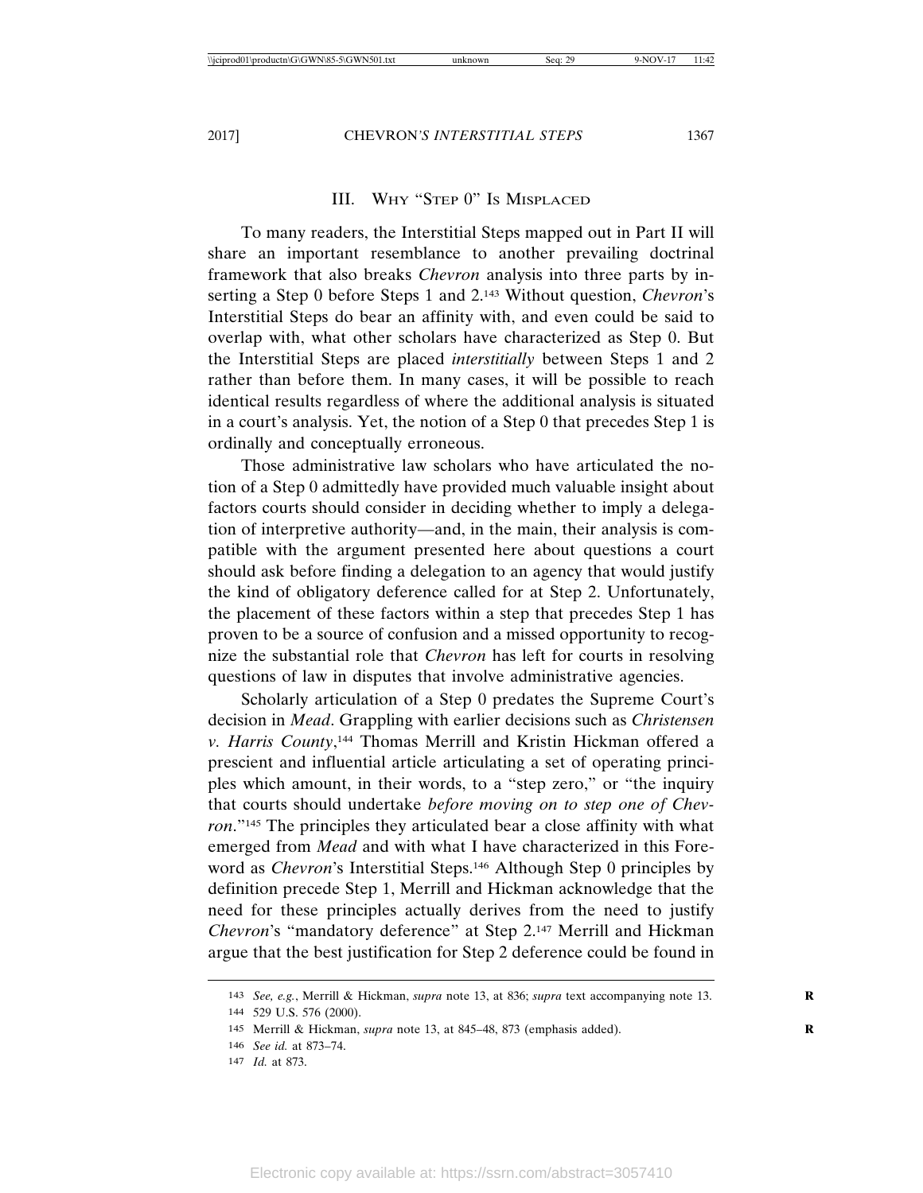## III. Why "Step 0" Is Misplaced

To many readers, the Interstitial Steps mapped out in Part II will share an important resemblance to another prevailing doctrinal framework that also breaks *Chevron* analysis into three parts by inserting a Step 0 before Steps 1 and 2.[143] Without question, *Chevron*'s Interstitial Steps do bear an affinity with, and even could be said to overlap with, what other scholars have characterized as Step 0. But the Interstitial Steps are placed *interstitially* between Steps 1 and 2 rather than before them. In many cases, it will be possible to reach identical results regardless of where the additional analysis is situated in a court's analysis. Yet, the notion of a Step 0 that precedes Step 1 is ordinally and conceptually erroneous.

Those administrative law scholars who have articulated the notion of a Step 0 admittedly have provided much valuable insight about factors courts should consider in deciding whether to imply a delegation of interpretive authority—and, in the main, their analysis is compatible with the argument presented here about questions a court should ask before finding a delegation to an agency that would justify the kind of obligatory deference called for at Step 2. Unfortunately, the placement of these factors within a step that precedes Step 1 has proven to be a source of confusion and a missed opportunity to recognize the substantial role that *Chevron* has left for courts in resolving questions of law in disputes that involve administrative agencies.

Scholarly articulation of a Step 0 predates the Supreme Court's decision in *Mead*. Grappling with earlier decisions such as *Christensen v. Harris County*,[144] Thomas Merrill and Kristin Hickman offered a prescient and influential article articulating a set of operating principles which amount, in their words, to a "step zero," or "the inquiry that courts should undertake *before moving on to step one of Chevron*."[145] The principles they articulated bear a close affinity with what emerged from *Mead* and with what I have characterized in this Foreword as *Chevron*'s Interstitial Steps.[146] Although Step 0 principles by definition precede Step 1, Merrill and Hickman acknowledge that the need for these principles actually derives from the need to justify *Chevron*'s "mandatory deference" at Step 2.[147] Merrill and Hickman argue that the best justification for Step 2 deference could be found in

---

143 *See, e.g.*, Merrill & Hickman, *supra* note 13, at 836; *supra* text accompanying note 13.

144 529 U.S. 576 (2000).

145 Merrill & Hickman, *supra* note 13, at 845–48, 873 (emphasis added).

146 *See id.* at 873–74.

147 *Id.* at 873.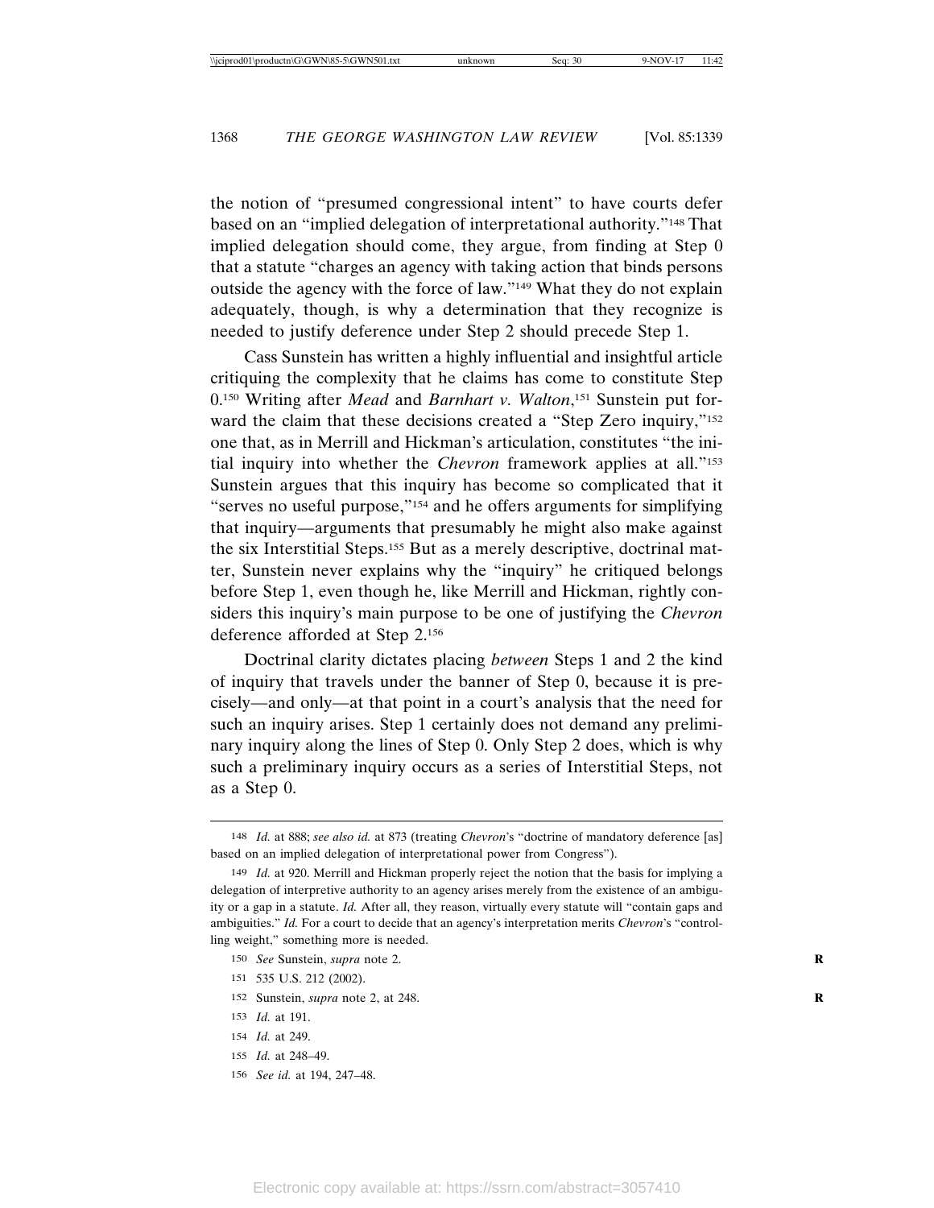the notion of "presumed congressional intent" to have courts defer based on an "implied delegation of interpretational authority."[148] That implied delegation should come, they argue, from finding at Step 0 that a statute "charges an agency with taking action that binds persons outside the agency with the force of law."[149] What they do not explain adequately, though, is why a determination that they recognize is needed to justify deference under Step 2 should precede Step 1.

Cass Sunstein has written a highly influential and insightful article critiquing the complexity that he claims has come to constitute Step 0.[150] Writing after *Mead* and *Barnhart v. Walton*,[151] Sunstein put forward the claim that these decisions created a "Step Zero inquiry,"[152] one that, as in Merrill and Hickman's articulation, constitutes "the initial inquiry into whether the *Chevron* framework applies at all."[153] Sunstein argues that this inquiry has become so complicated that it "serves no useful purpose,"[154] and he offers arguments for simplifying that inquiry—arguments that presumably he might also make against the six Interstitial Steps.[155] But as a merely descriptive, doctrinal matter, Sunstein never explains why the "inquiry" he critiqued belongs before Step 1, even though he, like Merrill and Hickman, rightly considers this inquiry's main purpose to be one of justifying the *Chevron* deference afforded at Step 2.[156]

Doctrinal clarity dictates placing *between* Steps 1 and 2 the kind of inquiry that travels under the banner of Step 0, because it is precisely—and only—at that point in a court's analysis that the need for such an inquiry arises. Step 1 certainly does not demand any preliminary inquiry along the lines of Step 0. Only Step 2 does, which is why such a preliminary inquiry occurs as a series of Interstitial Steps, not as a Step 0.

---

148 *Id.* at 888; *see also id.* at 873 (treating *Chevron*'s "doctrine of mandatory deference [as] based on an implied delegation of interpretational power from Congress").

149 *Id.* at 920. Merrill and Hickman properly reject the notion that the basis for implying a delegation of interpretive authority to an agency arises merely from the existence of an ambiguity or a gap in a statute. *Id.* After all, they reason, virtually every statute will "contain gaps and ambiguities." *Id.* For a court to decide that an agency's interpretation merits *Chevron*'s "controlling weight," something more is needed.

150 *See* Sunstein, *supra* note 2.

151 535 U.S. 212 (2002).

152 Sunstein, *supra* note 2, at 248.

153 *Id.* at 191.

154 *Id.* at 249.

155 *Id.* at 248–49.

156 *See id.* at 194, 247–48.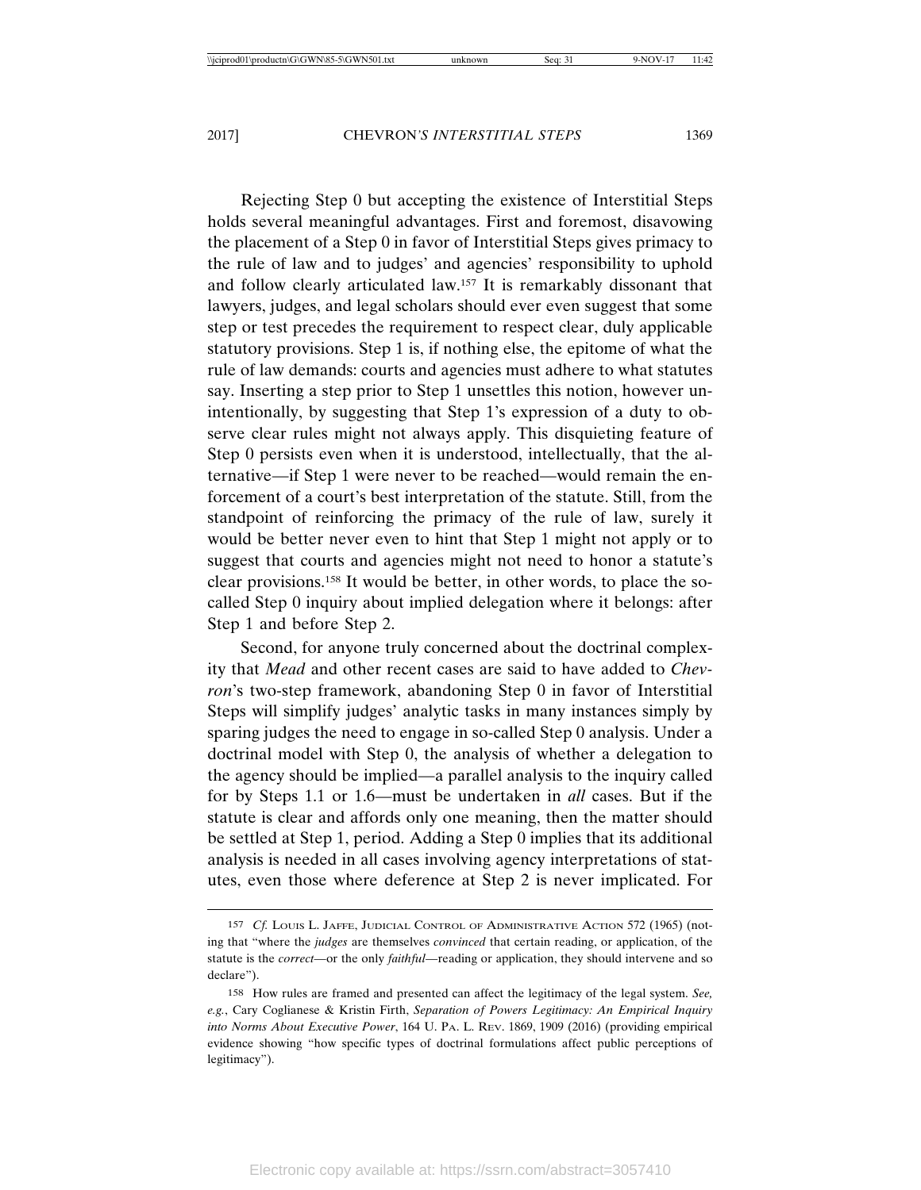Rejecting Step 0 but accepting the existence of Interstitial Steps holds several meaningful advantages. First and foremost, disavowing the placement of a Step 0 in favor of Interstitial Steps gives primacy to the rule of law and to judges' and agencies' responsibility to uphold and follow clearly articulated law.[157] It is remarkably dissonant that lawyers, judges, and legal scholars should ever even suggest that some step or test precedes the requirement to respect clear, duly applicable statutory provisions. Step 1 is, if nothing else, the epitome of what the rule of law demands: courts and agencies must adhere to what statutes say. Inserting a step prior to Step 1 unsettles this notion, however unintentionally, by suggesting that Step 1's expression of a duty to observe clear rules might not always apply. This disquieting feature of Step 0 persists even when it is understood, intellectually, that the alternative—if Step 1 were never to be reached—would remain the enforcement of a court's best interpretation of the statute. Still, from the standpoint of reinforcing the primacy of the rule of law, surely it would be better never even to hint that Step 1 might not apply or to suggest that courts and agencies might not need to honor a statute's clear provisions.[158] It would be better, in other words, to place the so-called Step 0 inquiry about implied delegation where it belongs: after Step 1 and before Step 2.

Second, for anyone truly concerned about the doctrinal complexity that *Mead* and other recent cases are said to have added to *Chevron*'s two-step framework, abandoning Step 0 in favor of Interstitial Steps will simplify judges' analytic tasks in many instances simply by sparing judges the need to engage in so-called Step 0 analysis. Under a doctrinal model with Step 0, the analysis of whether a delegation to the agency should be implied—a parallel analysis to the inquiry called for by Steps 1.1 or 1.6—must be undertaken in *all* cases. But if the statute is clear and affords only one meaning, then the matter should be settled at Step 1, period. Adding a Step 0 implies that its additional analysis is needed in all cases involving agency interpretations of statutes, even those where deference at Step 2 is never implicated. For

---

157 *Cf.* LOUIS L. JAFFE, JUDICIAL CONTROL OF ADMINISTRATIVE ACTION 572 (1965) (noting that "where the *judges* are themselves *convinced* that certain reading, or application, of the statute is the *correct*—or the only *faithful*—reading or application, they should intervene and so declare").

158 How rules are framed and presented can affect the legitimacy of the legal system. *See, e.g.*, Cary Coglianese & Kristin Firth, *Separation of Powers Legitimacy: An Empirical Inquiry into Norms About Executive Power*, 164 U. PA. L. REV. 1869, 1909 (2016) (providing empirical evidence showing "how specific types of doctrinal formulations affect public perceptions of legitimacy").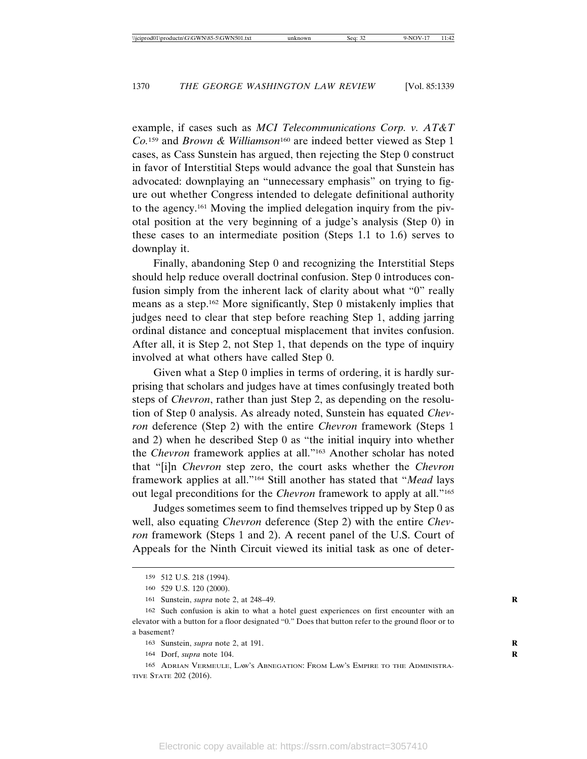example, if cases such as *MCI Telecommunications Corp. v. AT&T Co.*[159] and *Brown & Williamson*[160] are indeed better viewed as Step 1 cases, as Cass Sunstein has argued, then rejecting the Step 0 construct in favor of Interstitial Steps would advance the goal that Sunstein has advocated: downplaying an "unnecessary emphasis" on trying to figure out whether Congress intended to delegate definitional authority to the agency.[161] Moving the implied delegation inquiry from the pivotal position at the very beginning of a judge's analysis (Step 0) in these cases to an intermediate position (Steps 1.1 to 1.6) serves to downplay it.

Finally, abandoning Step 0 and recognizing the Interstitial Steps should help reduce overall doctrinal confusion. Step 0 introduces confusion simply from the inherent lack of clarity about what "0" really means as a step.[162] More significantly, Step 0 mistakenly implies that judges need to clear that step before reaching Step 1, adding jarring ordinal distance and conceptual misplacement that invites confusion. After all, it is Step 2, not Step 1, that depends on the type of inquiry involved at what others have called Step 0.

Given what a Step 0 implies in terms of ordering, it is hardly surprising that scholars and judges have at times confusingly treated both steps of *Chevron*, rather than just Step 2, as depending on the resolution of Step 0 analysis. As already noted, Sunstein has equated *Chevron* deference (Step 2) with the entire *Chevron* framework (Steps 1 and 2) when he described Step 0 as "the initial inquiry into whether the *Chevron* framework applies at all."[163] Another scholar has noted that "[i]n *Chevron* step zero, the court asks whether the *Chevron* framework applies at all."[164] Still another has stated that "*Mead* lays out legal preconditions for the *Chevron* framework to apply at all."[165]

Judges sometimes seem to find themselves tripped up by Step 0 as well, also equating *Chevron* deference (Step 2) with the entire *Chevron* framework (Steps 1 and 2). A recent panel of the U.S. Court of Appeals for the Ninth Circuit viewed its initial task as one of deter-

---

159 512 U.S. 218 (1994).

160 529 U.S. 120 (2000).

161 Sunstein, *supra* note 2, at 248–49.

162 Such confusion is akin to what a hotel guest experiences on first encounter with an elevator with a button for a floor designated "0." Does that button refer to the ground floor or to a basement?

163 Sunstein, *supra* note 2, at 191.

164 Dorf, *supra* note 104.

165 Adrian Vermeule, Law's Abnegation: From Law's Empire to the Administrative State 202 (2016).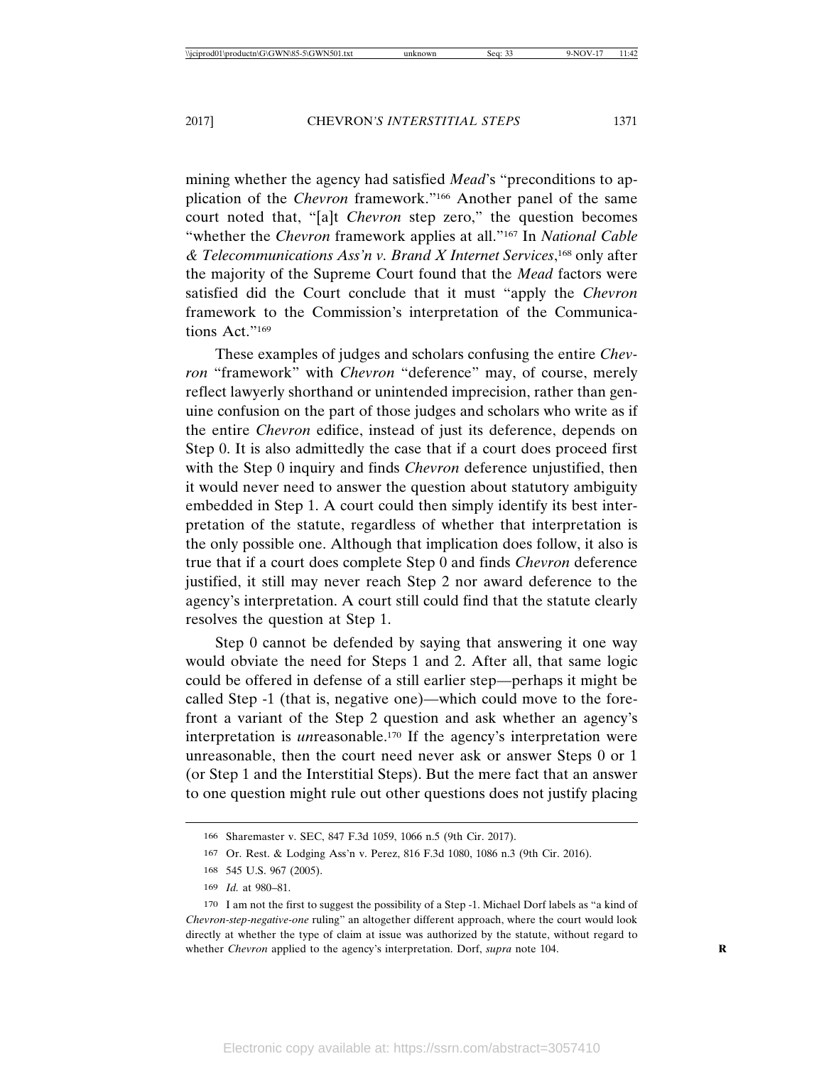mining whether the agency had satisfied *Mead*'s "preconditions to application of the *Chevron* framework."[166] Another panel of the same court noted that, "[a]t *Chevron* step zero," the question becomes "whether the *Chevron* framework applies at all."[167] In *National Cable & Telecommunications Ass'n v. Brand X Internet Services*,[168] only after the majority of the Supreme Court found that the *Mead* factors were satisfied did the Court conclude that it must "apply the *Chevron* framework to the Commission's interpretation of the Communications Act."[169]

These examples of judges and scholars confusing the entire *Chevron* "framework" with *Chevron* "deference" may, of course, merely reflect lawyerly shorthand or unintended imprecision, rather than genuine confusion on the part of those judges and scholars who write as if the entire *Chevron* edifice, instead of just its deference, depends on Step 0. It is also admittedly the case that if a court does proceed first with the Step 0 inquiry and finds *Chevron* deference unjustified, then it would never need to answer the question about statutory ambiguity embedded in Step 1. A court could then simply identify its best interpretation of the statute, regardless of whether that interpretation is the only possible one. Although that implication does follow, it also is true that if a court does complete Step 0 and finds *Chevron* deference justified, it still may never reach Step 2 nor award deference to the agency's interpretation. A court still could find that the statute clearly resolves the question at Step 1.

Step 0 cannot be defended by saying that answering it one way would obviate the need for Steps 1 and 2. After all, that same logic could be offered in defense of a still earlier step—perhaps it might be called Step -1 (that is, negative one)—which could move to the forefront a variant of the Step 2 question and ask whether an agency's interpretation is *un*reasonable.[170] If the agency's interpretation were unreasonable, then the court need never ask or answer Steps 0 or 1 (or Step 1 and the Interstitial Steps). But the mere fact that an answer to one question might rule out other questions does not justify placing

---

166 Sharemaster v. SEC, 847 F.3d 1059, 1066 n.5 (9th Cir. 2017).

167 Or. Rest. & Lodging Ass'n v. Perez, 816 F.3d 1080, 1086 n.3 (9th Cir. 2016).

168 545 U.S. 967 (2005).

169 *Id.* at 980–81.

170 I am not the first to suggest the possibility of a Step -1. Michael Dorf labels as "a kind of *Chevron-step-negative-one* ruling" an altogether different approach, where the court would look directly at whether the type of claim at issue was authorized by the statute, without regard to whether *Chevron* applied to the agency's interpretation. Dorf, *supra* note 104.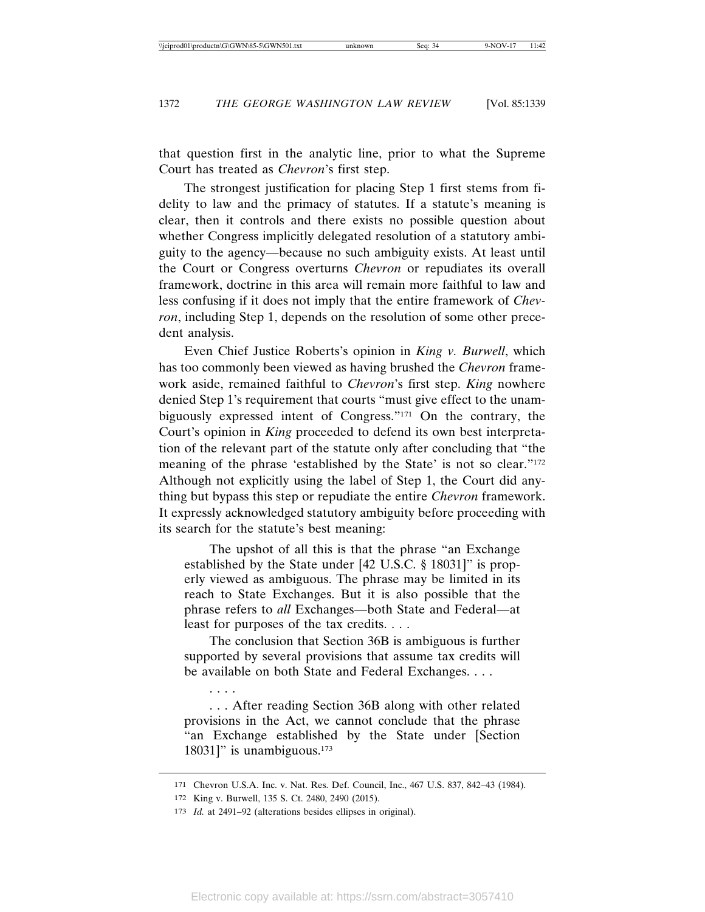that question first in the analytic line, prior to what the Supreme Court has treated as *Chevron*'s first step.

The strongest justification for placing Step 1 first stems from fidelity to law and the primacy of statutes. If a statute's meaning is clear, then it controls and there exists no possible question about whether Congress implicitly delegated resolution of a statutory ambiguity to the agency—because no such ambiguity exists. At least until the Court or Congress overturns *Chevron* or repudiates its overall framework, doctrine in this area will remain more faithful to law and less confusing if it does not imply that the entire framework of *Chevron*, including Step 1, depends on the resolution of some other precedent analysis.

Even Chief Justice Roberts's opinion in *King v. Burwell*, which has too commonly been viewed as having brushed the *Chevron* framework aside, remained faithful to *Chevron*'s first step. *King* nowhere denied Step 1's requirement that courts "must give effect to the unambiguously expressed intent of Congress."[171] On the contrary, the Court's opinion in *King* proceeded to defend its own best interpretation of the relevant part of the statute only after concluding that "the meaning of the phrase 'established by the State' is not so clear."[172] Although not explicitly using the label of Step 1, the Court did anything but bypass this step or repudiate the entire *Chevron* framework. It expressly acknowledged statutory ambiguity before proceeding with its search for the statute's best meaning:

> The upshot of all this is that the phrase "an Exchange established by the State under [42 U.S.C. § 18031]" is properly viewed as ambiguous. The phrase may be limited in its reach to State Exchanges. But it is also possible that the phrase refers to *all* Exchanges—both State and Federal—at least for purposes of the tax credits. . . .
>
> The conclusion that Section 36B is ambiguous is further supported by several provisions that assume tax credits will be available on both State and Federal Exchanges. . . .
>
> . . . .
>
> . . . After reading Section 36B along with other related provisions in the Act, we cannot conclude that the phrase "an Exchange established by the State under [Section 18031]" is unambiguous.[173]

---

171 Chevron U.S.A. Inc. v. Nat. Res. Def. Council, Inc., 467 U.S. 837, 842–43 (1984).

172 King v. Burwell, 135 S. Ct. 2480, 2490 (2015).

173 *Id.* at 2491–92 (alterations besides ellipses in original).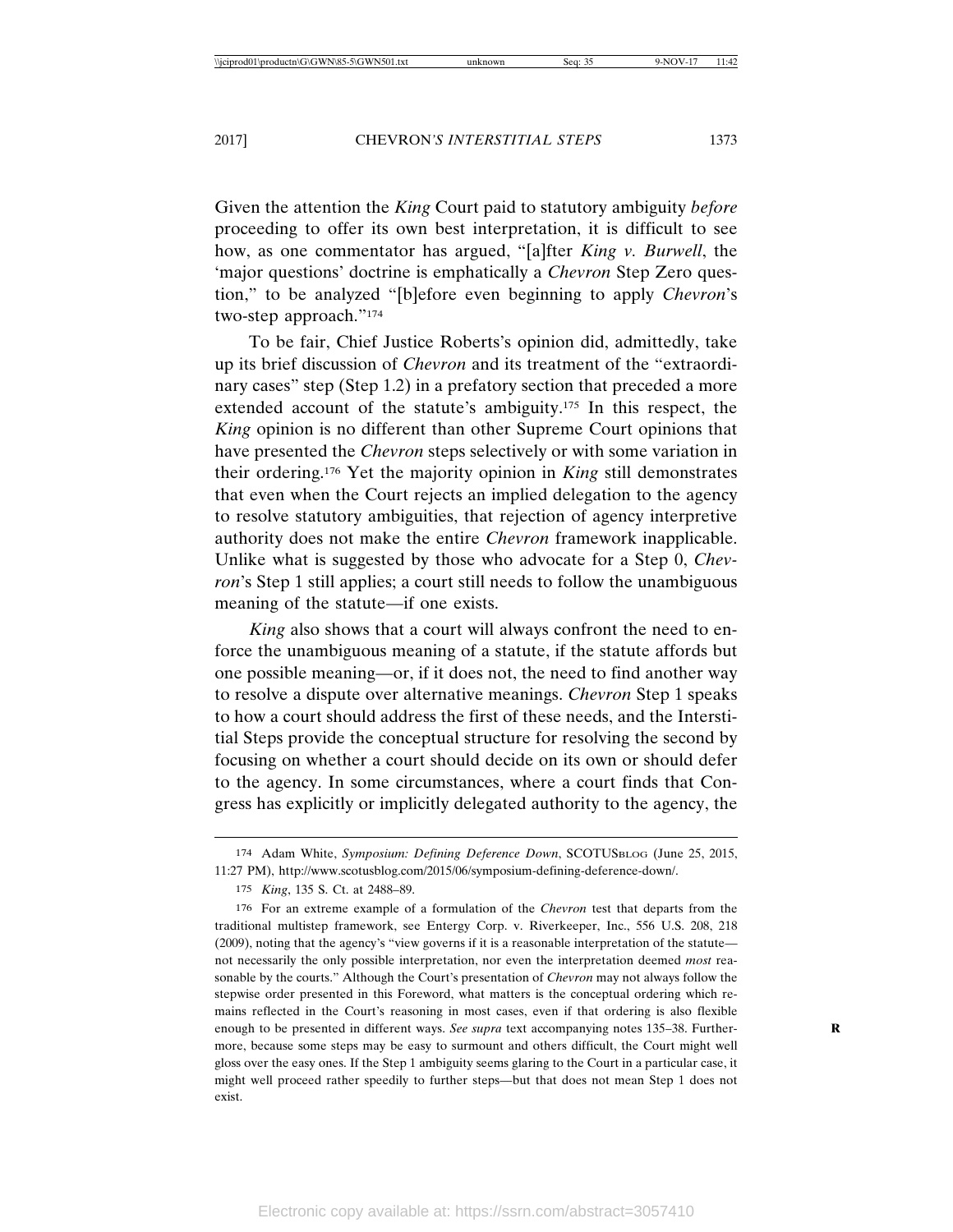Given the attention the *King* Court paid to statutory ambiguity *before* proceeding to offer its own best interpretation, it is difficult to see how, as one commentator has argued, "[a]fter *King v. Burwell*, the 'major questions' doctrine is emphatically a *Chevron* Step Zero question," to be analyzed "[b]efore even beginning to apply *Chevron*'s two-step approach."[174]

To be fair, Chief Justice Roberts's opinion did, admittedly, take up its brief discussion of *Chevron* and its treatment of the "extraordinary cases" step (Step 1.2) in a prefatory section that preceded a more extended account of the statute's ambiguity.[175] In this respect, the *King* opinion is no different than other Supreme Court opinions that have presented the *Chevron* steps selectively or with some variation in their ordering.[176] Yet the majority opinion in *King* still demonstrates that even when the Court rejects an implied delegation to the agency to resolve statutory ambiguities, that rejection of agency interpretive authority does not make the entire *Chevron* framework inapplicable. Unlike what is suggested by those who advocate for a Step 0, *Chevron*'s Step 1 still applies; a court still needs to follow the unambiguous meaning of the statute—if one exists.

*King* also shows that a court will always confront the need to enforce the unambiguous meaning of a statute, if the statute affords but one possible meaning—or, if it does not, the need to find another way to resolve a dispute over alternative meanings. *Chevron* Step 1 speaks to how a court should address the first of these needs, and the Interstitial Steps provide the conceptual structure for resolving the second by focusing on whether a court should decide on its own or should defer to the agency. In some circumstances, where a court finds that Congress has explicitly or implicitly delegated authority to the agency, the

---

174 Adam White, *Symposium: Defining Deference Down*, SCOTUSBLOG (June 25, 2015, 11:27 PM), http://www.scotusblog.com/2015/06/symposium-defining-deference-down/.

175 *King*, 135 S. Ct. at 2488–89.

176 For an extreme example of a formulation of the *Chevron* test that departs from the traditional multistep framework, see Entergy Corp. v. Riverkeeper, Inc., 556 U.S. 208, 218 (2009), noting that the agency's "view governs if it is a reasonable interpretation of the statute—not necessarily the only possible interpretation, nor even the interpretation deemed *most* reasonable by the courts." Although the Court's presentation of *Chevron* may not always follow the stepwise order presented in this Foreword, what matters is the conceptual ordering which remains reflected in the Court's reasoning in most cases, even if that ordering is also flexible enough to be presented in different ways. *See supra* text accompanying notes 135–38. Furthermore, because some steps may be easy to surmount and others difficult, the Court might well gloss over the easy ones. If the Step 1 ambiguity seems glaring to the Court in a particular case, it might well proceed rather speedily to further steps—but that does not mean Step 1 does not exist.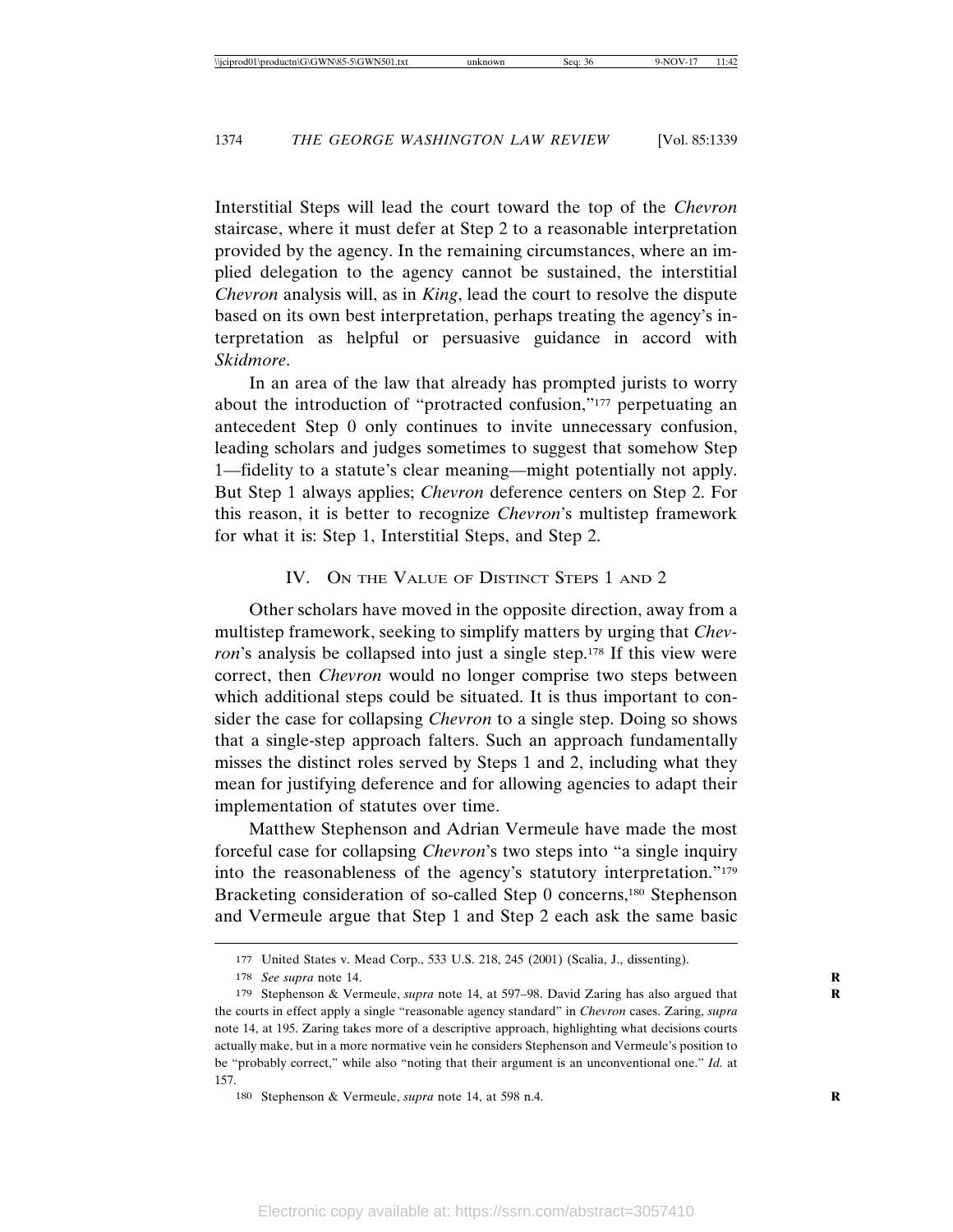Interstitial Steps will lead the court toward the top of the *Chevron* staircase, where it must defer at Step 2 to a reasonable interpretation provided by the agency. In the remaining circumstances, where an implied delegation to the agency cannot be sustained, the interstitial *Chevron* analysis will, as in *King*, lead the court to resolve the dispute based on its own best interpretation, perhaps treating the agency's interpretation as helpful or persuasive guidance in accord with *Skidmore*.

In an area of the law that already has prompted jurists to worry about the introduction of "protracted confusion,"[177] perpetuating an antecedent Step 0 only continues to invite unnecessary confusion, leading scholars and judges sometimes to suggest that somehow Step 1—fidelity to a statute's clear meaning—might potentially not apply. But Step 1 always applies; *Chevron* deference centers on Step 2. For this reason, it is better to recognize *Chevron*'s multistep framework for what it is: Step 1, Interstitial Steps, and Step 2.

## IV. On the Value of Distinct Steps 1 and 2

Other scholars have moved in the opposite direction, away from a multistep framework, seeking to simplify matters by urging that *Chevron*'s analysis be collapsed into just a single step.[178] If this view were correct, then *Chevron* would no longer comprise two steps between which additional steps could be situated. It is thus important to consider the case for collapsing *Chevron* to a single step. Doing so shows that a single-step approach falters. Such an approach fundamentally misses the distinct roles served by Steps 1 and 2, including what they mean for justifying deference and for allowing agencies to adapt their implementation of statutes over time.

Matthew Stephenson and Adrian Vermeule have made the most forceful case for collapsing *Chevron*'s two steps into "a single inquiry into the reasonableness of the agency's statutory interpretation."[179] Bracketing consideration of so-called Step 0 concerns,[180] Stephenson and Vermeule argue that Step 1 and Step 2 each ask the same basic

---

177 United States v. Mead Corp., 533 U.S. 218, 245 (2001) (Scalia, J., dissenting).

178 *See supra* note 14.

179 Stephenson & Vermeule, *supra* note 14, at 597–98. David Zaring has also argued that the courts in effect apply a single "reasonable agency standard" in *Chevron* cases. Zaring, *supra* note 14, at 195. Zaring takes more of a descriptive approach, highlighting what decisions courts actually make, but in a more normative vein he considers Stephenson and Vermeule's position to be "probably correct," while also "noting that their argument is an unconventional one." *Id.* at 157.

180 Stephenson & Vermeule, *supra* note 14, at 598 n.4.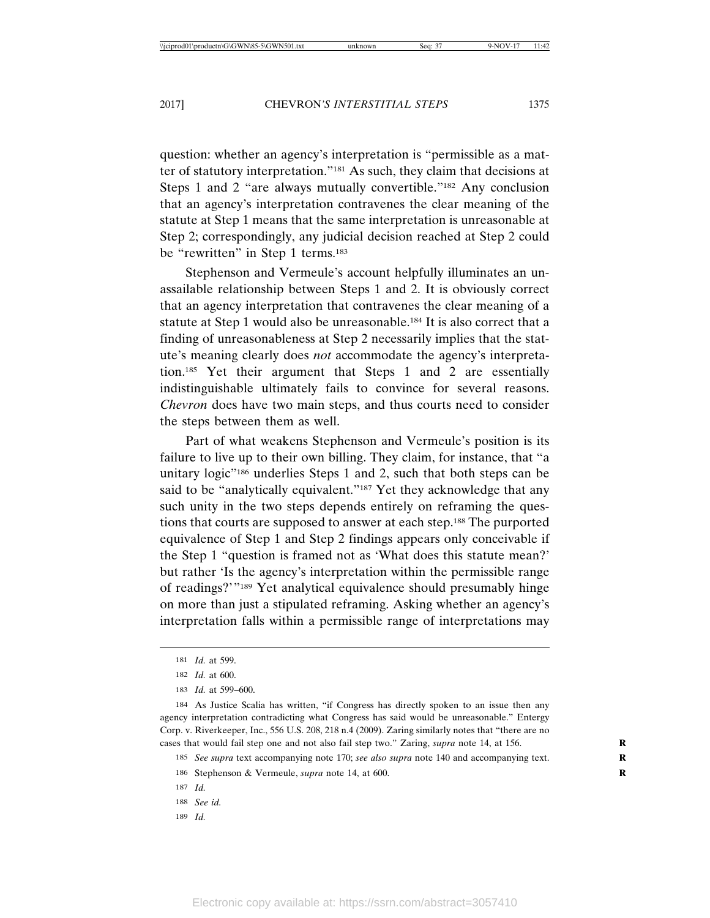question: whether an agency's interpretation is "permissible as a matter of statutory interpretation."[181] As such, they claim that decisions at Steps 1 and 2 "are always mutually convertible."[182] Any conclusion that an agency's interpretation contravenes the clear meaning of the statute at Step 1 means that the same interpretation is unreasonable at Step 2; correspondingly, any judicial decision reached at Step 2 could be "rewritten" in Step 1 terms.[183]

Stephenson and Vermeule's account helpfully illuminates an unassailable relationship between Steps 1 and 2. It is obviously correct that an agency interpretation that contravenes the clear meaning of a statute at Step 1 would also be unreasonable.[184] It is also correct that a finding of unreasonableness at Step 2 necessarily implies that the statute's meaning clearly does *not* accommodate the agency's interpretation.[185] Yet their argument that Steps 1 and 2 are essentially indistinguishable ultimately fails to convince for several reasons. *Chevron* does have two main steps, and thus courts need to consider the steps between them as well.

Part of what weakens Stephenson and Vermeule's position is its failure to live up to their own billing. They claim, for instance, that "a unitary logic"[186] underlies Steps 1 and 2, such that both steps can be said to be "analytically equivalent."[187] Yet they acknowledge that any such unity in the two steps depends entirely on reframing the questions that courts are supposed to answer at each step.[188] The purported equivalence of Step 1 and Step 2 findings appears only conceivable if the Step 1 "question is framed not as 'What does this statute mean?' but rather 'Is the agency's interpretation within the permissible range of readings?'"[189] Yet analytical equivalence should presumably hinge on more than just a stipulated reframing. Asking whether an agency's interpretation falls within a permissible range of interpretations may

---

181 *Id.* at 599.

182 *Id.* at 600.

183 *Id.* at 599–600.

184 As Justice Scalia has written, "if Congress has directly spoken to an issue then any agency interpretation contradicting what Congress has said would be unreasonable." Entergy Corp. v. Riverkeeper, Inc., 556 U.S. 208, 218 n.4 (2009). Zaring similarly notes that "there are no cases that would fail step one and not also fail step two." Zaring, *supra* note 14, at 156.

185 *See supra* text accompanying note 170; *see also supra* note 140 and accompanying text.

186 Stephenson & Vermeule, *supra* note 14, at 600.

187 *Id.*

188 *See id.*

189 *Id.*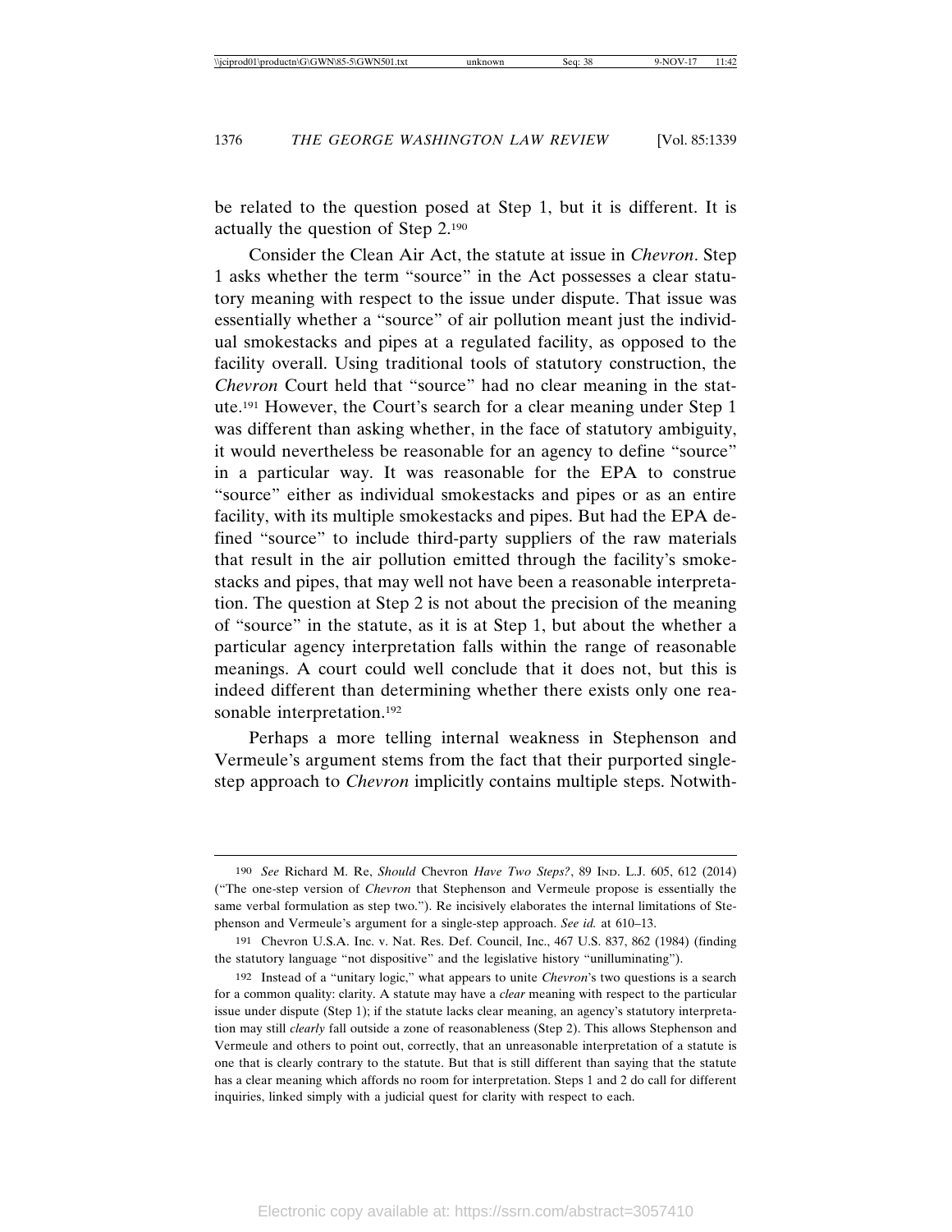be related to the question posed at Step 1, but it is different. It is actually the question of Step 2.[190]

Consider the Clean Air Act, the statute at issue in *Chevron*. Step 1 asks whether the term "source" in the Act possesses a clear statutory meaning with respect to the issue under dispute. That issue was essentially whether a "source" of air pollution meant just the individual smokestacks and pipes at a regulated facility, as opposed to the facility overall. Using traditional tools of statutory construction, the *Chevron* Court held that "source" had no clear meaning in the statute.[191] However, the Court's search for a clear meaning under Step 1 was different than asking whether, in the face of statutory ambiguity, it would nevertheless be reasonable for an agency to define "source" in a particular way. It was reasonable for the EPA to construe "source" either as individual smokestacks and pipes or as an entire facility, with its multiple smokestacks and pipes. But had the EPA defined "source" to include third-party suppliers of the raw materials that result in the air pollution emitted through the facility's smokestacks and pipes, that may well not have been a reasonable interpretation. The question at Step 2 is not about the precision of the meaning of "source" in the statute, as it is at Step 1, but about the whether a particular agency interpretation falls within the range of reasonable meanings. A court could well conclude that it does not, but this is indeed different than determining whether there exists only one reasonable interpretation.[192]

Perhaps a more telling internal weakness in Stephenson and Vermeule's argument stems from the fact that their purported single-step approach to *Chevron* implicitly contains multiple steps. Notwith-

---

190 *See* Richard M. Re, *Should* Chevron *Have Two Steps?*, 89 IND. L.J. 605, 612 (2014) ("The one-step version of *Chevron* that Stephenson and Vermeule propose is essentially the same verbal formulation as step two."). Re incisively elaborates the internal limitations of Stephenson and Vermeule's argument for a single-step approach. *See id.* at 610–13.

191 Chevron U.S.A. Inc. v. Nat. Res. Def. Council, Inc., 467 U.S. 837, 862 (1984) (finding the statutory language "not dispositive" and the legislative history "unilluminating").

192 Instead of a "unitary logic," what appears to unite *Chevron*'s two questions is a search for a common quality: clarity. A statute may have a *clear* meaning with respect to the particular issue under dispute (Step 1); if the statute lacks clear meaning, an agency's statutory interpretation may still *clearly* fall outside a zone of reasonableness (Step 2). This allows Stephenson and Vermeule and others to point out, correctly, that an unreasonable interpretation of a statute is one that is clearly contrary to the statute. But that is still different than saying that the statute has a clear meaning which affords no room for interpretation. Steps 1 and 2 do call for different inquiries, linked simply with a judicial quest for clarity with respect to each.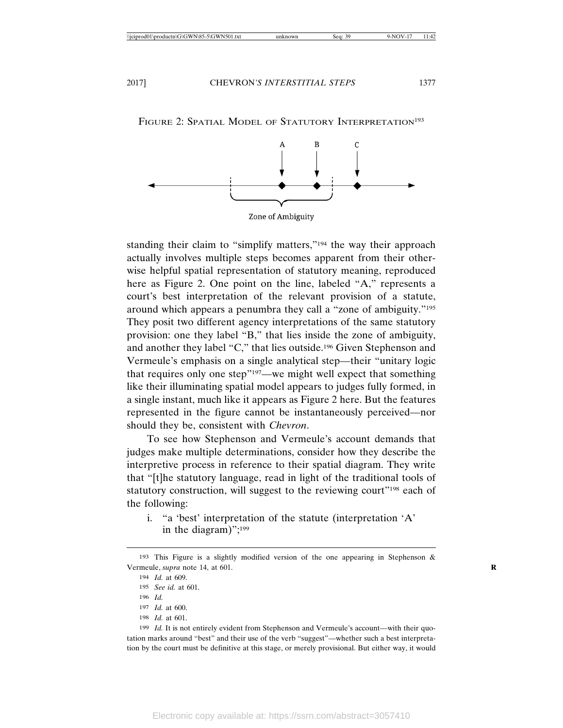FIGURE 2: SPATIAL MODEL OF STATUTORY INTERPRETATION[193]

Zone of Ambiguity

standing their claim to "simplify matters,"[194] the way their approach actually involves multiple steps becomes apparent from their otherwise helpful spatial representation of statutory meaning, reproduced here as Figure 2. One point on the line, labeled "A," represents a court's best interpretation of the relevant provision of a statute, around which appears a penumbra they call a "zone of ambiguity."[195] They posit two different agency interpretations of the same statutory provision: one they label "B," that lies inside the zone of ambiguity, and another they label "C," that lies outside.[196] Given Stephenson and Vermeule's emphasis on a single analytical step—their "unitary logic that requires only one step"[197]—we might well expect that something like their illuminating spatial model appears to judges fully formed, in a single instant, much like it appears as Figure 2 here. But the features represented in the figure cannot be instantaneously perceived—nor should they be, consistent with *Chevron*.

To see how Stephenson and Vermeule's account demands that judges make multiple determinations, consider how they describe the interpretive process in reference to their spatial diagram. They write that "[t]he statutory language, read in light of the traditional tools of statutory construction, will suggest to the reviewing court"[198] each of the following:

i. "a 'best' interpretation of the statute (interpretation 'A' in the diagram)";[199]

---

193 This Figure is a slightly modified version of the one appearing in Stephenson & Vermeule, *supra* note 14, at 601.

194 *Id.* at 609.

195 *See id.* at 601.

196 *Id.*

197 *Id.* at 600.

198 *Id.* at 601.

199 *Id.* It is not entirely evident from Stephenson and Vermeule's account—with their quotation marks around "best" and their use of the verb "suggest"—whether such a best interpretation by the court must be definitive at this stage, or merely provisional. But either way, it would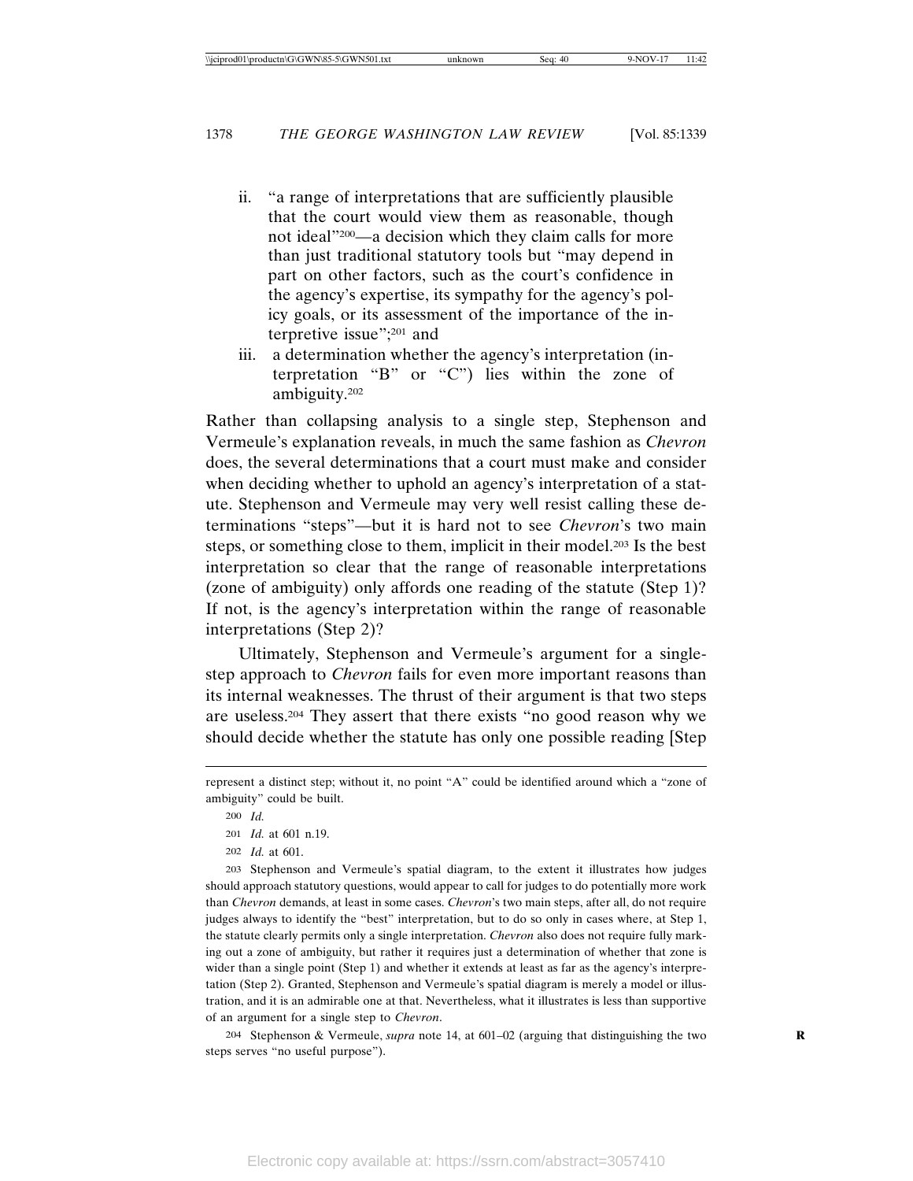ii. "a range of interpretations that are sufficiently plausible that the court would view them as reasonable, though not ideal"[200]—a decision which they claim calls for more than just traditional statutory tools but "may depend in part on other factors, such as the court's confidence in the agency's expertise, its sympathy for the agency's policy goals, or its assessment of the importance of the interpretive issue";[201] and

iii. a determination whether the agency's interpretation (interpretation "B" or "C") lies within the zone of ambiguity.[202]

Rather than collapsing analysis to a single step, Stephenson and Vermeule's explanation reveals, in much the same fashion as *Chevron* does, the several determinations that a court must make and consider when deciding whether to uphold an agency's interpretation of a statute. Stephenson and Vermeule may very well resist calling these determinations "steps"—but it is hard not to see *Chevron*'s two main steps, or something close to them, implicit in their model.[203] Is the best interpretation so clear that the range of reasonable interpretations (zone of ambiguity) only affords one reading of the statute (Step 1)? If not, is the agency's interpretation within the range of reasonable interpretations (Step 2)?

Ultimately, Stephenson and Vermeule's argument for a single-step approach to *Chevron* fails for even more important reasons than its internal weaknesses. The thrust of their argument is that two steps are useless.[204] They assert that there exists "no good reason why we should decide whether the statute has only one possible reading [Step

---

represent a distinct step; without it, no point "A" could be identified around which a "zone of ambiguity" could be built.

200 *Id.*

201 *Id.* at 601 n.19.

202 *Id.* at 601.

203 Stephenson and Vermeule's spatial diagram, to the extent it illustrates how judges should approach statutory questions, would appear to call for judges to do potentially more work than *Chevron* demands, at least in some cases. *Chevron*'s two main steps, after all, do not require judges always to identify the "best" interpretation, but to do so only in cases where, at Step 1, the statute clearly permits only a single interpretation. *Chevron* also does not require fully marking out a zone of ambiguity, but rather it requires just a determination of whether that zone is wider than a single point (Step 1) and whether it extends at least as far as the agency's interpretation (Step 2). Granted, Stephenson and Vermeule's spatial diagram is merely a model or illustration, and it is an admirable one at that. Nevertheless, what it illustrates is less than supportive of an argument for a single step to *Chevron*.

204 Stephenson & Vermeule, *supra* note 14, at 601–02 (arguing that distinguishing the two steps serves "no useful purpose").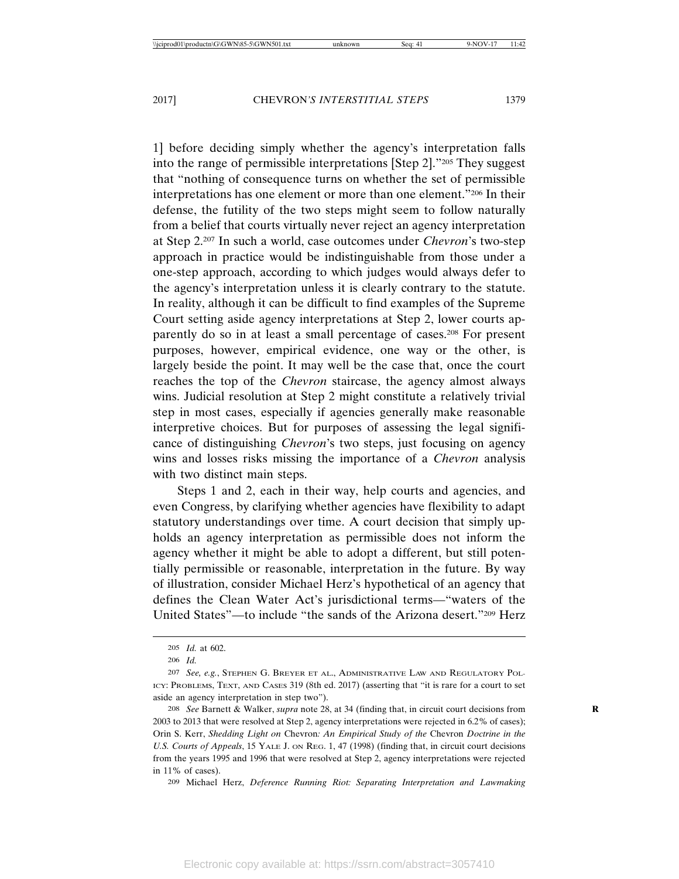1] before deciding simply whether the agency's interpretation falls into the range of permissible interpretations [Step 2]."[205] They suggest that "nothing of consequence turns on whether the set of permissible interpretations has one element or more than one element."[206] In their defense, the futility of the two steps might seem to follow naturally from a belief that courts virtually never reject an agency interpretation at Step 2.[207] In such a world, case outcomes under *Chevron*'s two-step approach in practice would be indistinguishable from those under a one-step approach, according to which judges would always defer to the agency's interpretation unless it is clearly contrary to the statute. In reality, although it can be difficult to find examples of the Supreme Court setting aside agency interpretations at Step 2, lower courts apparently do so in at least a small percentage of cases.[208] For present purposes, however, empirical evidence, one way or the other, is largely beside the point. It may well be the case that, once the court reaches the top of the *Chevron* staircase, the agency almost always wins. Judicial resolution at Step 2 might constitute a relatively trivial step in most cases, especially if agencies generally make reasonable interpretive choices. But for purposes of assessing the legal significance of distinguishing *Chevron*'s two steps, just focusing on agency wins and losses risks missing the importance of a *Chevron* analysis with two distinct main steps.

Steps 1 and 2, each in their way, help courts and agencies, and even Congress, by clarifying whether agencies have flexibility to adapt statutory understandings over time. A court decision that simply upholds an agency interpretation as permissible does not inform the agency whether it might be able to adopt a different, but still potentially permissible or reasonable, interpretation in the future. By way of illustration, consider Michael Herz's hypothetical of an agency that defines the Clean Water Act's jurisdictional terms—"waters of the United States"—to include "the sands of the Arizona desert."[209] Herz

---

205 *Id.* at 602.

206 *Id.*

207 *See, e.g.*, Stephen G. Breyer et al., Administrative Law and Regulatory Policy: Problems, Text, and Cases 319 (8th ed. 2017) (asserting that "it is rare for a court to set aside an agency interpretation in step two").

208 *See* Barnett & Walker, *supra* note 28, at 34 (finding that, in circuit court decisions from 2003 to 2013 that were resolved at Step 2, agency interpretations were rejected in 6.2% of cases); Orin S. Kerr, *Shedding Light on* Chevron*: An Empirical Study of the* Chevron *Doctrine in the U.S. Courts of Appeals*, 15 Yale J. on Reg. 1, 47 (1998) (finding that, in circuit court decisions from the years 1995 and 1996 that were resolved at Step 2, agency interpretations were rejected in 11% of cases).

209 Michael Herz, *Deference Running Riot: Separating Interpretation and Lawmaking*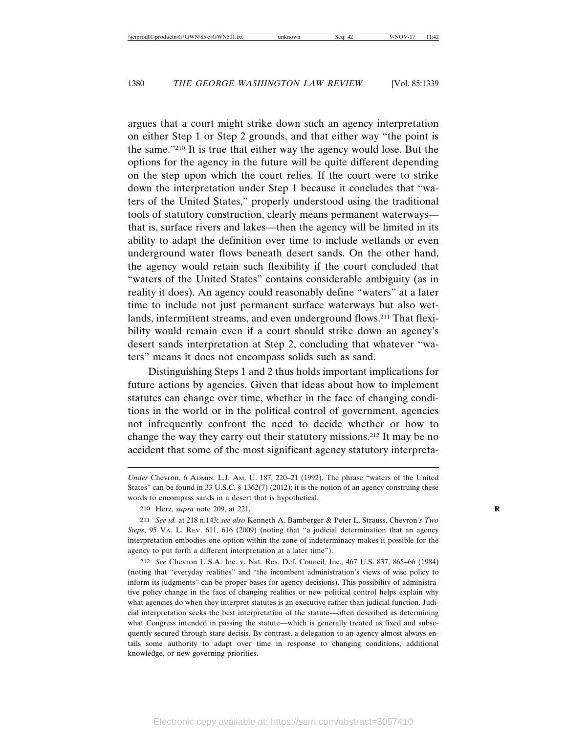argues that a court might strike down such an agency interpretation on either Step 1 or Step 2 grounds, and that either way "the point is the same."[210] It is true that either way the agency would lose. But the options for the agency in the future will be quite different depending on the step upon which the court relies. If the court were to strike down the interpretation under Step 1 because it concludes that "waters of the United States," properly understood using the traditional tools of statutory construction, clearly means permanent waterways—that is, surface rivers and lakes—then the agency will be limited in its ability to adapt the definition over time to include wetlands or even underground water flows beneath desert sands. On the other hand, the agency would retain such flexibility if the court concluded that "waters of the United States" contains considerable ambiguity (as in reality it does). An agency could reasonably define "waters" at a later time to include not just permanent surface waterways but also wetlands, intermittent streams, and even underground flows.[211] That flexibility would remain even if a court should strike down an agency's desert sands interpretation at Step 2, concluding that whatever "waters" means it does not encompass solids such as sand.

Distinguishing Steps 1 and 2 thus holds important implications for future actions by agencies. Given that ideas about how to implement statutes can change over time, whether in the face of changing conditions in the world or in the political control of government, agencies not infrequently confront the need to decide whether or how to change the way they carry out their statutory missions.[212] It may be no accident that some of the most significant agency statutory interpreta-

---

*Under* Chevron, 6 ADMIN. L.J. AM. U. 187, 220–21 (1992). The phrase "waters of the United States" can be found in 33 U.S.C. § 1362(7) (2012); it is the notion of an agency construing these words to encompass sands in a desert that is hypothetical.

210 Herz, *supra* note 209, at 221.

211 *See id.* at 218 n.143; *see also* Kenneth A. Bamberger & Peter L. Strauss, Chevron*'s Two Steps*, 95 VA. L. REV. 611, 616 (2009) (noting that "a judicial determination that an agency interpretation embodies one option within the zone of indeterminacy makes it possible for the agency to put forth a different interpretation at a later time").

212 *See* Chevron U.S.A. Inc. v. Nat. Res. Def. Council, Inc., 467 U.S. 837, 865–66 (1984) (noting that "everyday realities" and "the incumbent administration's views of wise policy to inform its judgments" can be proper bases for agency decisions). This possibility of administrative policy change in the face of changing realities or new political control helps explain why what agencies do when they interpret statutes is an executive rather than judicial function. Judicial interpretation seeks the best interpretation of the statute—often described as determining what Congress intended in passing the statute—which is generally treated as fixed and subsequently secured through stare decisis. By contrast, a delegation to an agency almost always entails some authority to adapt over time in response to changing conditions, additional knowledge, or new governing priorities.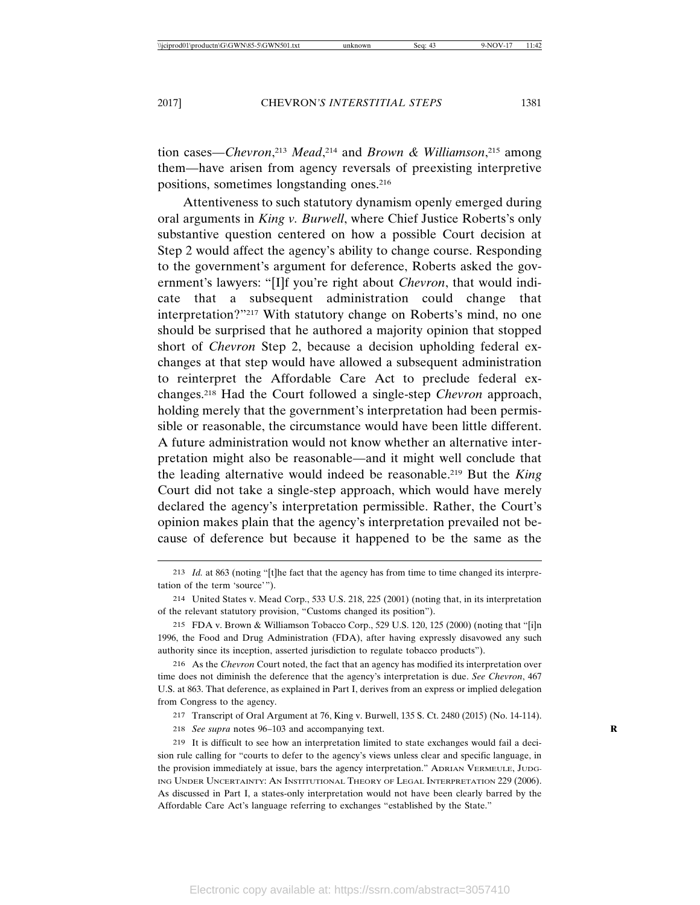tion cases—*Chevron*,[213] *Mead*,[214] and *Brown & Williamson*,[215] among them—have arisen from agency reversals of preexisting interpretive positions, sometimes longstanding ones.[216]

Attentiveness to such statutory dynamism openly emerged during oral arguments in *King v. Burwell*, where Chief Justice Roberts's only substantive question centered on how a possible Court decision at Step 2 would affect the agency's ability to change course. Responding to the government's argument for deference, Roberts asked the government's lawyers: "[I]f you're right about *Chevron*, that would indicate that a subsequent administration could change that interpretation?"[217] With statutory change on Roberts's mind, no one should be surprised that he authored a majority opinion that stopped short of *Chevron* Step 2, because a decision upholding federal exchanges at that step would have allowed a subsequent administration to reinterpret the Affordable Care Act to preclude federal exchanges.[218] Had the Court followed a single-step *Chevron* approach, holding merely that the government's interpretation had been permissible or reasonable, the circumstance would have been little different. A future administration would not know whether an alternative interpretation might also be reasonable—and it might well conclude that the leading alternative would indeed be reasonable.[219] But the *King* Court did not take a single-step approach, which would have merely declared the agency's interpretation permissible. Rather, the Court's opinion makes plain that the agency's interpretation prevailed not because of deference but because it happened to be the same as the

---

213 *Id.* at 863 (noting "[t]he fact that the agency has from time to time changed its interpretation of the term 'source'").

214 United States v. Mead Corp., 533 U.S. 218, 225 (2001) (noting that, in its interpretation of the relevant statutory provision, "Customs changed its position").

215 FDA v. Brown & Williamson Tobacco Corp., 529 U.S. 120, 125 (2000) (noting that "[i]n 1996, the Food and Drug Administration (FDA), after having expressly disavowed any such authority since its inception, asserted jurisdiction to regulate tobacco products").

216 As the *Chevron* Court noted, the fact that an agency has modified its interpretation over time does not diminish the deference that the agency's interpretation is due. *See Chevron*, 467 U.S. at 863. That deference, as explained in Part I, derives from an express or implied delegation from Congress to the agency.

217 Transcript of Oral Argument at 76, King v. Burwell, 135 S. Ct. 2480 (2015) (No. 14-114).

218 *See supra* notes 96–103 and accompanying text.

219 It is difficult to see how an interpretation limited to state exchanges would fail a decision rule calling for "courts to defer to the agency's views unless clear and specific language, in the provision immediately at issue, bars the agency interpretation." ADRIAN VERMEULE, JUDGING UNDER UNCERTAINTY: AN INSTITUTIONAL THEORY OF LEGAL INTERPRETATION 229 (2006). As discussed in Part I, a states-only interpretation would not have been clearly barred by the Affordable Care Act's language referring to exchanges "established by the State."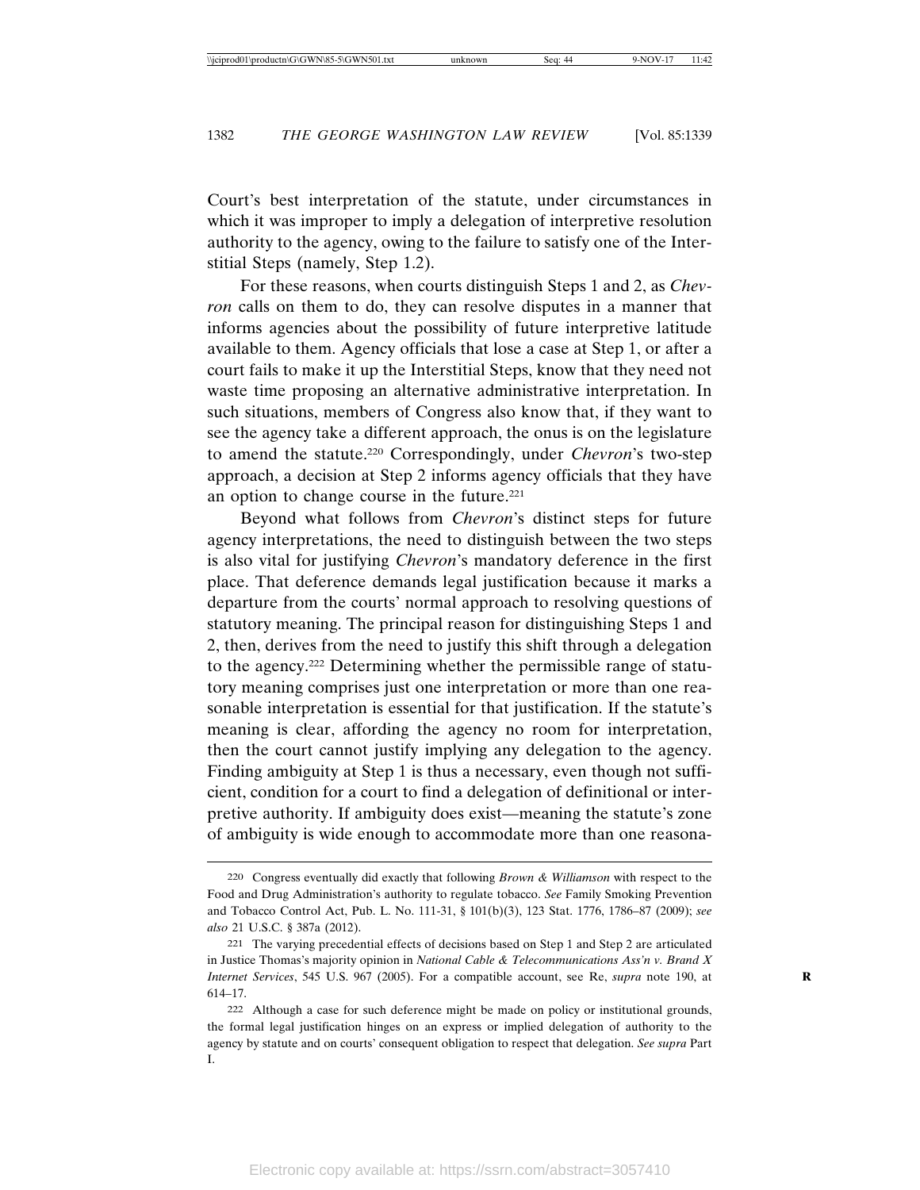Court's best interpretation of the statute, under circumstances in which it was improper to imply a delegation of interpretive resolution authority to the agency, owing to the failure to satisfy one of the Interstitial Steps (namely, Step 1.2).

For these reasons, when courts distinguish Steps 1 and 2, as *Chevron* calls on them to do, they can resolve disputes in a manner that informs agencies about the possibility of future interpretive latitude available to them. Agency officials that lose a case at Step 1, or after a court fails to make it up the Interstitial Steps, know that they need not waste time proposing an alternative administrative interpretation. In such situations, members of Congress also know that, if they want to see the agency take a different approach, the onus is on the legislature to amend the statute.[220] Correspondingly, under *Chevron*'s two-step approach, a decision at Step 2 informs agency officials that they have an option to change course in the future.[221]

Beyond what follows from *Chevron*'s distinct steps for future agency interpretations, the need to distinguish between the two steps is also vital for justifying *Chevron*'s mandatory deference in the first place. That deference demands legal justification because it marks a departure from the courts' normal approach to resolving questions of statutory meaning. The principal reason for distinguishing Steps 1 and 2, then, derives from the need to justify this shift through a delegation to the agency.[222] Determining whether the permissible range of statutory meaning comprises just one interpretation or more than one reasonable interpretation is essential for that justification. If the statute's meaning is clear, affording the agency no room for interpretation, then the court cannot justify implying any delegation to the agency. Finding ambiguity at Step 1 is thus a necessary, even though not sufficient, condition for a court to find a delegation of definitional or interpretive authority. If ambiguity does exist—meaning the statute's zone of ambiguity is wide enough to accommodate more than one reasona-

---

220 Congress eventually did exactly that following *Brown & Williamson* with respect to the Food and Drug Administration's authority to regulate tobacco. *See* Family Smoking Prevention and Tobacco Control Act, Pub. L. No. 111-31, § 101(b)(3), 123 Stat. 1776, 1786–87 (2009); *see also* 21 U.S.C. § 387a (2012).

221 The varying precedential effects of decisions based on Step 1 and Step 2 are articulated in Justice Thomas's majority opinion in *National Cable & Telecommunications Ass'n v. Brand X Internet Services*, 545 U.S. 967 (2005). For a compatible account, see Re, *supra* note 190, at 614–17.

222 Although a case for such deference might be made on policy or institutional grounds, the formal legal justification hinges on an express or implied delegation of authority to the agency by statute and on courts' consequent obligation to respect that delegation. *See supra* Part I.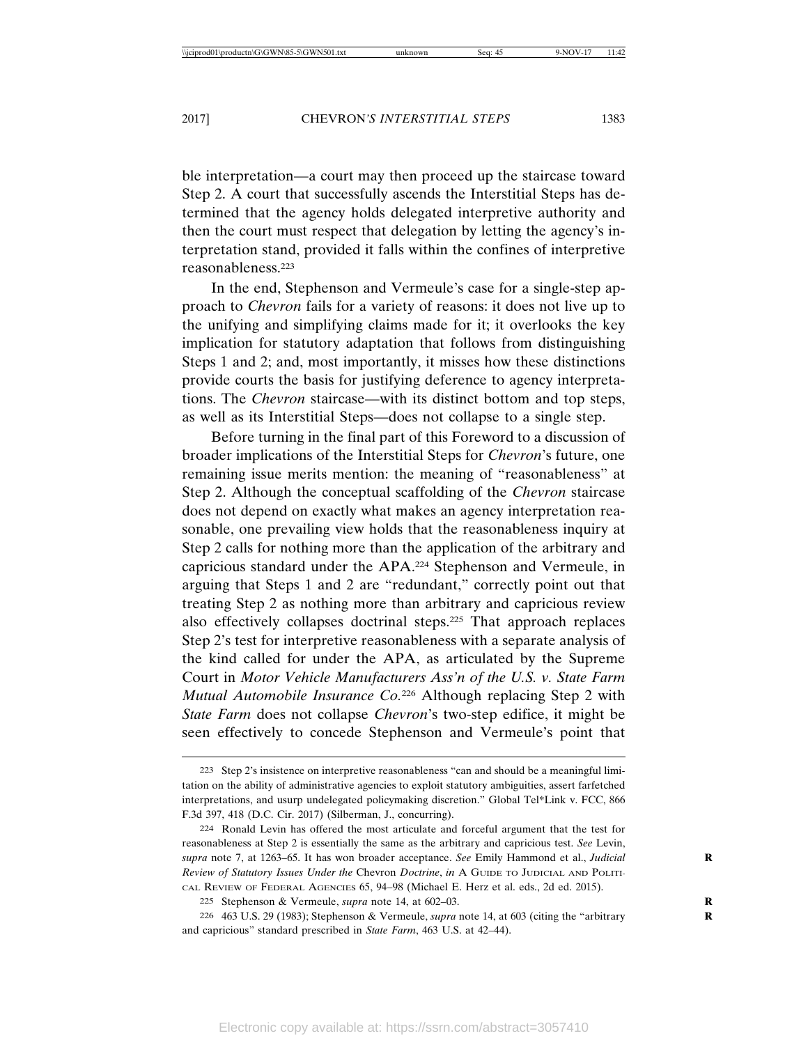ble interpretation—a court may then proceed up the staircase toward Step 2. A court that successfully ascends the Interstitial Steps has determined that the agency holds delegated interpretive authority and then the court must respect that delegation by letting the agency's interpretation stand, provided it falls within the confines of interpretive reasonableness.[223]

In the end, Stephenson and Vermeule's case for a single-step approach to *Chevron* fails for a variety of reasons: it does not live up to the unifying and simplifying claims made for it; it overlooks the key implication for statutory adaptation that follows from distinguishing Steps 1 and 2; and, most importantly, it misses how these distinctions provide courts the basis for justifying deference to agency interpretations. The *Chevron* staircase—with its distinct bottom and top steps, as well as its Interstitial Steps—does not collapse to a single step.

Before turning in the final part of this Foreword to a discussion of broader implications of the Interstitial Steps for *Chevron*'s future, one remaining issue merits mention: the meaning of "reasonableness" at Step 2. Although the conceptual scaffolding of the *Chevron* staircase does not depend on exactly what makes an agency interpretation reasonable, one prevailing view holds that the reasonableness inquiry at Step 2 calls for nothing more than the application of the arbitrary and capricious standard under the APA.[224] Stephenson and Vermeule, in arguing that Steps 1 and 2 are "redundant," correctly point out that treating Step 2 as nothing more than arbitrary and capricious review also effectively collapses doctrinal steps.[225] That approach replaces Step 2's test for interpretive reasonableness with a separate analysis of the kind called for under the APA, as articulated by the Supreme Court in *Motor Vehicle Manufacturers Ass'n of the U.S. v. State Farm Mutual Automobile Insurance Co.*[226] Although replacing Step 2 with *State Farm* does not collapse *Chevron*'s two-step edifice, it might be seen effectively to concede Stephenson and Vermeule's point that

---

223 Step 2's insistence on interpretive reasonableness "can and should be a meaningful limitation on the ability of administrative agencies to exploit statutory ambiguities, assert farfetched interpretations, and usurp undelegated policymaking discretion." Global Tel*Link v. FCC, 866 F.3d 397, 418 (D.C. Cir. 2017) (Silberman, J., concurring).

224 Ronald Levin has offered the most articulate and forceful argument that the test for reasonableness at Step 2 is essentially the same as the arbitrary and capricious test. *See* Levin, *supra* note 7, at 1263–65. It has won broader acceptance. *See* Emily Hammond et al., *Judicial Review of Statutory Issues Under the* Chevron *Doctrine*, *in* A GUIDE TO JUDICIAL AND POLITICAL REVIEW OF FEDERAL AGENCIES 65, 94–98 (Michael E. Herz et al. eds., 2d ed. 2015).

225 Stephenson & Vermeule, *supra* note 14, at 602–03.

226 463 U.S. 29 (1983); Stephenson & Vermeule, *supra* note 14, at 603 (citing the "arbitrary and capricious" standard prescribed in *State Farm*, 463 U.S. at 42–44).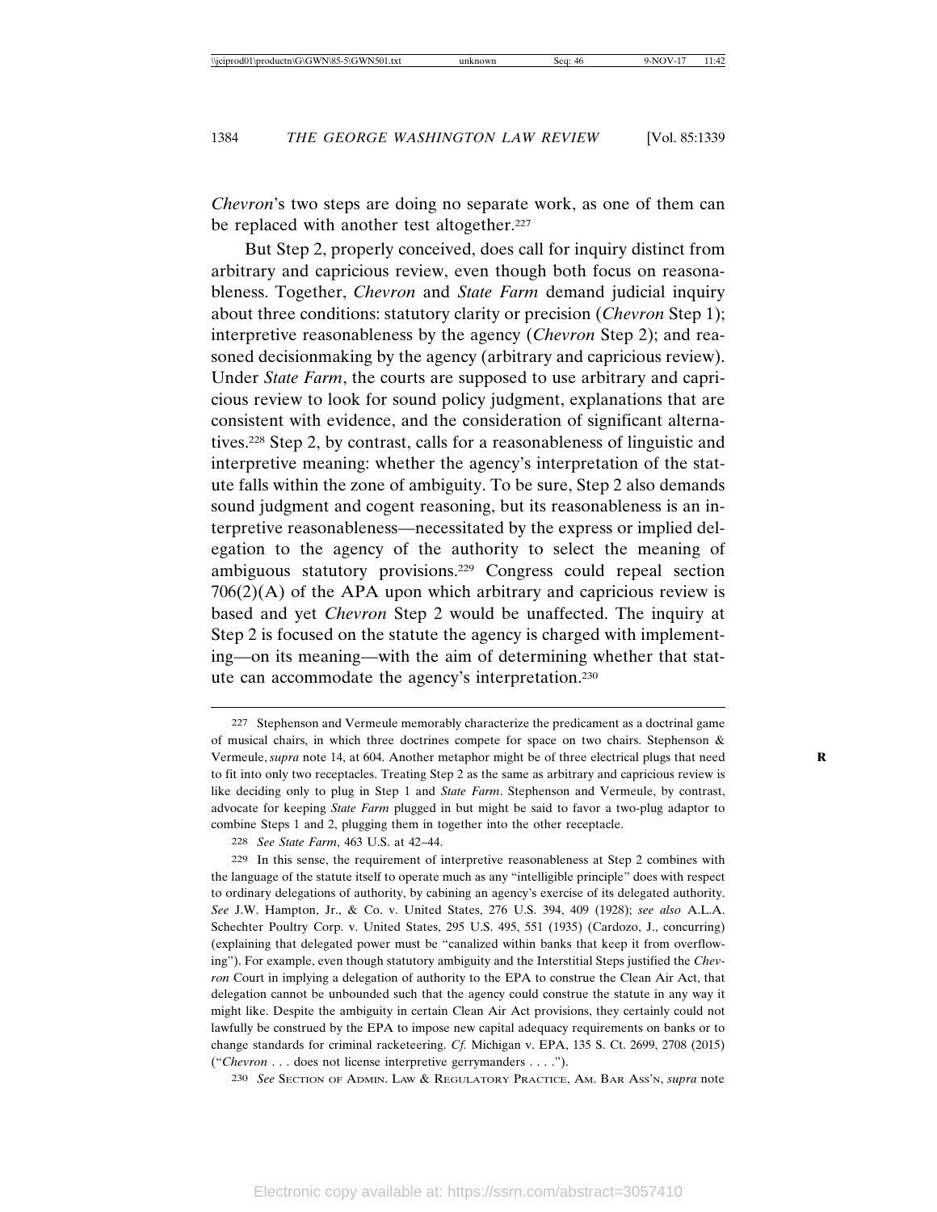*Chevron*'s two steps are doing no separate work, as one of them can be replaced with another test altogether.[227]

But Step 2, properly conceived, does call for inquiry distinct from arbitrary and capricious review, even though both focus on reasonableness. Together, *Chevron* and *State Farm* demand judicial inquiry about three conditions: statutory clarity or precision (*Chevron* Step 1); interpretive reasonableness by the agency (*Chevron* Step 2); and reasoned decisionmaking by the agency (arbitrary and capricious review). Under *State Farm*, the courts are supposed to use arbitrary and capricious review to look for sound policy judgment, explanations that are consistent with evidence, and the consideration of significant alternatives.[228] Step 2, by contrast, calls for a reasonableness of linguistic and interpretive meaning: whether the agency's interpretation of the statute falls within the zone of ambiguity. To be sure, Step 2 also demands sound judgment and cogent reasoning, but its reasonableness is an interpretive reasonableness—necessitated by the express or implied delegation to the agency of the authority to select the meaning of ambiguous statutory provisions.[229] Congress could repeal section 706(2)(A) of the APA upon which arbitrary and capricious review is based and yet *Chevron* Step 2 would be unaffected. The inquiry at Step 2 is focused on the statute the agency is charged with implementing—on its meaning—with the aim of determining whether that statute can accommodate the agency's interpretation.[230]

---

227 Stephenson and Vermeule memorably characterize the predicament as a doctrinal game of musical chairs, in which three doctrines compete for space on two chairs. Stephenson & Vermeule, *supra* note 14, at 604. Another metaphor might be of three electrical plugs that need to fit into only two receptacles. Treating Step 2 as the same as arbitrary and capricious review is like deciding only to plug in Step 1 and *State Farm*. Stephenson and Vermeule, by contrast, advocate for keeping *State Farm* plugged in but might be said to favor a two-plug adaptor to combine Steps 1 and 2, plugging them in together into the other receptacle.

228 *See State Farm*, 463 U.S. at 42–44.

229 In this sense, the requirement of interpretive reasonableness at Step 2 combines with the language of the statute itself to operate much as any "intelligible principle" does with respect to ordinary delegations of authority, by cabining an agency's exercise of its delegated authority. *See* J.W. Hampton, Jr., & Co. v. United States, 276 U.S. 394, 409 (1928); *see also* A.L.A. Schechter Poultry Corp. v. United States, 295 U.S. 495, 551 (1935) (Cardozo, J., concurring) (explaining that delegated power must be "canalized within banks that keep it from overflowing"). For example, even though statutory ambiguity and the Interstitial Steps justified the *Chevron* Court in implying a delegation of authority to the EPA to construe the Clean Air Act, that delegation cannot be unbounded such that the agency could construe the statute in any way it might like. Despite the ambiguity in certain Clean Air Act provisions, they certainly could not lawfully be construed by the EPA to impose new capital adequacy requirements on banks or to change standards for criminal racketeering. *Cf.* Michigan v. EPA, 135 S. Ct. 2699, 2708 (2015) ("*Chevron* . . . does not license interpretive gerrymanders . . . .").

230 *See* SECTION OF ADMIN. LAW & REGULATORY PRACTICE, AM. BAR ASS'N, *supra* note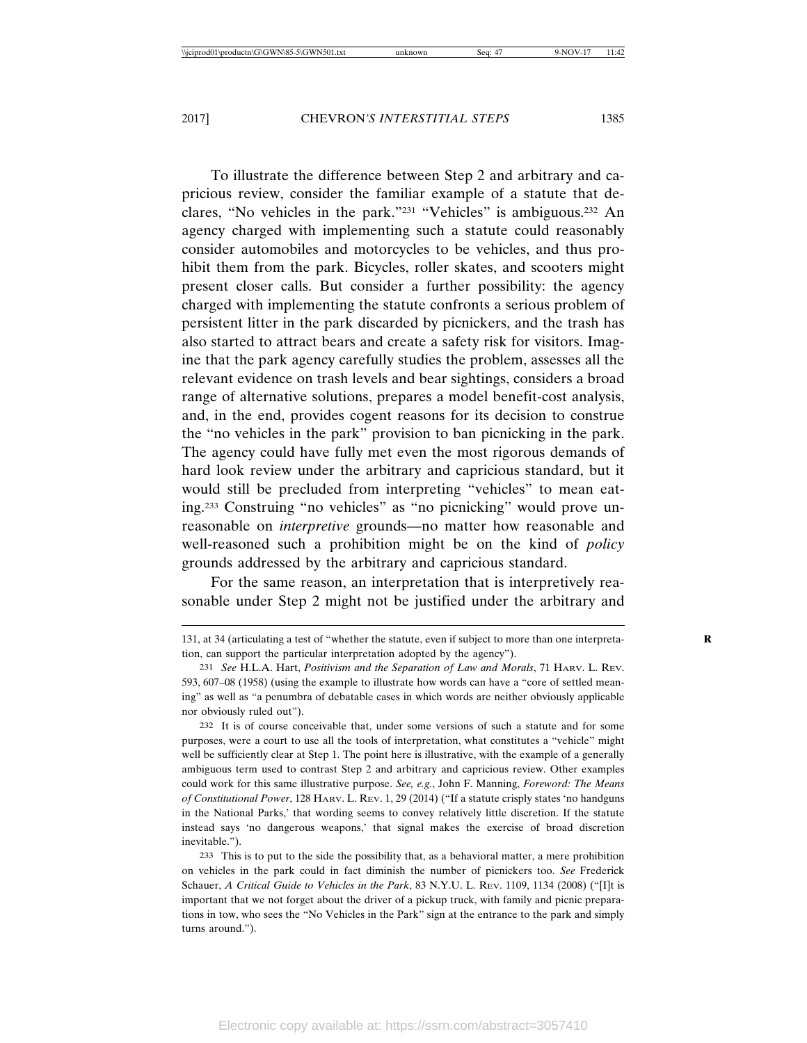To illustrate the difference between Step 2 and arbitrary and capricious review, consider the familiar example of a statute that declares, "No vehicles in the park."[231] "Vehicles" is ambiguous.[232] An agency charged with implementing such a statute could reasonably consider automobiles and motorcycles to be vehicles, and thus prohibit them from the park. Bicycles, roller skates, and scooters might present closer calls. But consider a further possibility: the agency charged with implementing the statute confronts a serious problem of persistent litter in the park discarded by picnickers, and the trash has also started to attract bears and create a safety risk for visitors. Imagine that the park agency carefully studies the problem, assesses all the relevant evidence on trash levels and bear sightings, considers a broad range of alternative solutions, prepares a model benefit-cost analysis, and, in the end, provides cogent reasons for its decision to construe the "no vehicles in the park" provision to ban picnicking in the park. The agency could have fully met even the most rigorous demands of hard look review under the arbitrary and capricious standard, but it would still be precluded from interpreting "vehicles" to mean eating.[233] Construing "no vehicles" as "no picnicking" would prove unreasonable on *interpretive* grounds—no matter how reasonable and well-reasoned such a prohibition might be on the kind of *policy* grounds addressed by the arbitrary and capricious standard.

For the same reason, an interpretation that is interpretively reasonable under Step 2 might not be justified under the arbitrary and

---

131, at 34 (articulating a test of "whether the statute, even if subject to more than one interpretation, can support the particular interpretation adopted by the agency").

231 *See* H.L.A. Hart, *Positivism and the Separation of Law and Morals*, 71 HARV. L. REV. 593, 607–08 (1958) (using the example to illustrate how words can have a "core of settled meaning" as well as "a penumbra of debatable cases in which words are neither obviously applicable nor obviously ruled out").

232 It is of course conceivable that, under some versions of such a statute and for some purposes, were a court to use all the tools of interpretation, what constitutes a "vehicle" might well be sufficiently clear at Step 1. The point here is illustrative, with the example of a generally ambiguous term used to contrast Step 2 and arbitrary and capricious review. Other examples could work for this same illustrative purpose. *See, e.g.*, John F. Manning, *Foreword: The Means of Constitutional Power*, 128 HARV. L. REV. 1, 29 (2014) ("If a statute crisply states 'no handguns in the National Parks,' that wording seems to convey relatively little discretion. If the statute instead says 'no dangerous weapons,' that signal makes the exercise of broad discretion inevitable.").

233 This is to put to the side the possibility that, as a behavioral matter, a mere prohibition on vehicles in the park could in fact diminish the number of picnickers too. *See* Frederick Schauer, *A Critical Guide to Vehicles in the Park*, 83 N.Y.U. L. REV. 1109, 1134 (2008) ("[I]t is important that we not forget about the driver of a pickup truck, with family and picnic preparations in tow, who sees the "No Vehicles in the Park" sign at the entrance to the park and simply turns around.").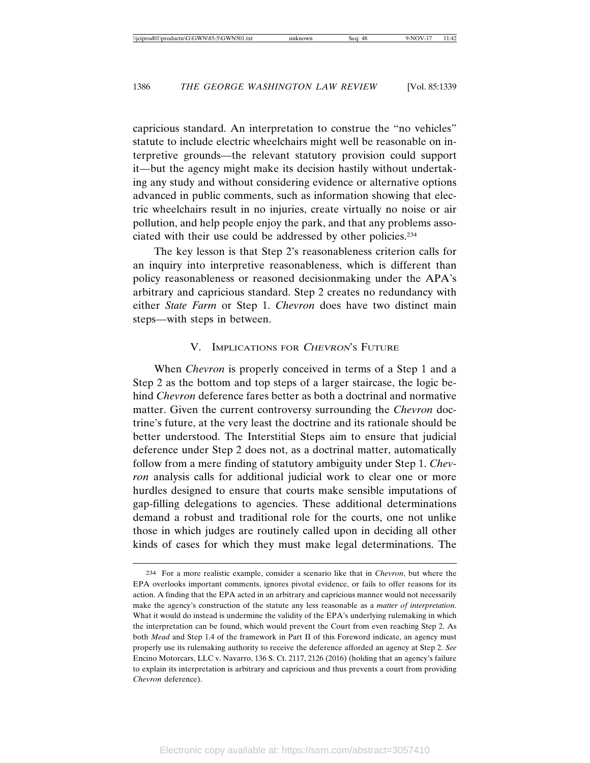capricious standard. An interpretation to construe the "no vehicles" statute to include electric wheelchairs might well be reasonable on interpretive grounds—the relevant statutory provision could support it—but the agency might make its decision hastily without undertaking any study and without considering evidence or alternative options advanced in public comments, such as information showing that electric wheelchairs result in no injuries, create virtually no noise or air pollution, and help people enjoy the park, and that any problems associated with their use could be addressed by other policies.[234]

The key lesson is that Step 2's reasonableness criterion calls for an inquiry into interpretive reasonableness, which is different than policy reasonableness or reasoned decisionmaking under the APA's arbitrary and capricious standard. Step 2 creates no redundancy with either *State Farm* or Step 1. *Chevron* does have two distinct main steps—with steps in between.

## V. Implications for *Chevron*'s Future

When *Chevron* is properly conceived in terms of a Step 1 and a Step 2 as the bottom and top steps of a larger staircase, the logic behind *Chevron* deference fares better as both a doctrinal and normative matter. Given the current controversy surrounding the *Chevron* doctrine's future, at the very least the doctrine and its rationale should be better understood. The Interstitial Steps aim to ensure that judicial deference under Step 2 does not, as a doctrinal matter, automatically follow from a mere finding of statutory ambiguity under Step 1. *Chevron* analysis calls for additional judicial work to clear one or more hurdles designed to ensure that courts make sensible imputations of gap-filling delegations to agencies. These additional determinations demand a robust and traditional role for the courts, one not unlike those in which judges are routinely called upon in deciding all other kinds of cases for which they must make legal determinations. The

---

234 For a more realistic example, consider a scenario like that in *Chevron*, but where the EPA overlooks important comments, ignores pivotal evidence, or fails to offer reasons for its action. A finding that the EPA acted in an arbitrary and capricious manner would not necessarily make the agency's construction of the statute any less reasonable as a *matter of interpretation*. What it would do instead is undermine the validity of the EPA's underlying rulemaking in which the interpretation can be found, which would prevent the Court from even reaching Step 2. As both *Mead* and Step 1.4 of the framework in Part II of this Foreword indicate, an agency must properly use its rulemaking authority to receive the deference afforded an agency at Step 2. *See* Encino Motorcars, LLC v. Navarro, 136 S. Ct. 2117, 2126 (2016) (holding that an agency's failure to explain its interpretation is arbitrary and capricious and thus prevents a court from providing *Chevron* deference).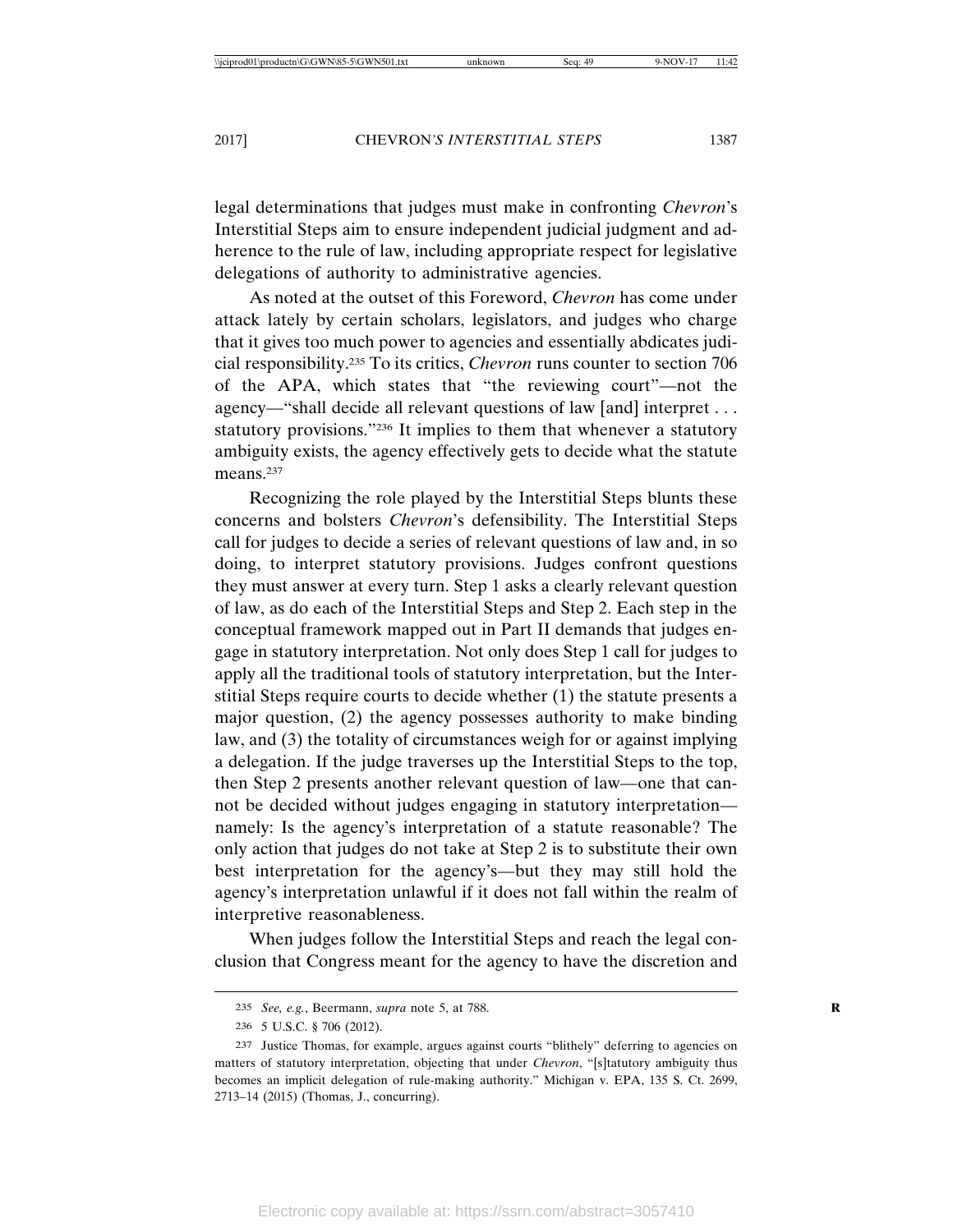legal determinations that judges must make in confronting *Chevron*'s Interstitial Steps aim to ensure independent judicial judgment and adherence to the rule of law, including appropriate respect for legislative delegations of authority to administrative agencies.

As noted at the outset of this Foreword, *Chevron* has come under attack lately by certain scholars, legislators, and judges who charge that it gives too much power to agencies and essentially abdicates judicial responsibility.[235] To its critics, *Chevron* runs counter to section 706 of the APA, which states that "the reviewing court"—not the agency—"shall decide all relevant questions of law [and] interpret . . . statutory provisions."[236] It implies to them that whenever a statutory ambiguity exists, the agency effectively gets to decide what the statute means.[237]

Recognizing the role played by the Interstitial Steps blunts these concerns and bolsters *Chevron*'s defensibility. The Interstitial Steps call for judges to decide a series of relevant questions of law and, in so doing, to interpret statutory provisions. Judges confront questions they must answer at every turn. Step 1 asks a clearly relevant question of law, as do each of the Interstitial Steps and Step 2. Each step in the conceptual framework mapped out in Part II demands that judges engage in statutory interpretation. Not only does Step 1 call for judges to apply all the traditional tools of statutory interpretation, but the Interstitial Steps require courts to decide whether (1) the statute presents a major question, (2) the agency possesses authority to make binding law, and (3) the totality of circumstances weigh for or against implying a delegation. If the judge traverses up the Interstitial Steps to the top, then Step 2 presents another relevant question of law—one that cannot be decided without judges engaging in statutory interpretation—namely: Is the agency's interpretation of a statute reasonable? The only action that judges do not take at Step 2 is to substitute their own best interpretation for the agency's—but they may still hold the agency's interpretation unlawful if it does not fall within the realm of interpretive reasonableness.

When judges follow the Interstitial Steps and reach the legal conclusion that Congress meant for the agency to have the discretion and

---

235 *See, e.g.*, Beermann, *supra* note 5, at 788.

236 5 U.S.C. § 706 (2012).

237 Justice Thomas, for example, argues against courts "blithely" deferring to agencies on matters of statutory interpretation, objecting that under *Chevron*, "[s]tatutory ambiguity thus becomes an implicit delegation of rule-making authority." Michigan v. EPA, 135 S. Ct. 2699, 2713–14 (2015) (Thomas, J., concurring).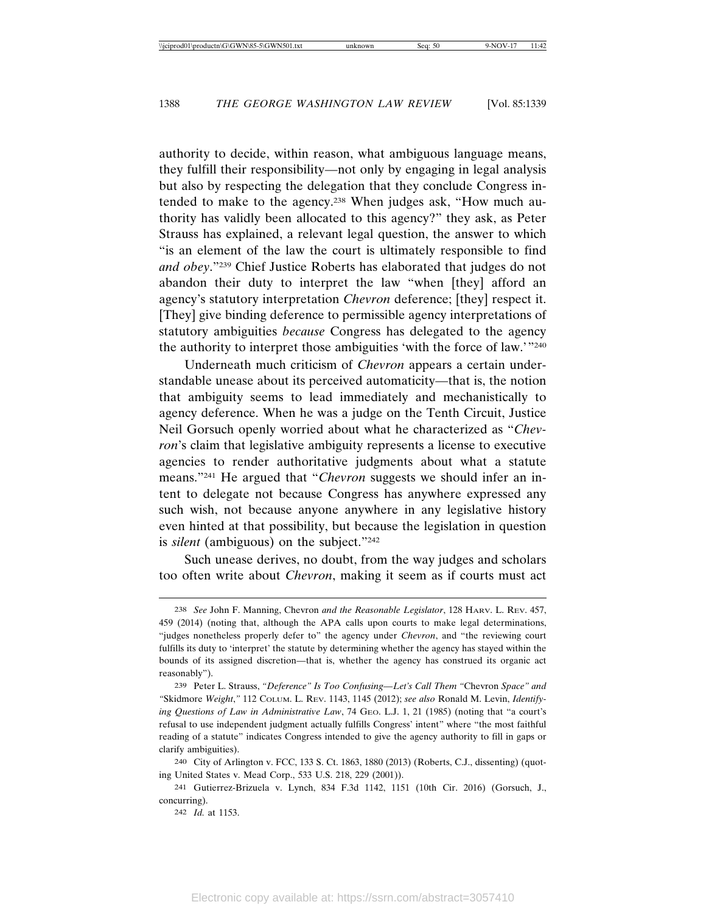authority to decide, within reason, what ambiguous language means, they fulfill their responsibility—not only by engaging in legal analysis but also by respecting the delegation that they conclude Congress intended to make to the agency.[238] When judges ask, "How much authority has validly been allocated to this agency?" they ask, as Peter Strauss has explained, a relevant legal question, the answer to which "is an element of the law the court is ultimately responsible to find *and obey*."[239] Chief Justice Roberts has elaborated that judges do not abandon their duty to interpret the law "when [they] afford an agency's statutory interpretation *Chevron* deference; [they] respect it. [They] give binding deference to permissible agency interpretations of statutory ambiguities *because* Congress has delegated to the agency the authority to interpret those ambiguities 'with the force of law.'"[240]

Underneath much criticism of *Chevron* appears a certain understandable unease about its perceived automaticity—that is, the notion that ambiguity seems to lead immediately and mechanistically to agency deference. When he was a judge on the Tenth Circuit, Justice Neil Gorsuch openly worried about what he characterized as "*Chevron*'s claim that legislative ambiguity represents a license to executive agencies to render authoritative judgments about what a statute means."[241] He argued that "*Chevron* suggests we should infer an intent to delegate not because Congress has anywhere expressed any such wish, not because anyone anywhere in any legislative history even hinted at that possibility, but because the legislation in question is *silent* (ambiguous) on the subject."[242]

Such unease derives, no doubt, from the way judges and scholars too often write about *Chevron*, making it seem as if courts must act

---

238 *See* John F. Manning, Chevron *and the Reasonable Legislator*, 128 HARV. L. REV. 457, 459 (2014) (noting that, although the APA calls upon courts to make legal determinations, "judges nonetheless properly defer to" the agency under *Chevron*, and "the reviewing court fulfills its duty to 'interpret' the statute by determining whether the agency has stayed within the bounds of its assigned discretion—that is, whether the agency has construed its organic act reasonably").

239 Peter L. Strauss, *"Deference" Is Too Confusing—Let's Call Them "*Chevron *Space" and "*Skidmore *Weight*,*"* 112 COLUM. L. REV. 1143, 1145 (2012); *see also* Ronald M. Levin, *Identifying Questions of Law in Administrative Law*, 74 GEO. L.J. 1, 21 (1985) (noting that "a court's refusal to use independent judgment actually fulfills Congress' intent" where "the most faithful reading of a statute" indicates Congress intended to give the agency authority to fill in gaps or clarify ambiguities).

240 City of Arlington v. FCC, 133 S. Ct. 1863, 1880 (2013) (Roberts, C.J., dissenting) (quoting United States v. Mead Corp., 533 U.S. 218, 229 (2001)).

241 Gutierrez-Brizuela v. Lynch, 834 F.3d 1142, 1151 (10th Cir. 2016) (Gorsuch, J., concurring).

242 *Id.* at 1153.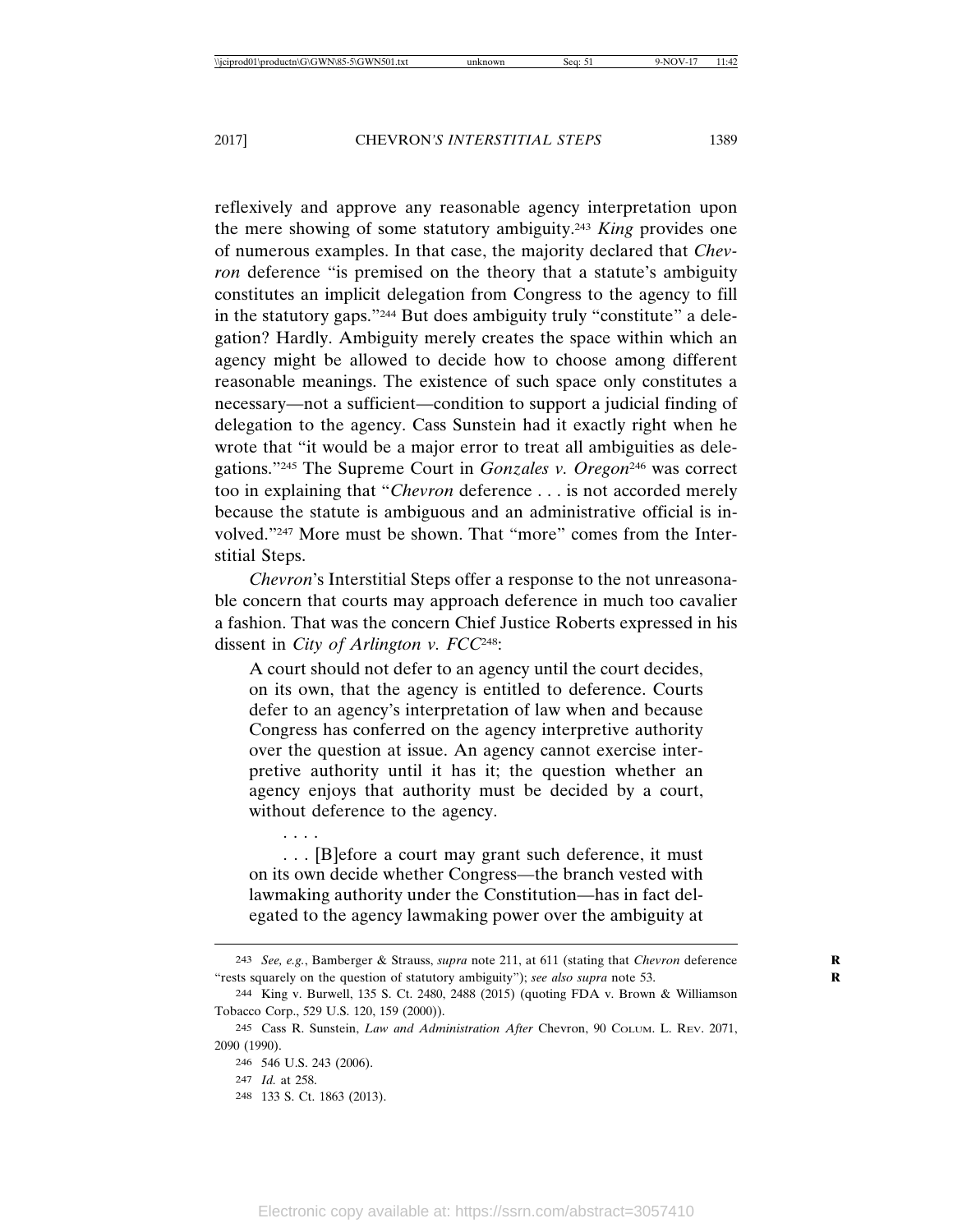reflexively and approve any reasonable agency interpretation upon the mere showing of some statutory ambiguity.[243] *King* provides one of numerous examples. In that case, the majority declared that *Chevron* deference "is premised on the theory that a statute's ambiguity constitutes an implicit delegation from Congress to the agency to fill in the statutory gaps."[244] But does ambiguity truly "constitute" a delegation? Hardly. Ambiguity merely creates the space within which an agency might be allowed to decide how to choose among different reasonable meanings. The existence of such space only constitutes a necessary—not a sufficient—condition to support a judicial finding of delegation to the agency. Cass Sunstein had it exactly right when he wrote that "it would be a major error to treat all ambiguities as delegations."[245] The Supreme Court in *Gonzales v. Oregon*[246] was correct too in explaining that "*Chevron* deference . . . is not accorded merely because the statute is ambiguous and an administrative official is involved."[247] More must be shown. That "more" comes from the Interstitial Steps.

*Chevron*'s Interstitial Steps offer a response to the not unreasonable concern that courts may approach deference in much too cavalier a fashion. That was the concern Chief Justice Roberts expressed in his dissent in *City of Arlington v. FCC*[248]:

> A court should not defer to an agency until the court decides, on its own, that the agency is entitled to deference. Courts defer to an agency's interpretation of law when and because Congress has conferred on the agency interpretive authority over the question at issue. An agency cannot exercise interpretive authority until it has it; the question whether an agency enjoys that authority must be decided by a court, without deference to the agency.
>
> . . . .
>
> . . . [B]efore a court may grant such deference, it must on its own decide whether Congress—the branch vested with lawmaking authority under the Constitution—has in fact delegated to the agency lawmaking power over the ambiguity at

---

[243] *See, e.g.*, Bamberger & Strauss, *supra* note 211, at 611 (stating that *Chevron* deference "rests squarely on the question of statutory ambiguity"); *see also supra* note 53.

[244] King v. Burwell, 135 S. Ct. 2480, 2488 (2015) (quoting FDA v. Brown & Williamson Tobacco Corp., 529 U.S. 120, 159 (2000)).

[245] Cass R. Sunstein, *Law and Administration After* Chevron, 90 COLUM. L. REV. 2071, 2090 (1990).

[246] 546 U.S. 243 (2006).

[247] *Id.* at 258.

[248] 133 S. Ct. 1863 (2013).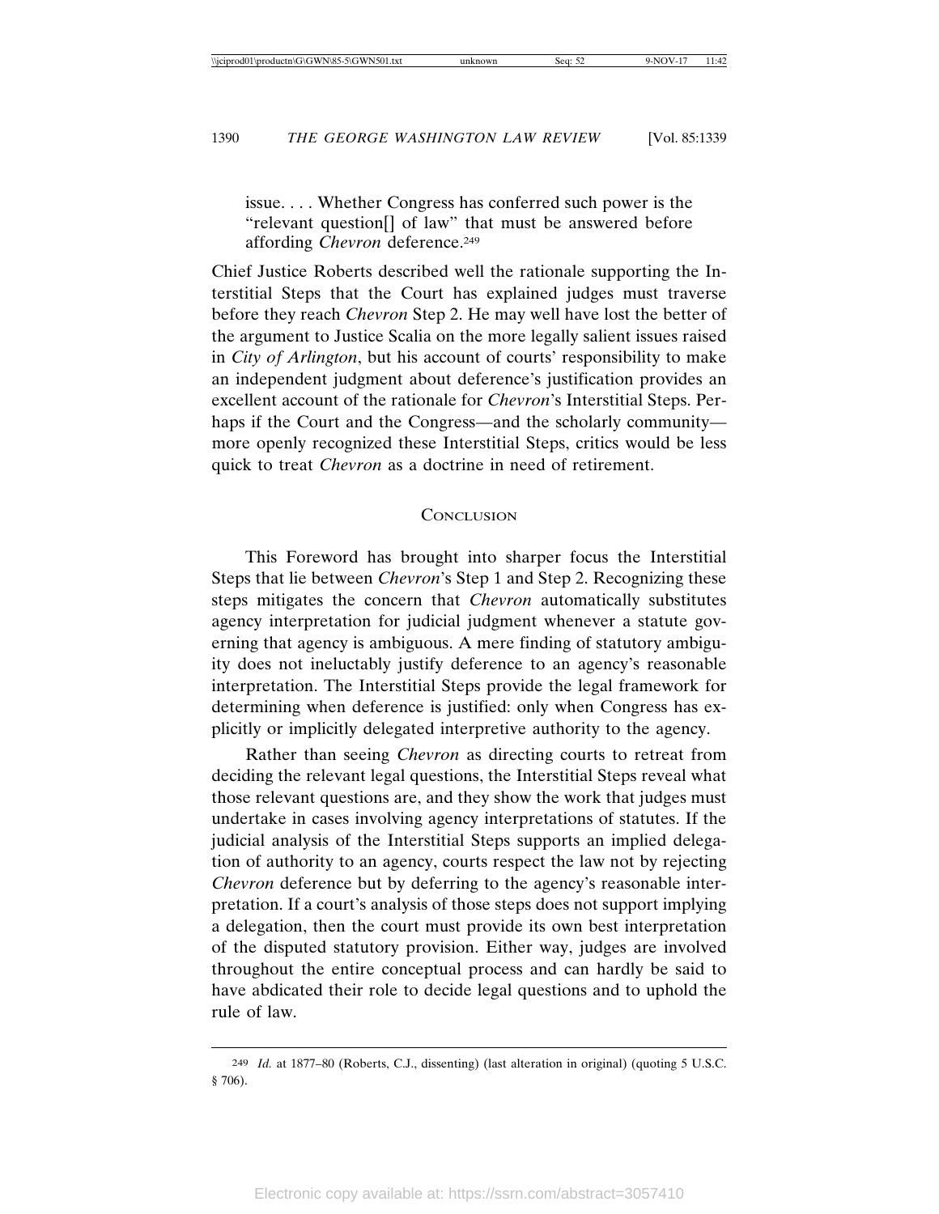> issue. . . . Whether Congress has conferred such power is the "relevant question[] of law" that must be answered before affording *Chevron* deference.[249]

Chief Justice Roberts described well the rationale supporting the Interstitial Steps that the Court has explained judges must traverse before they reach *Chevron* Step 2. He may well have lost the better of the argument to Justice Scalia on the more legally salient issues raised in *City of Arlington*, but his account of courts' responsibility to make an independent judgment about deference's justification provides an excellent account of the rationale for *Chevron*'s Interstitial Steps. Perhaps if the Court and the Congress—and the scholarly community—more openly recognized these Interstitial Steps, critics would be less quick to treat *Chevron* as a doctrine in need of retirement.

## Conclusion

This Foreword has brought into sharper focus the Interstitial Steps that lie between *Chevron*'s Step 1 and Step 2. Recognizing these steps mitigates the concern that *Chevron* automatically substitutes agency interpretation for judicial judgment whenever a statute governing that agency is ambiguous. A mere finding of statutory ambiguity does not ineluctably justify deference to an agency's reasonable interpretation. The Interstitial Steps provide the legal framework for determining when deference is justified: only when Congress has explicitly or implicitly delegated interpretive authority to the agency.

Rather than seeing *Chevron* as directing courts to retreat from deciding the relevant legal questions, the Interstitial Steps reveal what those relevant questions are, and they show the work that judges must undertake in cases involving agency interpretations of statutes. If the judicial analysis of the Interstitial Steps supports an implied delegation of authority to an agency, courts respect the law not by rejecting *Chevron* deference but by deferring to the agency's reasonable interpretation. If a court's analysis of those steps does not support implying a delegation, then the court must provide its own best interpretation of the disputed statutory provision. Either way, judges are involved throughout the entire conceptual process and can hardly be said to have abdicated their role to decide legal questions and to uphold the rule of law.

---

[249] *Id.* at 1877–80 (Roberts, C.J., dissenting) (last alteration in original) (quoting 5 U.S.C. § 706).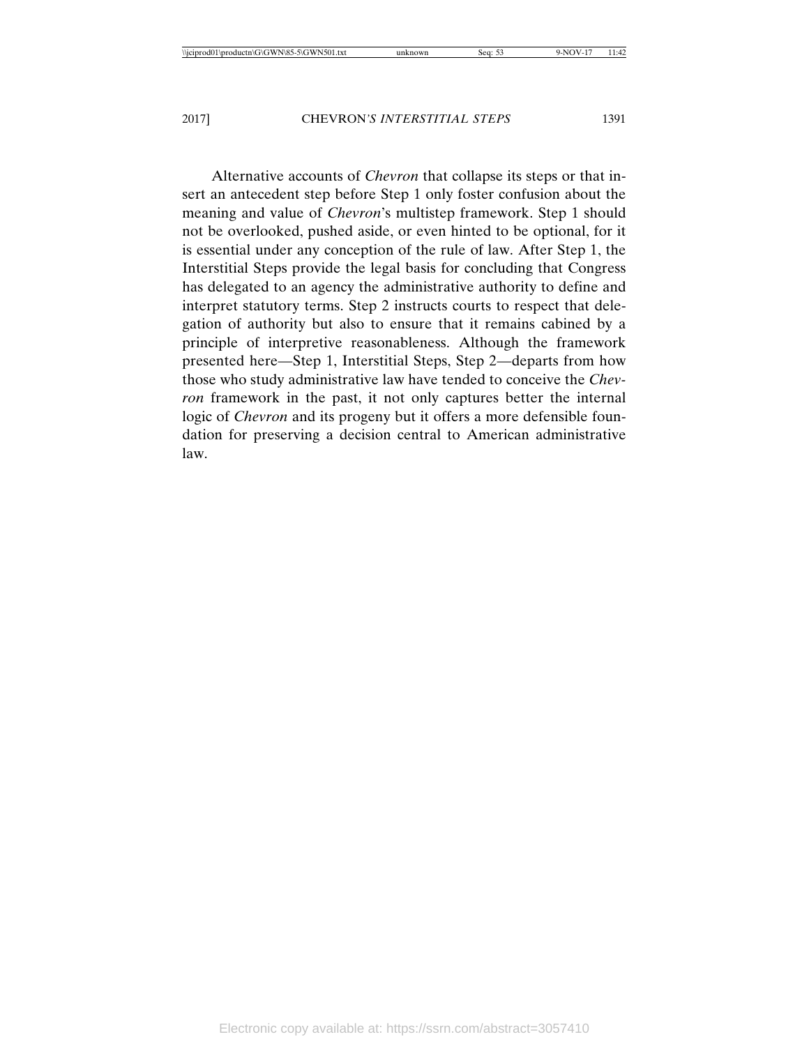Alternative accounts of *Chevron* that collapse its steps or that insert an antecedent step before Step 1 only foster confusion about the meaning and value of *Chevron*'s multistep framework. Step 1 should not be overlooked, pushed aside, or even hinted to be optional, for it is essential under any conception of the rule of law. After Step 1, the Interstitial Steps provide the legal basis for concluding that Congress has delegated to an agency the administrative authority to define and interpret statutory terms. Step 2 instructs courts to respect that delegation of authority but also to ensure that it remains cabined by a principle of interpretive reasonableness. Although the framework presented here—Step 1, Interstitial Steps, Step 2—departs from how those who study administrative law have tended to conceive the *Chevron* framework in the past, it not only captures better the internal logic of *Chevron* and its progeny but it offers a more defensible foundation for preserving a decision central to American administrative law.